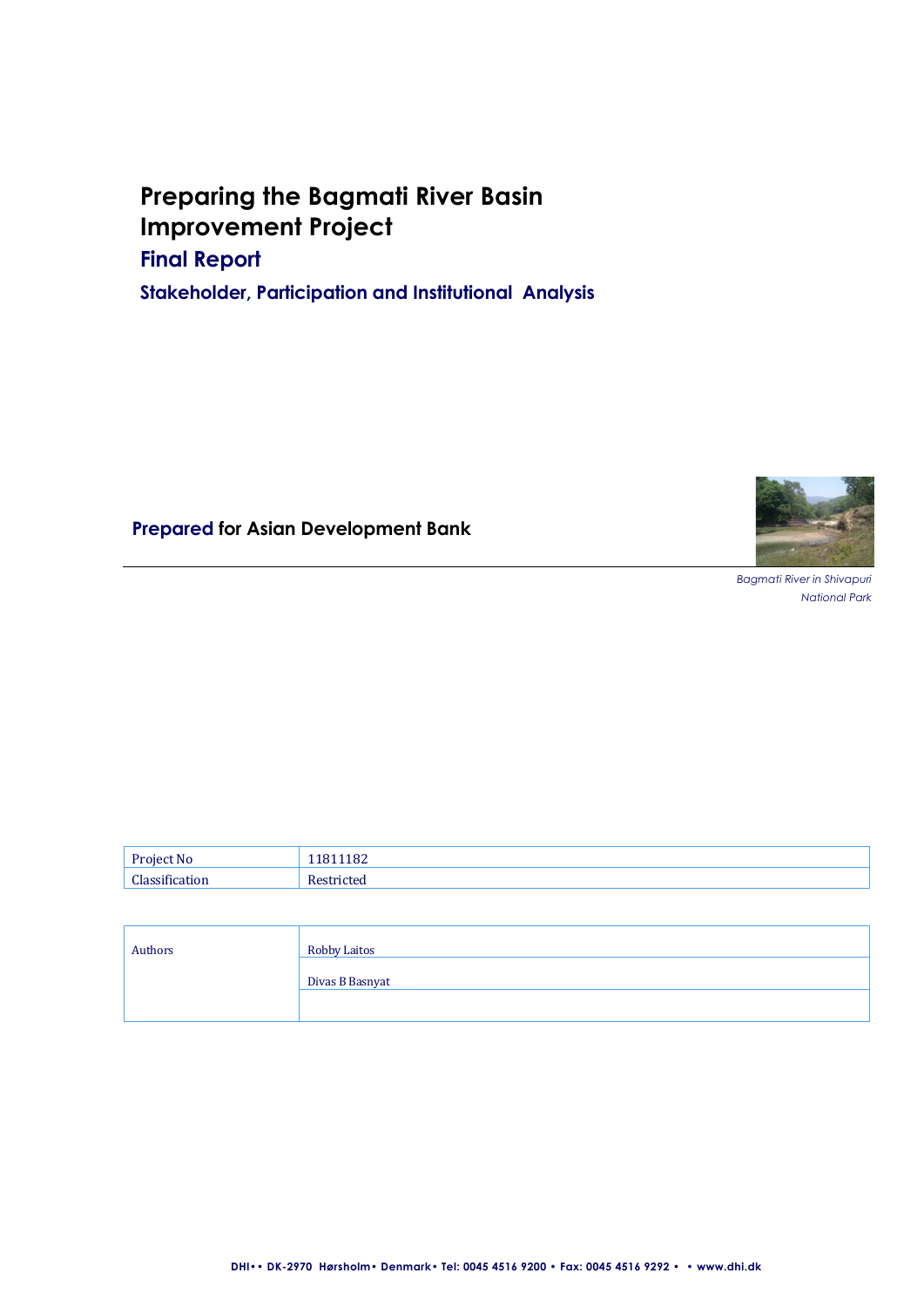# Preparing the Bagmati River Basin Improvement Project

## Final Report

### Stakeholder, Participation and Institutional Analysis

**Prepared for Asian Development Bank**

*Bagmati River in Shivapuri National Park*

| Project No | 11811182 |
| --- | --- |
| Classification | Restricted |

| Authors | Robby Laitos |
| --- | --- |
| | Divas B Basnyat |
| | |

DHI• • DK-2970 Hørsholm• Denmark• Tel: 0045 4516 9200 • Fax: 0045 4516 9292 • • www.dhi.dk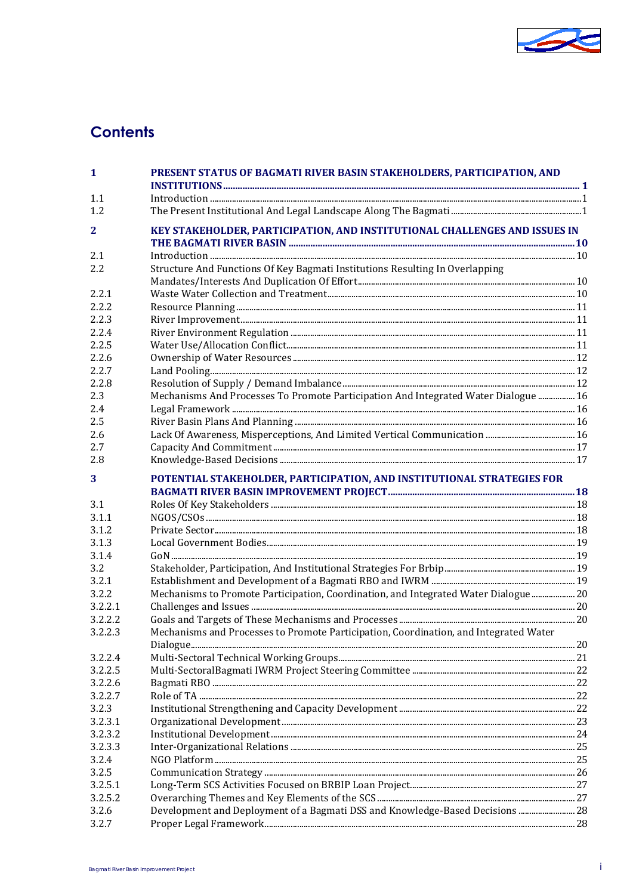# Contents

| | | |
|---|---|---|
| **1** | **PRESENT STATUS OF BAGMATI RIVER BASIN STAKEHOLDERS, PARTICIPATION, AND INSTITUTIONS** | **1** |
| 1.1 | Introduction | 1 |
| 1.2 | The Present Institutional And Legal Landscape Along The Bagmati | 1 |
| **2** | **KEY STAKEHOLDER, PARTICIPATION, AND INSTITUTIONAL CHALLENGES AND ISSUES IN THE BAGMATI RIVER BASIN** | **10** |
| 2.1 | Introduction | 10 |
| 2.2 | Structure And Functions Of Key Bagmati Institutions Resulting In Overlapping Mandates/Interests And Duplication Of Effort | 10 |
| 2.2.1 | Waste Water Collection and Treatment | 10 |
| 2.2.2 | Resource Planning | 11 |
| 2.2.3 | River Improvement | 11 |
| 2.2.4 | River Environment Regulation | 11 |
| 2.2.5 | Water Use/Allocation Conflict | 11 |
| 2.2.6 | Ownership of Water Resources | 12 |
| 2.2.7 | Land Pooling | 12 |
| 2.2.8 | Resolution of Supply / Demand Imbalance | 12 |
| 2.3 | Mechanisms And Processes To Promote Participation And Integrated Water Dialogue | 16 |
| 2.4 | Legal Framework | 16 |
| 2.5 | River Basin Plans And Planning | 16 |
| 2.6 | Lack Of Awareness, Misperceptions, And Limited Vertical Communication | 16 |
| 2.7 | Capacity And Commitment | 17 |
| 2.8 | Knowledge-Based Decisions | 17 |
| **3** | **POTENTIAL STAKEHOLDER, PARTICIPATION, AND INSTITUTIONAL STRATEGIES FOR BAGMATI RIVER BASIN IMPROVEMENT PROJECT** | **18** |
| 3.1 | Roles Of Key Stakeholders | 18 |
| 3.1.1 | NGOS/CSOs | 18 |
| 3.1.2 | Private Sector | 18 |
| 3.1.3 | Local Government Bodies | 19 |
| 3.1.4 | GoN | 19 |
| 3.2 | Stakeholder, Participation, And Institutional Strategies For Brbip | 19 |
| 3.2.1 | Establishment and Development of a Bagmati RBO and IWRM | 19 |
| 3.2.2 | Mechanisms to Promote Participation, Coordination, and Integrated Water Dialogue | 20 |
| 3.2.2.1 | Challenges and Issues | 20 |
| 3.2.2.2 | Goals and Targets of These Mechanisms and Processes | 20 |
| 3.2.2.3 | Mechanisms and Processes to Promote Participation, Coordination, and Integrated Water Dialogue | 20 |
| 3.2.2.4 | Multi-Sectoral Technical Working Groups | 21 |
| 3.2.2.5 | Multi-SectoralBagmati IWRM Project Steering Committee | 22 |
| 3.2.2.6 | Bagmati RBO | 22 |
| 3.2.2.7 | Role of TA | 22 |
| 3.2.3 | Institutional Strengthening and Capacity Development | 22 |
| 3.2.3.1 | Organizational Development | 23 |
| 3.2.3.2 | Institutional Development | 24 |
| 3.2.3.3 | Inter-Organizational Relations | 25 |
| 3.2.4 | NGO Platform | 25 |
| 3.2.5 | Communication Strategy | 26 |
| 3.2.5.1 | Long-Term SCS Activities Focused on BRBIP Loan Project | 27 |
| 3.2.5.2 | Overarching Themes and Key Elements of the SCS | 27 |
| 3.2.6 | Development and Deployment of a Bagmati DSS and Knowledge-Based Decisions | 28 |
| 3.2.7 | Proper Legal Framework | 28 |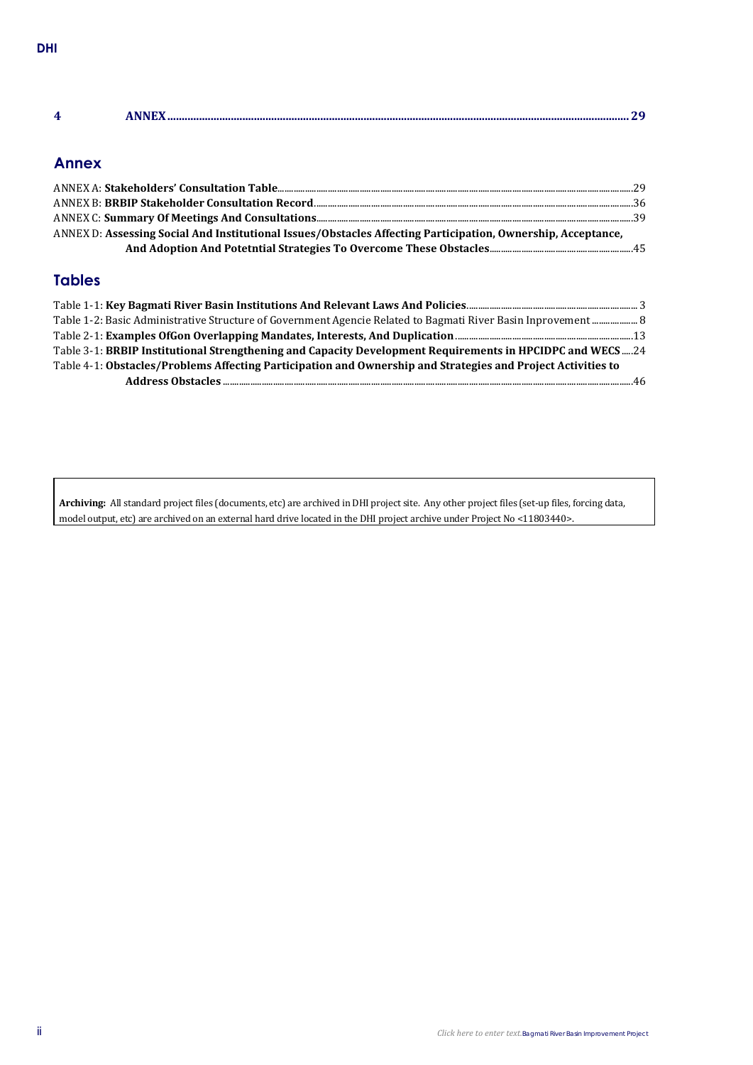**4 ANNEX** .......... **29**

## Annex

ANNEX A: **Stakeholders' Consultation Table** .......... 29
ANNEX B: **BRBIP Stakeholder Consultation Record** .......... 36
ANNEX C: **Summary Of Meetings And Consultations** .......... 39
ANNEX D: **Assessing Social And Institutional Issues/Obstacles Affecting Participation, Ownership, Acceptance, And Adoption And Potetntial Strategies To Overcome These Obstacles** .......... 45

## Tables

Table 1-1: **Key Bagmati River Basin Institutions And Relevant Laws And Policies** .......... 3
Table 1-2: Basic Administrative Structure of Government Agencie Related to Bagmati River Basin Inprovement .......... 8
Table 2-1: **Examples OfGon Overlapping Mandates, Interests, And Duplication** .......... 13
Table 3-1: **BRBIP Institutional Strengthening and Capacity Development Requirements in HPCIDPC and WECS** .......... 24
Table 4-1: **Obstacles/Problems Affecting Participation and Ownership and Strategies and Project Activities to Address Obstacles** .......... 46

**Archiving:** All standard project files (documents, etc) are archived in DHI project site. Any other project files (set-up files, forcing data, model output, etc) are archived on an external hard drive located in the DHI project archive under Project No <11803440>.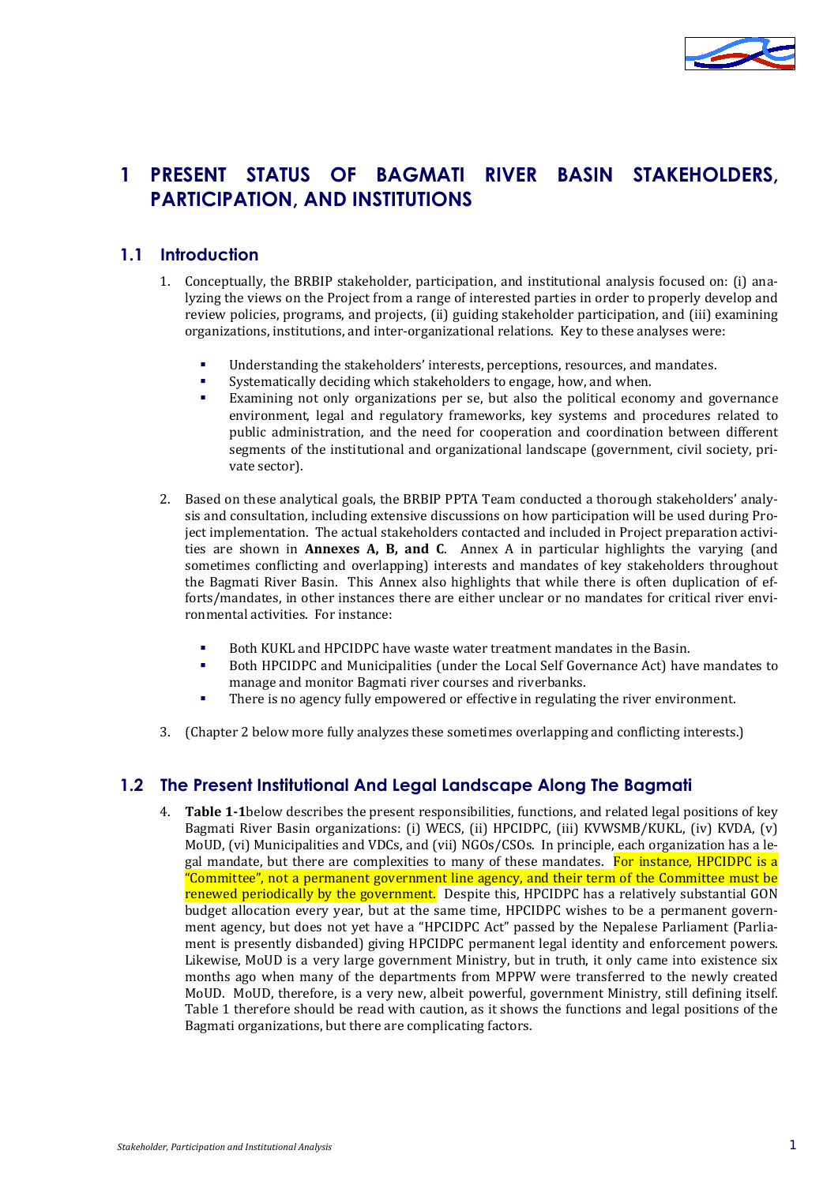# 1 PRESENT STATUS OF BAGMATI RIVER BASIN STAKEHOLDERS, PARTICIPATION, AND INSTITUTIONS

## 1.1 Introduction

1. Conceptually, the BRBIP stakeholder, participation, and institutional analysis focused on: (i) analyzing the views on the Project from a range of interested parties in order to properly develop and review policies, programs, and projects, (ii) guiding stakeholder participation, and (iii) examining organizations, institutions, and inter-organizational relations. Key to these analyses were:

   - Understanding the stakeholders' interests, perceptions, resources, and mandates.
   - Systematically deciding which stakeholders to engage, how, and when.
   - Examining not only organizations per se, but also the political economy and governance environment, legal and regulatory frameworks, key systems and procedures related to public administration, and the need for cooperation and coordination between different segments of the institutional and organizational landscape (government, civil society, private sector).

2. Based on these analytical goals, the BRBIP PPTA Team conducted a thorough stakeholders' analysis and consultation, including extensive discussions on how participation will be used during Project implementation. The actual stakeholders contacted and included in Project preparation activities are shown in **Annexes A, B, and C**. Annex A in particular highlights the varying (and sometimes conflicting and overlapping) interests and mandates of key stakeholders throughout the Bagmati River Basin. This Annex also highlights that while there is often duplication of efforts/mandates, in other instances there are either unclear or no mandates for critical river environmental activities. For instance:

   - Both KUKL and HPCIDPC have waste water treatment mandates in the Basin.
   - Both HPCIDPC and Municipalities (under the Local Self Governance Act) have mandates to manage and monitor Bagmati river courses and riverbanks.
   - There is no agency fully empowered or effective in regulating the river environment.

3. (Chapter 2 below more fully analyzes these sometimes overlapping and conflicting interests.)

## 1.2 The Present Institutional And Legal Landscape Along The Bagmati

4. **Table 1-1**below describes the present responsibilities, functions, and related legal positions of key Bagmati River Basin organizations: (i) WECS, (ii) HPCIDPC, (iii) KVWSMB/KUKL, (iv) KVDA, (v) MoUD, (vi) Municipalities and VDCs, and (vii) NGOs/CSOs. In principle, each organization has a legal mandate, but there are complexities to many of these mandates. For instance, HPCIDPC is a "Committee", not a permanent government line agency, and their term of the Committee must be renewed periodically by the government. Despite this, HPCIDPC has a relatively substantial GON budget allocation every year, but at the same time, HPCIDPC wishes to be a permanent government agency, but does not yet have a "HPCIDPC Act" passed by the Nepalese Parliament (Parliament is presently disbanded) giving HPCIDPC permanent legal identity and enforcement powers. Likewise, MoUD is a very large government Ministry, but in truth, it only came into existence six months ago when many of the departments from MPPW were transferred to the newly created MoUD. MoUD, therefore, is a very new, albeit powerful, government Ministry, still defining itself. Table 1 therefore should be read with caution, as it shows the functions and legal positions of the Bagmati organizations, but there are complicating factors.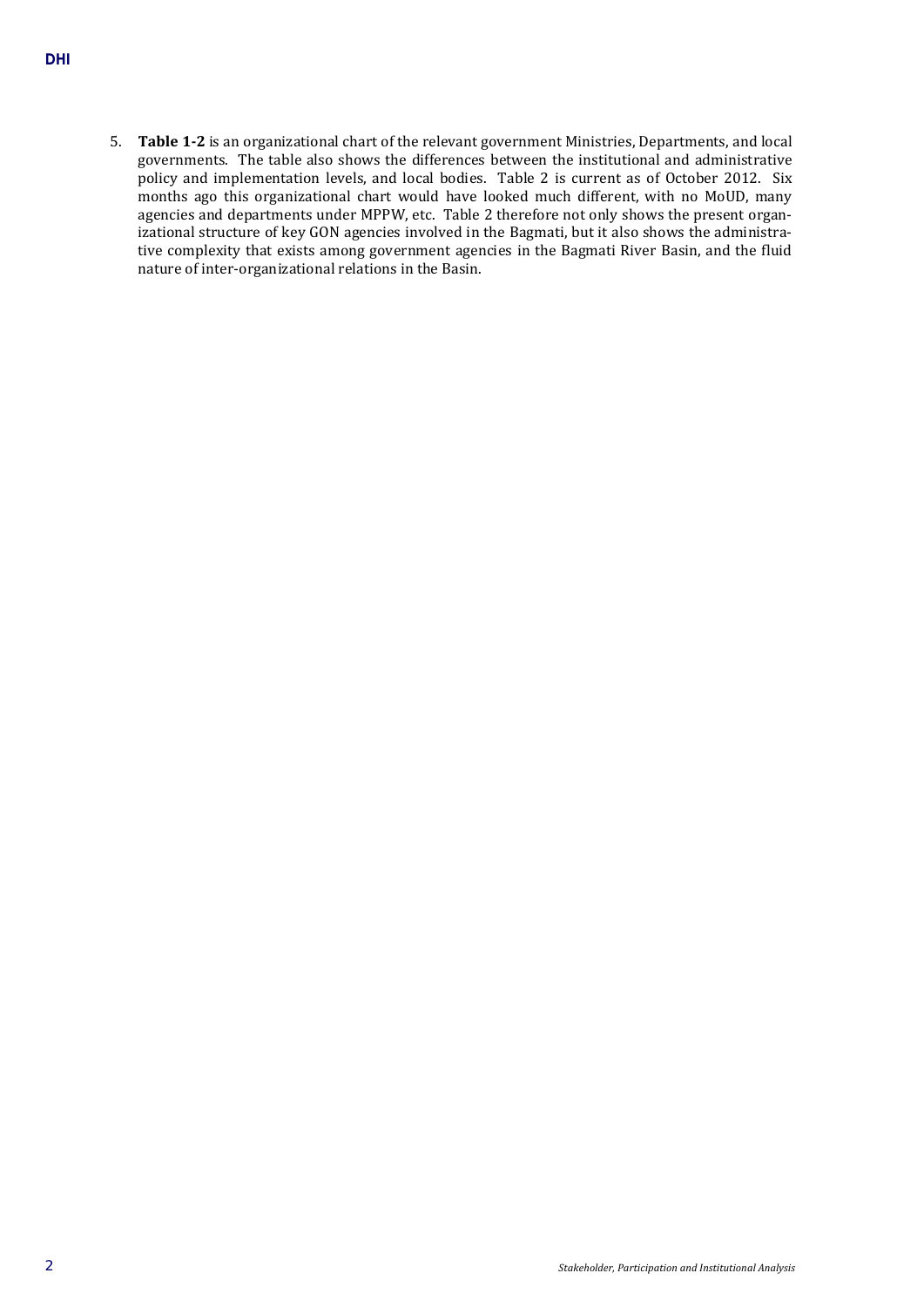5. **Table 1-2** is an organizational chart of the relevant government Ministries, Departments, and local governments. The table also shows the differences between the institutional and administrative policy and implementation levels, and local bodies. Table 2 is current as of October 2012. Six months ago this organizational chart would have looked much different, with no MoUD, many agencies and departments under MPPW, etc. Table 2 therefore not only shows the present organizational structure of key GON agencies involved in the Bagmati, but it also shows the administrative complexity that exists among government agencies in the Bagmati River Basin, and the fluid nature of inter-organizational relations in the Basin.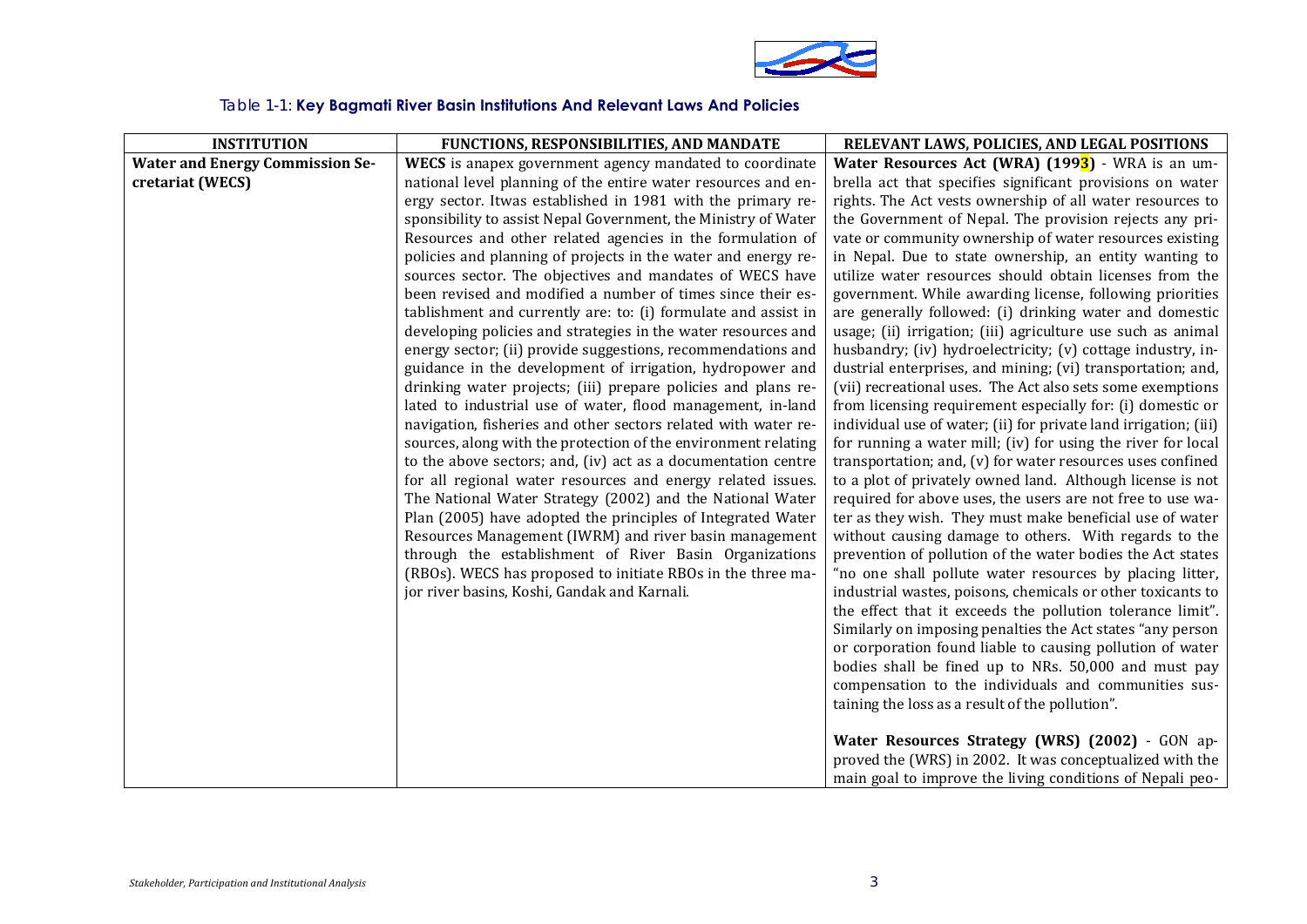Table 1-1: **Key Bagmati River Basin Institutions And Relevant Laws And Policies**

| INSTITUTION | FUNCTIONS, RESPONSIBILITIES, AND MANDATE | RELEVANT LAWS, POLICIES, AND LEGAL POSITIONS |
|---|---|---|
| **Water and Energy Commission Secretariat (WECS)** | **WECS** is anapex government agency mandated to coordinate national level planning of the entire water resources and energy sector. Itwas established in 1981 with the primary responsibility to assist Nepal Government, the Ministry of Water Resources and other related agencies in the formulation of policies and planning of projects in the water and energy resources sector. The objectives and mandates of WECS have been revised and modified a number of times since their establishment and currently are: to: (i) formulate and assist in developing policies and strategies in the water resources and energy sector; (ii) provide suggestions, recommendations and guidance in the development of irrigation, hydropower and drinking water projects; (iii) prepare policies and plans related to industrial use of water, flood management, in-land navigation, fisheries and other sectors related with water resources, along with the protection of the environment relating to the above sectors; and, (iv) act as a documentation centre for all regional water resources and energy related issues. The National Water Strategy (2002) and the National Water Plan (2005) have adopted the principles of Integrated Water Resources Management (IWRM) and river basin management through the establishment of River Basin Organizations (RBOs). WECS has proposed to initiate RBOs in the three major river basins, Koshi, Gandak and Karnali. | **Water Resources Act (WRA) (1993)** - WRA is an umbrella act that specifies significant provisions on water rights. The Act vests ownership of all water resources to the Government of Nepal. The provision rejects any private or community ownership of water resources existing in Nepal. Due to state ownership, an entity wanting to utilize water resources should obtain licenses from the government. While awarding license, following priorities are generally followed: (i) drinking water and domestic usage; (ii) irrigation; (iii) agriculture use such as animal husbandry; (iv) hydroelectricity; (v) cottage industry, industrial enterprises, and mining; (vi) transportation; and, (vii) recreational uses. The Act also sets some exemptions from licensing requirement especially for: (i) domestic or individual use of water; (ii) for private land irrigation; (iii) for running a water mill; (iv) for using the river for local transportation; and, (v) for water resources uses confined to a plot of privately owned land. Although license is not required for above uses, the users are not free to use water as they wish. They must make beneficial use of water without causing damage to others. With regards to the prevention of pollution of the water bodies the Act states "no one shall pollute water resources by placing litter, industrial wastes, poisons, chemicals or other toxicants to the effect that it exceeds the pollution tolerance limit". Similarly on imposing penalties the Act states "any person or corporation found liable to causing pollution of water bodies shall be fined up to NRs. 50,000 and must pay compensation to the individuals and communities sustaining the loss as a result of the pollution".<br><br>**Water Resources Strategy (WRS) (2002)** - GON approved the (WRS) in 2002. It was conceptualized with the main goal to improve the living conditions of Nepali peo- |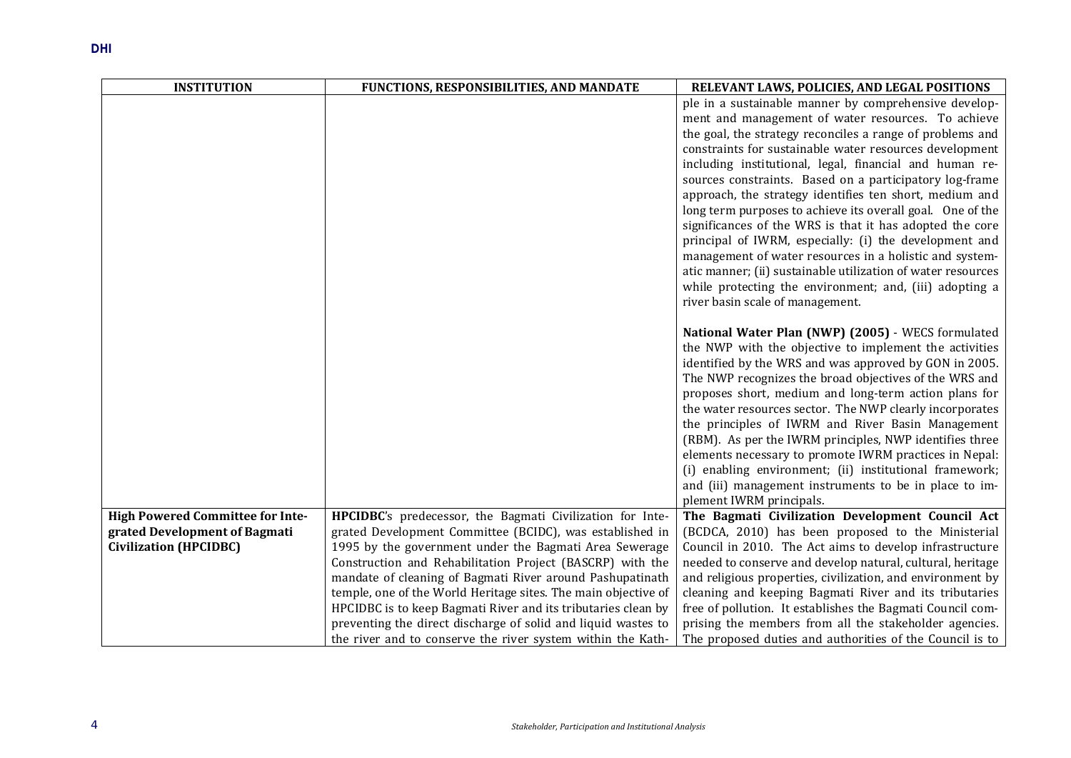| INSTITUTION | FUNCTIONS, RESPONSIBILITIES, AND MANDATE | RELEVANT LAWS, POLICIES, AND LEGAL POSITIONS |
| --- | --- | --- |
| | | ple in a sustainable manner by comprehensive development and management of water resources. To achieve the goal, the strategy reconciles a range of problems and constraints for sustainable water resources development including institutional, legal, financial and human resources constraints. Based on a participatory log-frame approach, the strategy identifies ten short, medium and long term purposes to achieve its overall goal. One of the significances of the WRS is that it has adopted the core principal of IWRM, especially: (i) the development and management of water resources in a holistic and systematic manner; (ii) sustainable utilization of water resources while protecting the environment; and, (iii) adopting a river basin scale of management.<br><br>**National Water Plan (NWP) (2005)** - WECS formulated the NWP with the objective to implement the activities identified by the WRS and was approved by GON in 2005. The NWP recognizes the broad objectives of the WRS and proposes short, medium and long-term action plans for the water resources sector. The NWP clearly incorporates the principles of IWRM and River Basin Management (RBM). As per the IWRM principles, NWP identifies three elements necessary to promote IWRM practices in Nepal: (i) enabling environment; (ii) institutional framework; and (iii) management instruments to be in place to implement IWRM principals. |
| **High Powered Committee for Integrated Development of Bagmati Civilization (HPCIDBC)** | **HPCIDBC**'s predecessor, the Bagmati Civilization for Integrated Development Committee (BCIDC), was established in 1995 by the government under the Bagmati Area Sewerage Construction and Rehabilitation Project (BASCRP) with the mandate of cleaning of Bagmati River around Pashupatinath temple, one of the World Heritage sites. The main objective of HPCIDBC is to keep Bagmati River and its tributaries clean by preventing the direct discharge of solid and liquid wastes to the river and to conserve the river system within the Kath- | **The Bagmati Civilization Development Council Act** (BCDCA, 2010) has been proposed to the Ministerial Council in 2010. The Act aims to develop infrastructure needed to conserve and develop natural, cultural, heritage and religious properties, civilization, and environment by cleaning and keeping Bagmati River and its tributaries free of pollution. It establishes the Bagmati Council comprising the members from all the stakeholder agencies. The proposed duties and authorities of the Council is to |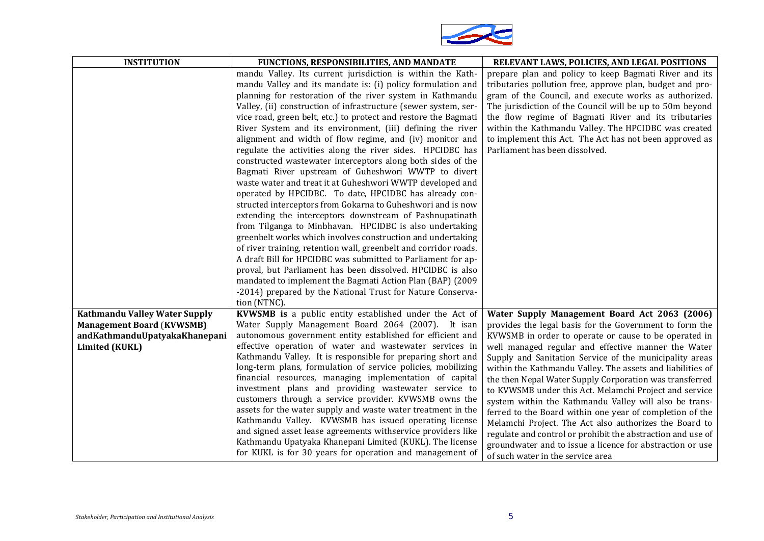| INSTITUTION | FUNCTIONS, RESPONSIBILITIES, AND MANDATE | RELEVANT LAWS, POLICIES, AND LEGAL POSITIONS |
|---|---|---|
| | mandu Valley. Its current jurisdiction is within the Kathmandu Valley and its mandate is: (i) policy formulation and planning for restoration of the river system in Kathmandu Valley, (ii) construction of infrastructure (sewer system, service road, green belt, etc.) to protect and restore the Bagmati River System and its environment, (iii) defining the river alignment and width of flow regime, and (iv) monitor and regulate the activities along the river sides. HPCIDBC has constructed wastewater interceptors along both sides of the Bagmati River upstream of Guheshwori WWTP to divert waste water and treat it at Guheshwori WWTP developed and operated by HPCIDBC. To date, HPCIDBC has already constructed interceptors from Gokarna to Guheshwori and is now extending the interceptors downstream of Pashnupatinath from Tilganga to Minbhavan. HPCIDBC is also undertaking greenbelt works which involves construction and undertaking of river training, retention wall, greenbelt and corridor roads. A draft Bill for HPCIDBC was submitted to Parliament for approval, but Parliament has been dissolved. HPCIDBC is also mandated to implement the Bagmati Action Plan (BAP) (2009 -2014) prepared by the National Trust for Nature Conservation (NTNC). | prepare plan and policy to keep Bagmati River and its tributaries pollution free, approve plan, budget and program of the Council, and execute works as authorized. The jurisdiction of the Council will be up to 50m beyond the flow regime of Bagmati River and its tributaries within the Kathmandu Valley. The HPCIDBC was created to implement this Act. The Act has not been approved as Parliament has been dissolved. |
| **Kathmandu Valley Water Supply Management Board (KVWSMB) andKathmanduUpatyakaKhanepani Limited (KUKL)** | **KVWSMB is** a public entity established under the Act of Water Supply Management Board 2064 (2007). It isan autonomous government entity established for efficient and effective operation of water and wastewater services in Kathmandu Valley. It is responsible for preparing short and long-term plans, formulation of service policies, mobilizing financial resources, managing implementation of capital investment plans and providing wastewater service to customers through a service provider. KVWSMB owns the assets for the water supply and waste water treatment in the Kathmandu Valley. KVWSMB has issued operating license and signed asset lease agreements withservice providers like Kathmandu Upatyaka Khanepani Limited (KUKL). The license for KUKL is for 30 years for operation and management of | **Water Supply Management Board Act 2063 (2006)** provides the legal basis for the Government to form the KVWSMB in order to operate or cause to be operated in well managed regular and effective manner the Water Supply and Sanitation Service of the municipality areas within the Kathmandu Valley. The assets and liabilities of the then Nepal Water Supply Corporation was transferred to KVWSMB under this Act. Melamchi Project and service system within the Kathmandu Valley will also be transferred to the Board within one year of completion of the Melamchi Project. The Act also authorizes the Board to regulate and control or prohibit the abstraction and use of groundwater and to issue a licence for abstraction or use of such water in the service area |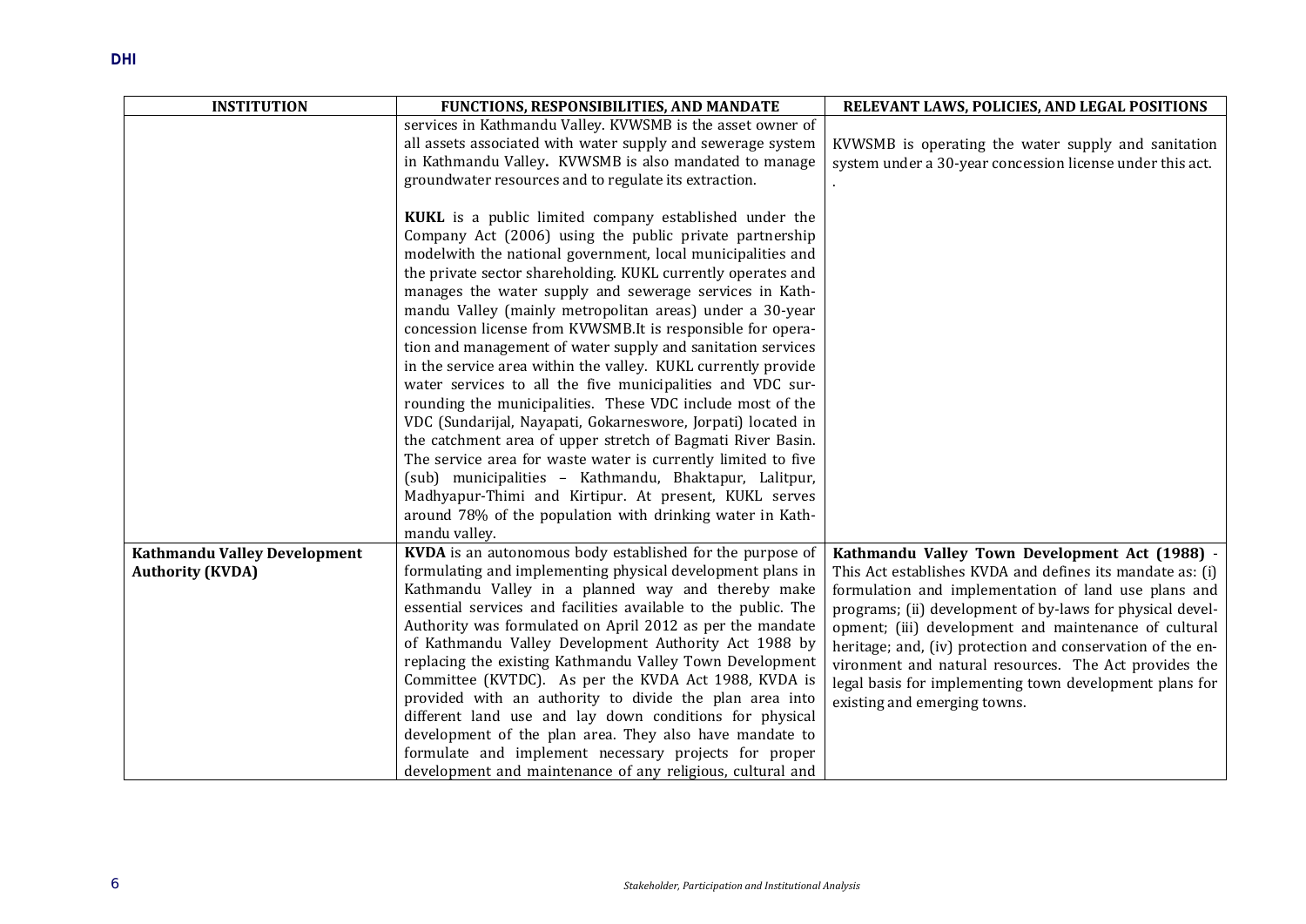| INSTITUTION | FUNCTIONS, RESPONSIBILITIES, AND MANDATE | RELEVANT LAWS, POLICIES, AND LEGAL POSITIONS |
|---|---|---|
| | services in Kathmandu Valley. KVWSMB is the asset owner of all assets associated with water supply and sewerage system in Kathmandu Valley**.** KVWSMB is also mandated to manage groundwater resources and to regulate its extraction.<br><br>**KUKL** is a public limited company established under the Company Act (2006) using the public private partnership modelwith the national government, local municipalities and the private sector shareholding. KUKL currently operates and manages the water supply and sewerage services in Kathmandu Valley (mainly metropolitan areas) under a 30-year concession license from KVWSMB.It is responsible for operation and management of water supply and sanitation services in the service area within the valley. KUKL currently provide water services to all the five municipalities and VDC surrounding the municipalities. These VDC include most of the VDC (Sundarijal, Nayapati, Gokarneswore, Jorpati) located in the catchment area of upper stretch of Bagmati River Basin. The service area for waste water is currently limited to five (sub) municipalities – Kathmandu, Bhaktapur, Lalitpur, Madhyapur-Thimi and Kirtipur. At present, KUKL serves around 78% of the population with drinking water in Kathmandu valley. | KVWSMB is operating the water supply and sanitation system under a 30-year concession license under this act.<br>. |
| **Kathmandu Valley Development Authority (KVDA)** | **KVDA** is an autonomous body established for the purpose of formulating and implementing physical development plans in Kathmandu Valley in a planned way and thereby make essential services and facilities available to the public. The Authority was formulated on April 2012 as per the mandate of Kathmandu Valley Development Authority Act 1988 by replacing the existing Kathmandu Valley Town Development Committee (KVTDC). As per the KVDA Act 1988, KVDA is provided with an authority to divide the plan area into different land use and lay down conditions for physical development of the plan area. They also have mandate to formulate and implement necessary projects for proper development and maintenance of any religious, cultural and | **Kathmandu Valley Town Development Act (1988)** - This Act establishes KVDA and defines its mandate as: (i) formulation and implementation of land use plans and programs; (ii) development of by-laws for physical development; (iii) development and maintenance of cultural heritage; and, (iv) protection and conservation of the environment and natural resources. The Act provides the legal basis for implementing town development plans for existing and emerging towns. |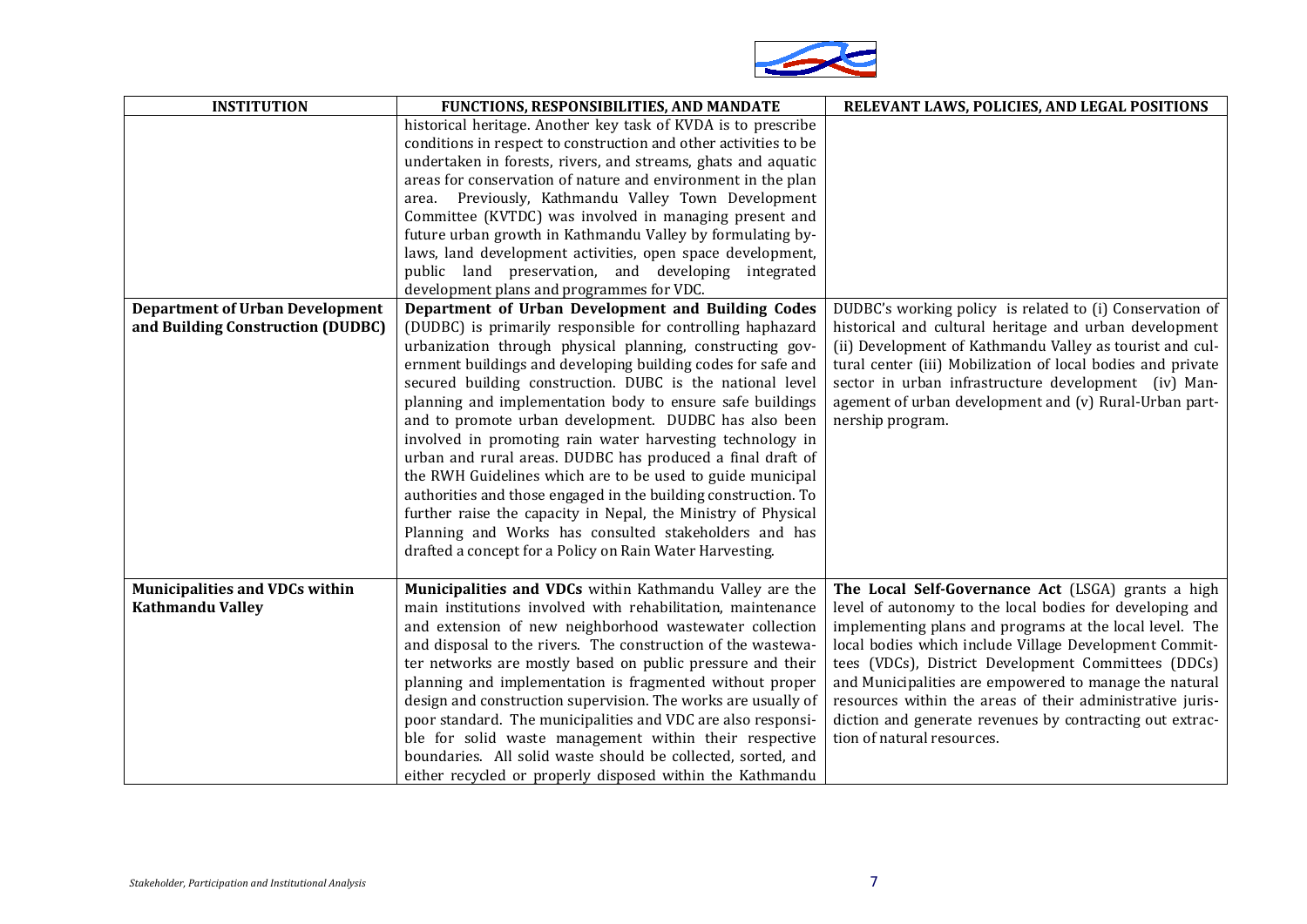| INSTITUTION | FUNCTIONS, RESPONSIBILITIES, AND MANDATE | RELEVANT LAWS, POLICIES, AND LEGAL POSITIONS |
|---|---|---|
| | historical heritage. Another key task of KVDA is to prescribe conditions in respect to construction and other activities to be undertaken in forests, rivers, and streams, ghats and aquatic areas for conservation of nature and environment in the plan area. Previously, Kathmandu Valley Town Development Committee (KVTDC) was involved in managing present and future urban growth in Kathmandu Valley by formulating by-laws, land development activities, open space development, public land preservation, and developing integrated development plans and programmes for VDC. | |
| **Department of Urban Development and Building Construction (DUDBC)** | **Department of Urban Development and Building Codes** (DUDBC) is primarily responsible for controlling haphazard urbanization through physical planning, constructing government buildings and developing building codes for safe and secured building construction. DUBC is the national level planning and implementation body to ensure safe buildings and to promote urban development. DUDBC has also been involved in promoting rain water harvesting technology in urban and rural areas. DUDBC has produced a final draft of the RWH Guidelines which are to be used to guide municipal authorities and those engaged in the building construction. To further raise the capacity in Nepal, the Ministry of Physical Planning and Works has consulted stakeholders and has drafted a concept for a Policy on Rain Water Harvesting. | DUDBC's working policy is related to (i) Conservation of historical and cultural heritage and urban development (ii) Development of Kathmandu Valley as tourist and cultural center (iii) Mobilization of local bodies and private sector in urban infrastructure development (iv) Management of urban development and (v) Rural-Urban partnership program. |
| **Municipalities and VDCs within Kathmandu Valley** | **Municipalities and VDCs** within Kathmandu Valley are the main institutions involved with rehabilitation, maintenance and extension of new neighborhood wastewater collection and disposal to the rivers. The construction of the wastewater networks are mostly based on public pressure and their planning and implementation is fragmented without proper design and construction supervision. The works are usually of poor standard. The municipalities and VDC are also responsible for solid waste management within their respective boundaries. All solid waste should be collected, sorted, and either recycled or properly disposed within the Kathmandu | **The Local Self-Governance Act** (LSGA) grants a high level of autonomy to the local bodies for developing and implementing plans and programs at the local level. The local bodies which include Village Development Committees (VDCs), District Development Committees (DDCs) and Municipalities are empowered to manage the natural resources within the areas of their administrative jurisdiction and generate revenues by contracting out extraction of natural resources. |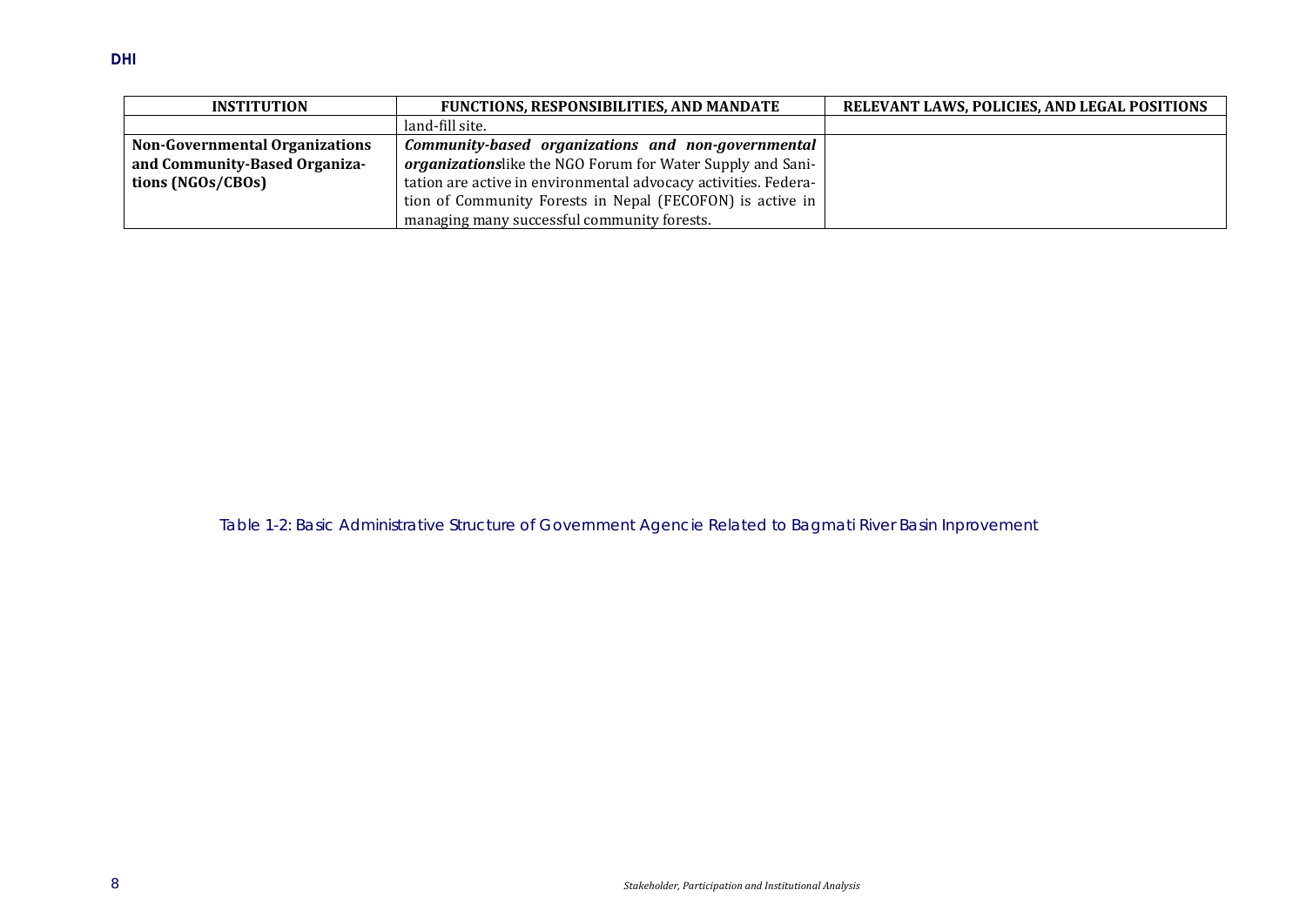| INSTITUTION | FUNCTIONS, RESPONSIBILITIES, AND MANDATE | RELEVANT LAWS, POLICIES, AND LEGAL POSITIONS |
|---|---|---|
| | land-fill site. | |
| **Non-Governmental Organizations and Community-Based Organizations (NGOs/CBOs)** | ***Community-based organizations and non-governmental organizations***like the NGO Forum for Water Supply and Sanitation are active in environmental advocacy activities. Federation of Community Forests in Nepal (FECOFON) is active in managing many successful community forests. | |

Table 1-2: Basic Administrative Structure of Government Agencie Related to Bagmati River Basin Inprovement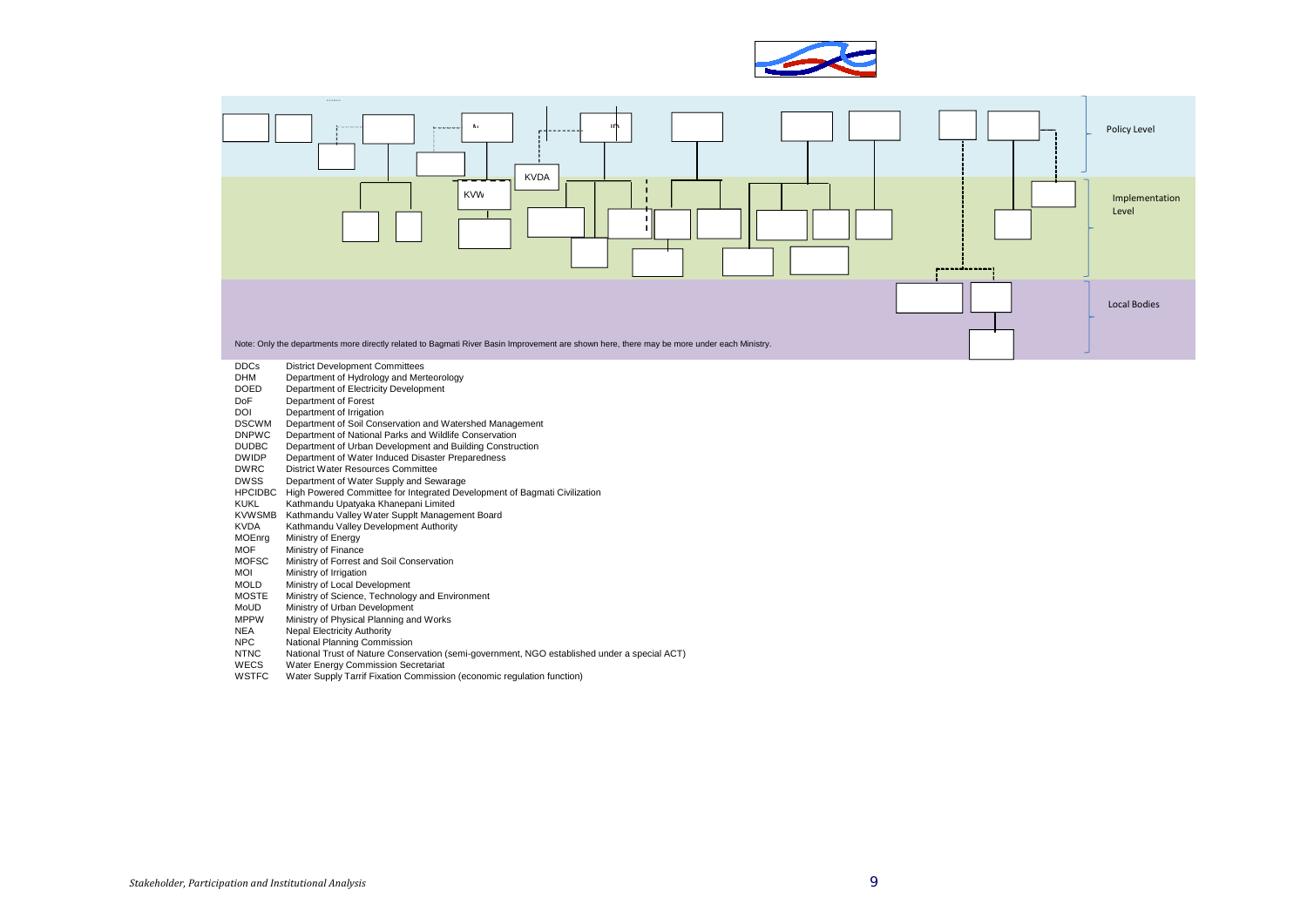Policy Level

Implementation Level

Local Bodies

KVDA

KVW

Note: Only the departments more directly related to Bagmati River Basin Improvement are shown here, there may be more under each Ministry.

| | |
|---|---|
| DDCs | District Development Committees |
| DHM | Department of Hydrology and Merteorology |
| DOED | Department of Electricity Development |
| DoF | Department of Forest |
| DOI | Department of Irrigation |
| DSCWM | Department of Soil Conservation and Watershed Management |
| DNPWC | Department of National Parks and Wildlife Conservation |
| DUDBC | Department of Urban Development and Building Construction |
| DWIDP | Department of Water Induced Disaster Preparedness |
| DWRC | District Water Resources Committee |
| DWSS | Department of Water Supply and Sewarage |
| HPCIDBC | High Powered Committee for Integrated Development of Bagmati Civilization |
| KUKL | Kathmandu Upatyaka Khanepani Limited |
| KVWSMB | Kathmandu Valley Water Supplt Management Board |
| KVDA | Kathmandu Valley Development Authority |
| MOEnrg | Ministry of Energy |
| MOF | Ministry of Finance |
| MOFSC | Ministry of Forrest and Soil Conservation |
| MOI | Ministry of Irrigation |
| MOLD | Ministry of Local Development |
| MOSTE | Ministry of Science, Technology and Environment |
| MoUD | Ministry of Urban Development |
| MPPW | Ministry of Physical Planning and Works |
| NEA | Nepal Electricity Authority |
| NPC | National Planning Commission |
| NTNC | National Trust of Nature Conservation (semi-government, NGO established under a special ACT) |
| WECS | Water Energy Commission Secretariat |
| WSTFC | Water Supply Tarrif Fixation Commission (economic regulation function) |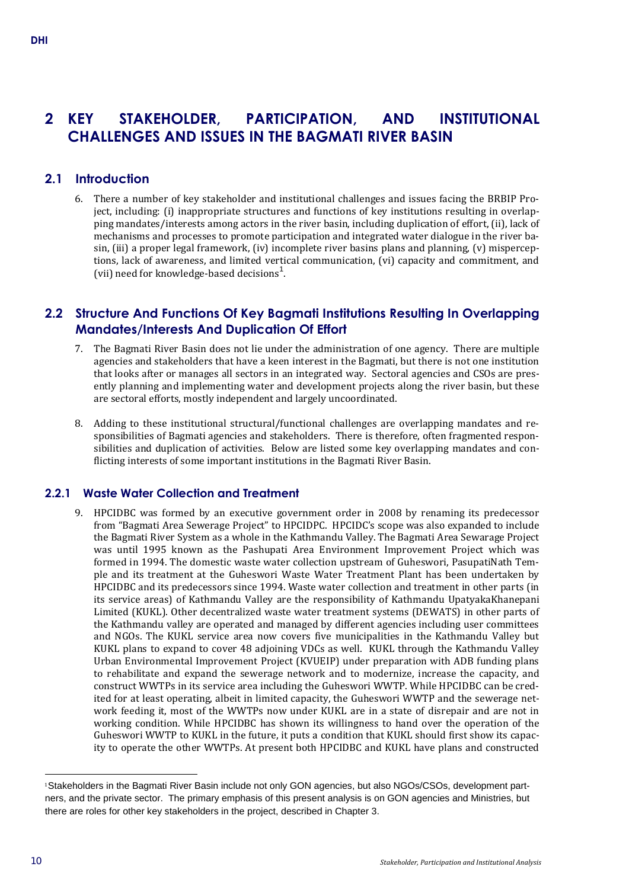# 2 KEY STAKEHOLDER, PARTICIPATION, AND INSTITUTIONAL CHALLENGES AND ISSUES IN THE BAGMATI RIVER BASIN

## 2.1 Introduction

6. There a number of key stakeholder and institutional challenges and issues facing the BRBIP Project, including: (i) inappropriate structures and functions of key institutions resulting in overlapping mandates/interests among actors in the river basin, including duplication of effort, (ii), lack of mechanisms and processes to promote participation and integrated water dialogue in the river basin, (iii) a proper legal framework, (iv) incomplete river basins plans and planning, (v) misperceptions, lack of awareness, and limited vertical communication, (vi) capacity and commitment, and (vii) need for knowledge-based decisions[1].

## 2.2 Structure And Functions Of Key Bagmati Institutions Resulting In Overlapping Mandates/Interests And Duplication Of Effort

7. The Bagmati River Basin does not lie under the administration of one agency. There are multiple agencies and stakeholders that have a keen interest in the Bagmati, but there is not one institution that looks after or manages all sectors in an integrated way. Sectoral agencies and CSOs are presently planning and implementing water and development projects along the river basin, but these are sectoral efforts, mostly independent and largely uncoordinated.

8. Adding to these institutional structural/functional challenges are overlapping mandates and responsibilities of Bagmati agencies and stakeholders. There is therefore, often fragmented responsibilities and duplication of activities. Below are listed some key overlapping mandates and conflicting interests of some important institutions in the Bagmati River Basin.

### 2.2.1 Waste Water Collection and Treatment

9. HPCIDBC was formed by an executive government order in 2008 by renaming its predecessor from "Bagmati Area Sewerage Project" to HPCIDPC. HPCIDC's scope was also expanded to include the Bagmati River System as a whole in the Kathmandu Valley. The Bagmati Area Sewarage Project was until 1995 known as the Pashupati Area Environment Improvement Project which was formed in 1994. The domestic waste water collection upstream of Guheswori, PasupatiNath Temple and its treatment at the Guheswori Waste Water Treatment Plant has been undertaken by HPCIDBC and its predecessors since 1994. Waste water collection and treatment in other parts (in its service areas) of Kathmandu Valley are the responsibility of Kathmandu UpatyakaKhanepani Limited (KUKL). Other decentralized waste water treatment systems (DEWATS) in other parts of the Kathmandu valley are operated and managed by different agencies including user committees and NGOs. The KUKL service area now covers five municipalities in the Kathmandu Valley but KUKL plans to expand to cover 48 adjoining VDCs as well. KUKL through the Kathmandu Valley Urban Environmental Improvement Project (KVUEIP) under preparation with ADB funding plans to rehabilitate and expand the sewerage network and to modernize, increase the capacity, and construct WWTPs in its service area including the Guheswori WWTP. While HPCIDBC can be credited for at least operating, albeit in limited capacity, the Guheswori WWTP and the sewerage network feeding it, most of the WWTPs now under KUKL are in a state of disrepair and are not in working condition. While HPCIDBC has shown its willingness to hand over the operation of the Guheswori WWTP to KUKL in the future, it puts a condition that KUKL should first show its capacity to operate the other WWTPs. At present both HPCIDBC and KUKL have plans and constructed

---

[1] Stakeholders in the Bagmati River Basin include not only GON agencies, but also NGOs/CSOs, development partners, and the private sector. The primary emphasis of this present analysis is on GON agencies and Ministries, but there are roles for other key stakeholders in the project, described in Chapter 3.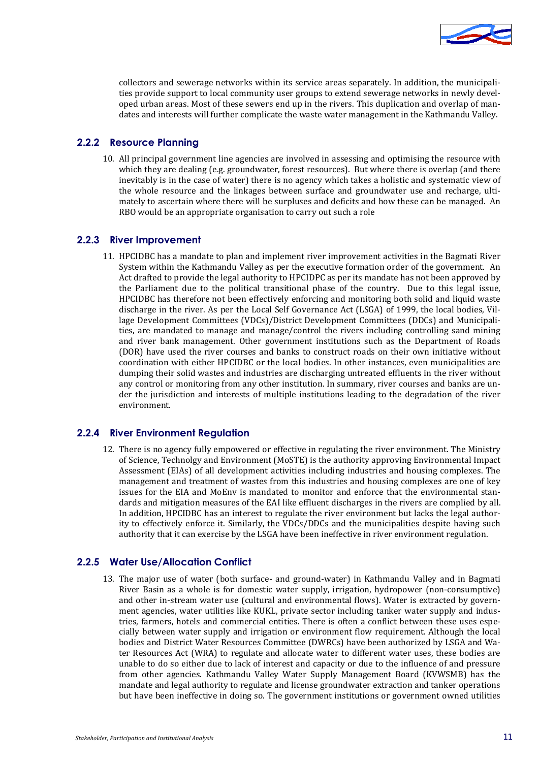collectors and sewerage networks within its service areas separately. In addition, the municipalities provide support to local community user groups to extend sewerage networks in newly developed urban areas. Most of these sewers end up in the rivers. This duplication and overlap of mandates and interests will further complicate the waste water management in the Kathmandu Valley.

### 2.2.2 Resource Planning

10. All principal government line agencies are involved in assessing and optimising the resource with which they are dealing (e.g. groundwater, forest resources). But where there is overlap (and there inevitably is in the case of water) there is no agency which takes a holistic and systematic view of the whole resource and the linkages between surface and groundwater use and recharge, ultimately to ascertain where there will be surpluses and deficits and how these can be managed. An RBO would be an appropriate organisation to carry out such a role

### 2.2.3 River Improvement

11. HPCIDBC has a mandate to plan and implement river improvement activities in the Bagmati River System within the Kathmandu Valley as per the executive formation order of the government. An Act drafted to provide the legal authority to HPCIDPC as per its mandate has not been approved by the Parliament due to the political transitional phase of the country. Due to this legal issue, HPCIDBC has therefore not been effectively enforcing and monitoring both solid and liquid waste discharge in the river. As per the Local Self Governance Act (LSGA) of 1999, the local bodies, Village Development Committees (VDCs)/District Development Committees (DDCs) and Municipalities, are mandated to manage and manage/control the rivers including controlling sand mining and river bank management. Other government institutions such as the Department of Roads (DOR) have used the river courses and banks to construct roads on their own initiative without coordination with either HPCIDBC or the local bodies. In other instances, even municipalities are dumping their solid wastes and industries are discharging untreated effluents in the river without any control or monitoring from any other institution. In summary, river courses and banks are under the jurisdiction and interests of multiple institutions leading to the degradation of the river environment.

### 2.2.4 River Environment Regulation

12. There is no agency fully empowered or effective in regulating the river environment. The Ministry of Science, Technolgy and Environment (MoSTE) is the authority approving Environmental Impact Assessment (EIAs) of all development activities including industries and housing complexes. The management and treatment of wastes from this industries and housing complexes are one of key issues for the EIA and MoEnv is mandated to monitor and enforce that the environmental standards and mitigation measures of the EAI like effluent discharges in the rivers are complied by all. In addition, HPCIDBC has an interest to regulate the river environment but lacks the legal authority to effectively enforce it. Similarly, the VDCs/DDCs and the municipalities despite having such authority that it can exercise by the LSGA have been ineffective in river environment regulation.

### 2.2.5 Water Use/Allocation Conflict

13. The major use of water (both surface- and ground-water) in Kathmandu Valley and in Bagmati River Basin as a whole is for domestic water supply, irrigation, hydropower (non-consumptive) and other in-stream water use (cultural and environmental flows). Water is extracted by government agencies, water utilities like KUKL, private sector including tanker water supply and industries, farmers, hotels and commercial entities. There is often a conflict between these uses especially between water supply and irrigation or environment flow requirement. Although the local bodies and District Water Resources Committee (DWRCs) have been authorized by LSGA and Water Resources Act (WRA) to regulate and allocate water to different water uses, these bodies are unable to do so either due to lack of interest and capacity or due to the influence of and pressure from other agencies. Kathmandu Valley Water Supply Management Board (KVWSMB) has the mandate and legal authority to regulate and license groundwater extraction and tanker operations but have been ineffective in doing so. The government institutions or government owned utilities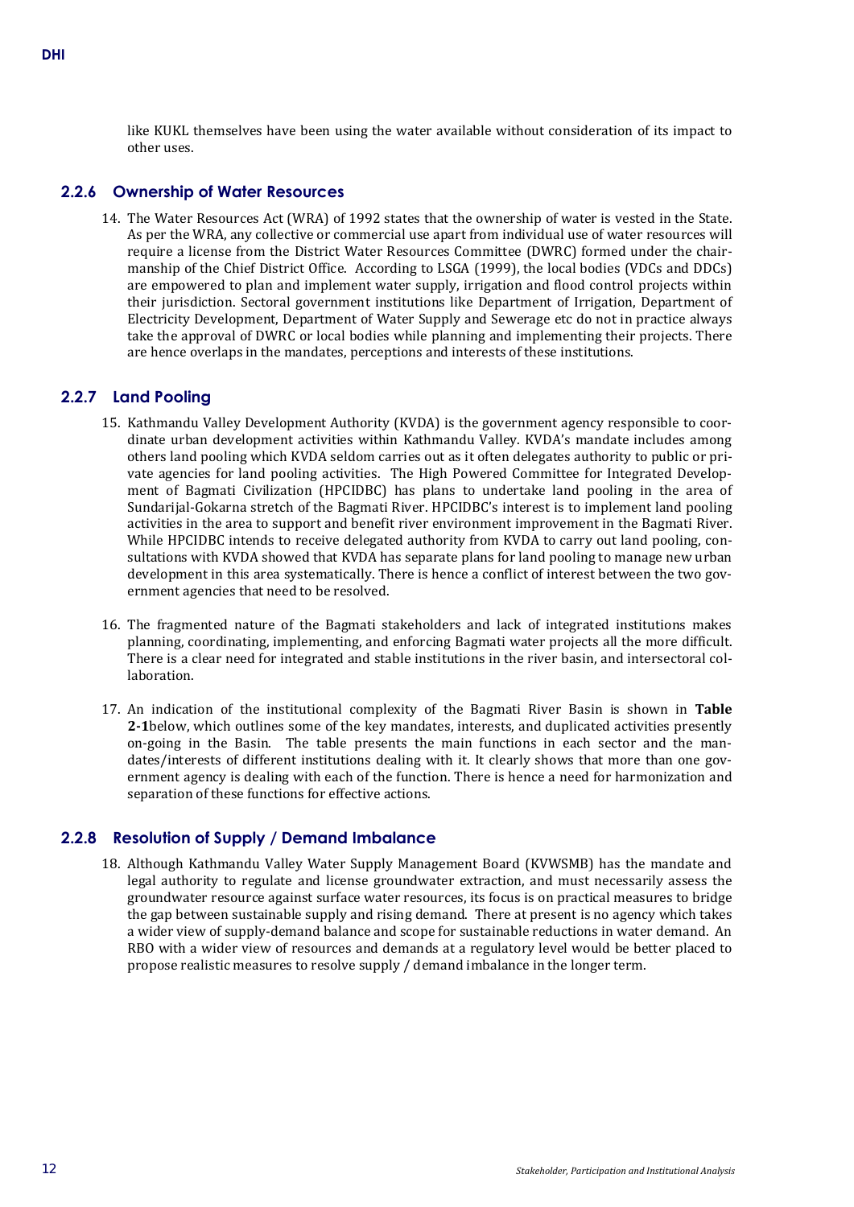like KUKL themselves have been using the water available without consideration of its impact to other uses.

### 2.2.6 Ownership of Water Resources

14. The Water Resources Act (WRA) of 1992 states that the ownership of water is vested in the State. As per the WRA, any collective or commercial use apart from individual use of water resources will require a license from the District Water Resources Committee (DWRC) formed under the chairmanship of the Chief District Office. According to LSGA (1999), the local bodies (VDCs and DDCs) are empowered to plan and implement water supply, irrigation and flood control projects within their jurisdiction. Sectoral government institutions like Department of Irrigation, Department of Electricity Development, Department of Water Supply and Sewerage etc do not in practice always take the approval of DWRC or local bodies while planning and implementing their projects. There are hence overlaps in the mandates, perceptions and interests of these institutions.

### 2.2.7 Land Pooling

15. Kathmandu Valley Development Authority (KVDA) is the government agency responsible to coordinate urban development activities within Kathmandu Valley. KVDA's mandate includes among others land pooling which KVDA seldom carries out as it often delegates authority to public or private agencies for land pooling activities. The High Powered Committee for Integrated Development of Bagmati Civilization (HPCIDBC) has plans to undertake land pooling in the area of Sundarijal-Gokarna stretch of the Bagmati River. HPCIDBC's interest is to implement land pooling activities in the area to support and benefit river environment improvement in the Bagmati River. While HPCIDBC intends to receive delegated authority from KVDA to carry out land pooling, consultations with KVDA showed that KVDA has separate plans for land pooling to manage new urban development in this area systematically. There is hence a conflict of interest between the two government agencies that need to be resolved.

16. The fragmented nature of the Bagmati stakeholders and lack of integrated institutions makes planning, coordinating, implementing, and enforcing Bagmati water projects all the more difficult. There is a clear need for integrated and stable institutions in the river basin, and intersectoral collaboration.

17. An indication of the institutional complexity of the Bagmati River Basin is shown in **Table 2-1**below, which outlines some of the key mandates, interests, and duplicated activities presently on-going in the Basin. The table presents the main functions in each sector and the mandates/interests of different institutions dealing with it. It clearly shows that more than one government agency is dealing with each of the function. There is hence a need for harmonization and separation of these functions for effective actions.

### 2.2.8 Resolution of Supply / Demand Imbalance

18. Although Kathmandu Valley Water Supply Management Board (KVWSMB) has the mandate and legal authority to regulate and license groundwater extraction, and must necessarily assess the groundwater resource against surface water resources, its focus is on practical measures to bridge the gap between sustainable supply and rising demand. There at present is no agency which takes a wider view of supply-demand balance and scope for sustainable reductions in water demand. An RBO with a wider view of resources and demands at a regulatory level would be better placed to propose realistic measures to resolve supply / demand imbalance in the longer term.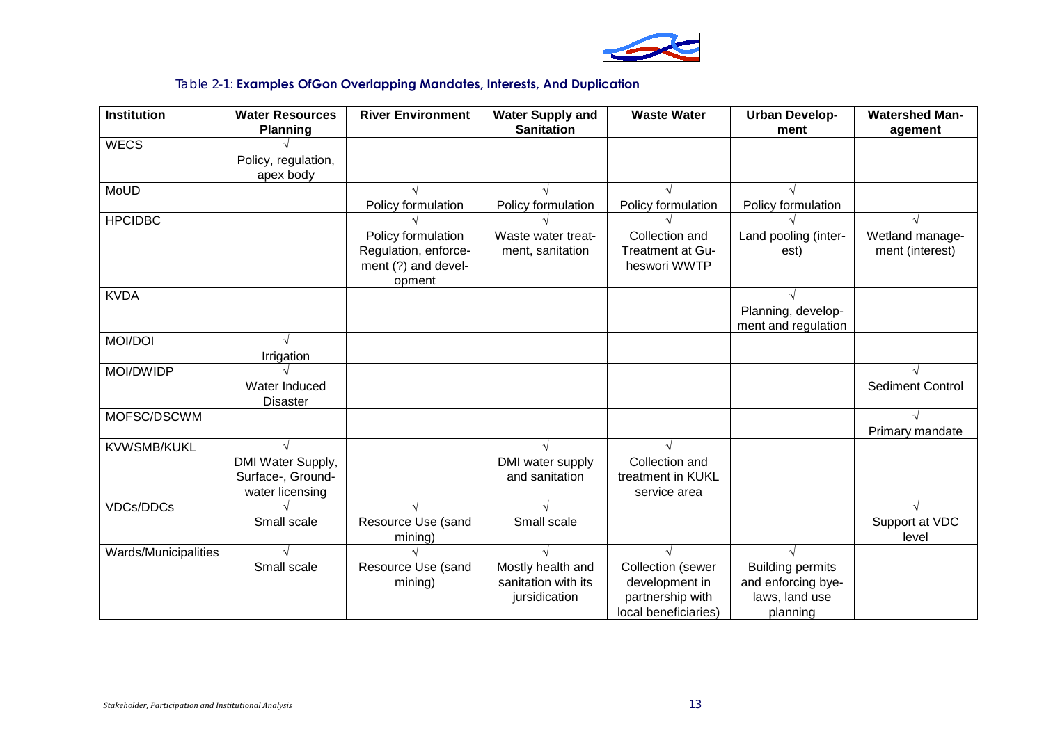Table 2-1: **Examples OfGon Overlapping Mandates, Interests, And Duplication**

| Institution | Water Resources Planning | River Environment | Water Supply and Sanitation | Waste Water | Urban Development | Watershed Management |
|---|---|---|---|---|---|---|
| WECS | √ Policy, regulation, apex body | | | | | |
| MoUD | | √ Policy formulation | √ Policy formulation | √ Policy formulation | √ Policy formulation | |
| HPCIDBC | | √ Policy formulation Regulation, enforcement (?) and development | √ Waste water treatment, sanitation | √ Collection and Treatment at Guheswori WWTP | √ Land pooling (interest) | √ Wetland management (interest) |
| KVDA | | | | | √ Planning, development and regulation | |
| MOI/DOI | √ Irrigation | | | | | |
| MOI/DWIDP | √ Water Induced Disaster | | | | | √ Sediment Control |
| MOFSC/DSCWM | | | | | | √ Primary mandate |
| KVWSMB/KUKL | √ DMI Water Supply, Surface-, Groundwater licensing | | √ DMI water supply and sanitation | √ Collection and treatment in KUKL service area | | |
| VDCs/DDCs | √ Small scale | √ Resource Use (sand mining) | √ Small scale | | | √ Support at VDC level |
| Wards/Municipalities | √ Small scale | √ Resource Use (sand mining) | √ Mostly health and sanitation with its jursidication | √ Collection (sewer development in partnership with local beneficiaries) | √ Building permits and enforcing byelaws, land use planning | |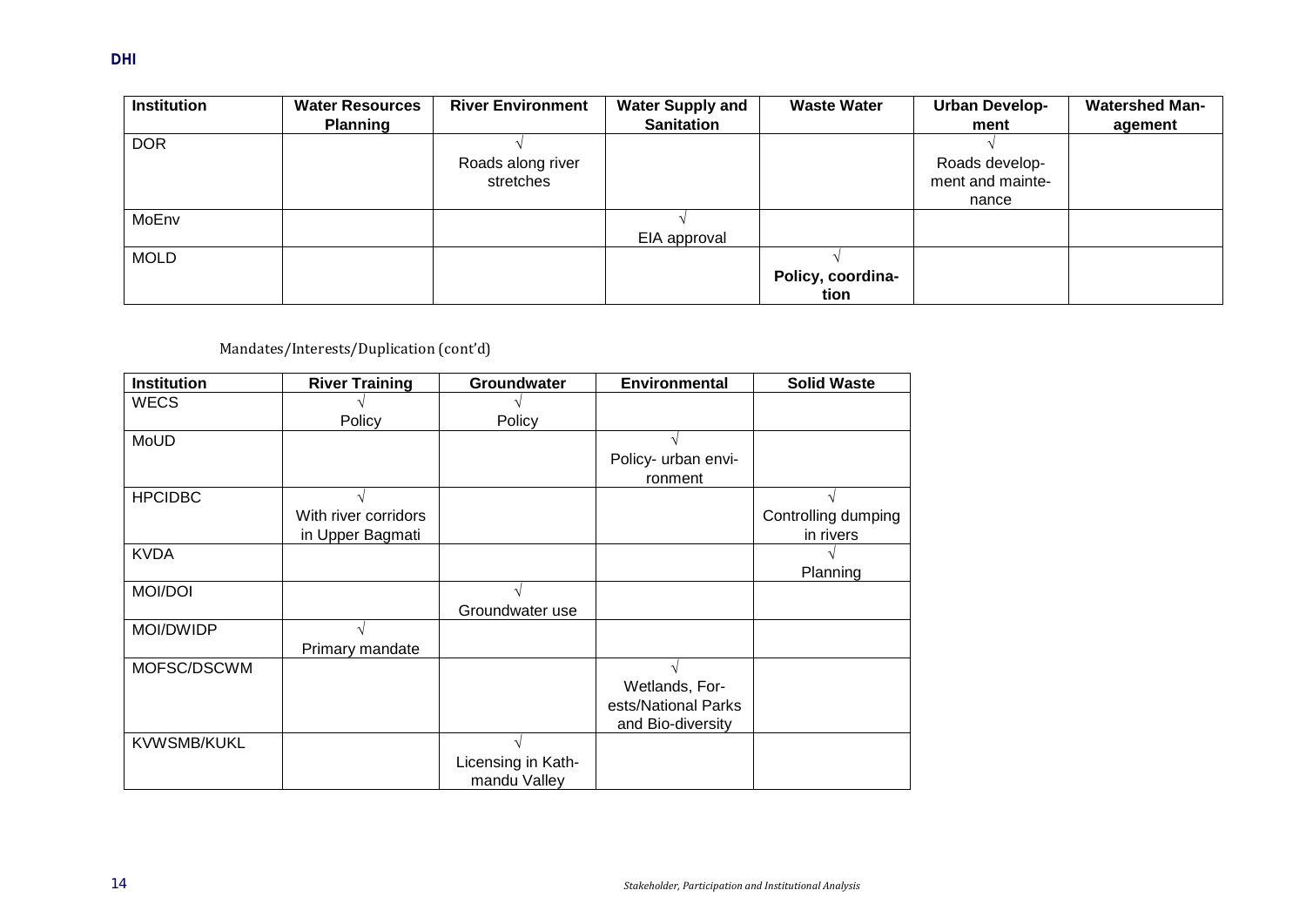| Institution | Water Resources Planning | River Environment | Water Supply and Sanitation | Waste Water | Urban Development | Watershed Management |
|---|---|---|---|---|---|---|
| DOR | | √ Roads along river stretches | | | √ Roads development and maintenance | |
| MoEnv | | | √ EIA approval | | | |
| MOLD | | | | √ **Policy, coordination** | | |

Mandates/Interests/Duplication (cont'd)

| Institution | River Training | Groundwater | Environmental | Solid Waste |
|---|---|---|---|---|
| WECS | √ Policy | √ Policy | | |
| MoUD | | | √ Policy- urban environment | |
| HPCIDBC | √ With river corridors in Upper Bagmati | | | √ Controlling dumping in rivers |
| KVDA | | | | √ Planning |
| MOI/DOI | | √ Groundwater use | | |
| MOI/DWIDP | √ Primary mandate | | | |
| MOFSC/DSCWM | | | √ Wetlands, Forests/National Parks and Bio-diversity | |
| KVWSMB/KUKL | | √ Licensing in Kathmandu Valley | | |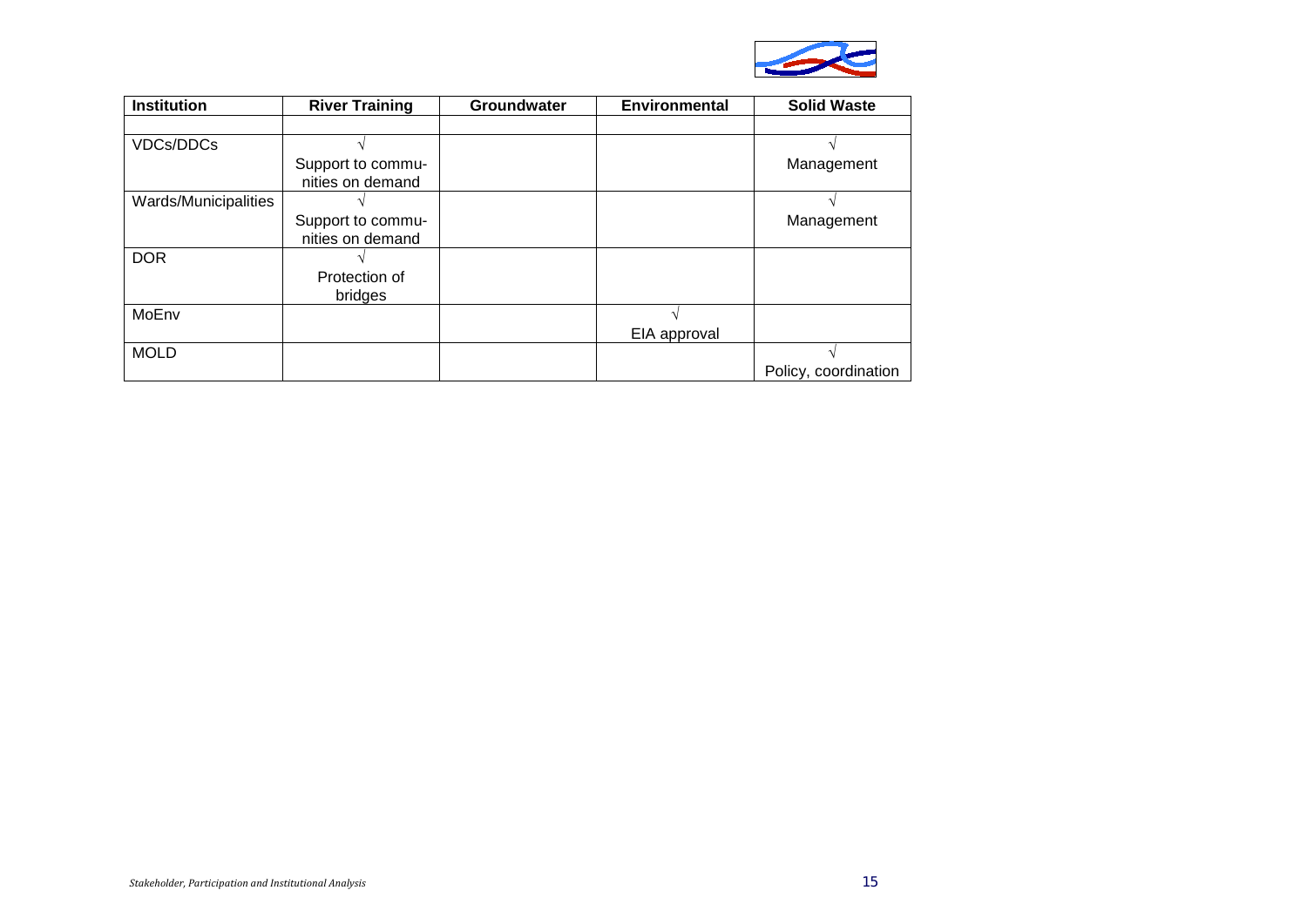| Institution | River Training | Groundwater | Environmental | Solid Waste |
|---|---|---|---|---|
| | | | | |
| VDCs/DDCs | √ Support to communities on demand | | | √ Management |
| Wards/Municipalities | √ Support to communities on demand | | | √ Management |
| DOR | √ Protection of bridges | | | |
| MoEnv | | | √ EIA approval | |
| MOLD | | | | √ Policy, coordination |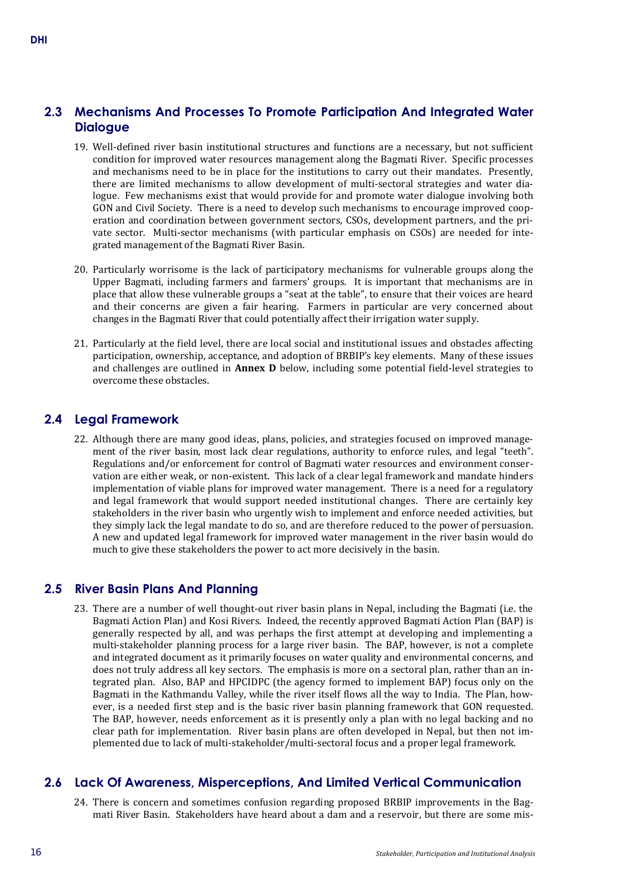## 2.3 Mechanisms And Processes To Promote Participation And Integrated Water Dialogue

19. Well-defined river basin institutional structures and functions are a necessary, but not sufficient condition for improved water resources management along the Bagmati River. Specific processes and mechanisms need to be in place for the institutions to carry out their mandates. Presently, there are limited mechanisms to allow development of multi-sectoral strategies and water dialogue. Few mechanisms exist that would provide for and promote water dialogue involving both GON and Civil Society. There is a need to develop such mechanisms to encourage improved cooperation and coordination between government sectors, CSOs, development partners, and the private sector. Multi-sector mechanisms (with particular emphasis on CSOs) are needed for integrated management of the Bagmati River Basin.

20. Particularly worrisome is the lack of participatory mechanisms for vulnerable groups along the Upper Bagmati, including farmers and farmers' groups. It is important that mechanisms are in place that allow these vulnerable groups a "seat at the table", to ensure that their voices are heard and their concerns are given a fair hearing. Farmers in particular are very concerned about changes in the Bagmati River that could potentially affect their irrigation water supply.

21. Particularly at the field level, there are local social and institutional issues and obstacles affecting participation, ownership, acceptance, and adoption of BRBIP's key elements. Many of these issues and challenges are outlined in **Annex D** below, including some potential field-level strategies to overcome these obstacles.

## 2.4 Legal Framework

22. Although there are many good ideas, plans, policies, and strategies focused on improved management of the river basin, most lack clear regulations, authority to enforce rules, and legal "teeth". Regulations and/or enforcement for control of Bagmati water resources and environment conservation are either weak, or non-existent. This lack of a clear legal framework and mandate hinders implementation of viable plans for improved water management. There is a need for a regulatory and legal framework that would support needed institutional changes. There are certainly key stakeholders in the river basin who urgently wish to implement and enforce needed activities, but they simply lack the legal mandate to do so, and are therefore reduced to the power of persuasion. A new and updated legal framework for improved water management in the river basin would do much to give these stakeholders the power to act more decisively in the basin.

## 2.5 River Basin Plans And Planning

23. There are a number of well thought-out river basin plans in Nepal, including the Bagmati (i.e. the Bagmati Action Plan) and Kosi Rivers. Indeed, the recently approved Bagmati Action Plan (BAP) is generally respected by all, and was perhaps the first attempt at developing and implementing a multi-stakeholder planning process for a large river basin. The BAP, however, is not a complete and integrated document as it primarily focuses on water quality and environmental concerns, and does not truly address all key sectors. The emphasis is more on a sectoral plan, rather than an integrated plan. Also, BAP and HPCIDPC (the agency formed to implement BAP) focus only on the Bagmati in the Kathmandu Valley, while the river itself flows all the way to India. The Plan, however, is a needed first step and is the basic river basin planning framework that GON requested. The BAP, however, needs enforcement as it is presently only a plan with no legal backing and no clear path for implementation. River basin plans are often developed in Nepal, but then not implemented due to lack of multi-stakeholder/multi-sectoral focus and a proper legal framework.

## 2.6 Lack Of Awareness, Misperceptions, And Limited Vertical Communication

24. There is concern and sometimes confusion regarding proposed BRBIP improvements in the Bagmati River Basin. Stakeholders have heard about a dam and a reservoir, but there are some mis-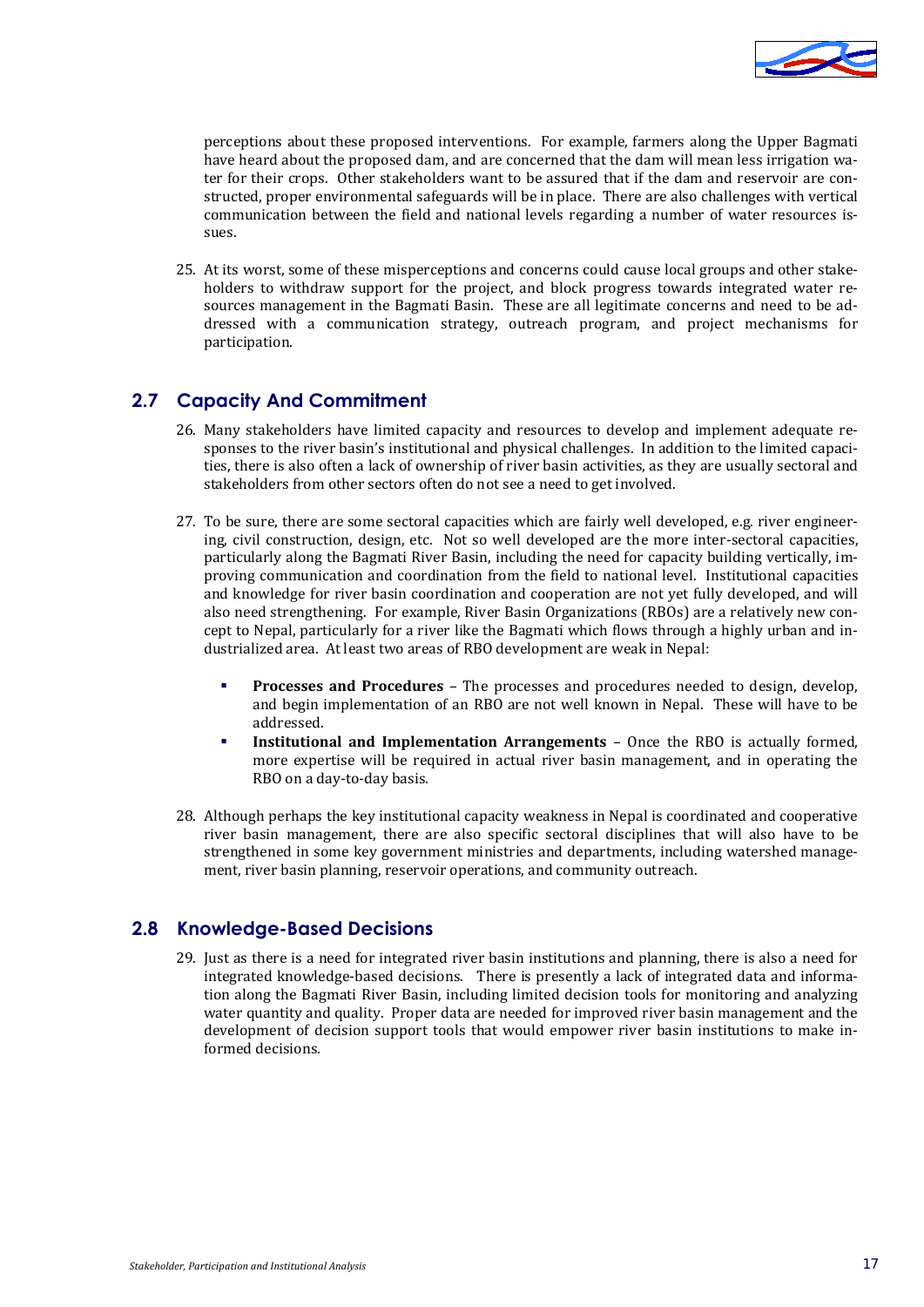perceptions about these proposed interventions. For example, farmers along the Upper Bagmati have heard about the proposed dam, and are concerned that the dam will mean less irrigation water for their crops. Other stakeholders want to be assured that if the dam and reservoir are constructed, proper environmental safeguards will be in place. There are also challenges with vertical communication between the field and national levels regarding a number of water resources issues.

25. At its worst, some of these misperceptions and concerns could cause local groups and other stakeholders to withdraw support for the project, and block progress towards integrated water resources management in the Bagmati Basin. These are all legitimate concerns and need to be addressed with a communication strategy, outreach program, and project mechanisms for participation.

## 2.7 Capacity And Commitment

26. Many stakeholders have limited capacity and resources to develop and implement adequate responses to the river basin's institutional and physical challenges. In addition to the limited capacities, there is also often a lack of ownership of river basin activities, as they are usually sectoral and stakeholders from other sectors often do not see a need to get involved.

27. To be sure, there are some sectoral capacities which are fairly well developed, e.g. river engineering, civil construction, design, etc. Not so well developed are the more inter-sectoral capacities, particularly along the Bagmati River Basin, including the need for capacity building vertically, improving communication and coordination from the field to national level. Institutional capacities and knowledge for river basin coordination and cooperation are not yet fully developed, and will also need strengthening. For example, River Basin Organizations (RBOs) are a relatively new concept to Nepal, particularly for a river like the Bagmati which flows through a highly urban and industrialized area. At least two areas of RBO development are weak in Nepal:

    - **Processes and Procedures** – The processes and procedures needed to design, develop, and begin implementation of an RBO are not well known in Nepal. These will have to be addressed.
    - **Institutional and Implementation Arrangements** – Once the RBO is actually formed, more expertise will be required in actual river basin management, and in operating the RBO on a day-to-day basis.

28. Although perhaps the key institutional capacity weakness in Nepal is coordinated and cooperative river basin management, there are also specific sectoral disciplines that will also have to be strengthened in some key government ministries and departments, including watershed management, river basin planning, reservoir operations, and community outreach.

## 2.8 Knowledge-Based Decisions

29. Just as there is a need for integrated river basin institutions and planning, there is also a need for integrated knowledge-based decisions. There is presently a lack of integrated data and information along the Bagmati River Basin, including limited decision tools for monitoring and analyzing water quantity and quality. Proper data are needed for improved river basin management and the development of decision support tools that would empower river basin institutions to make informed decisions.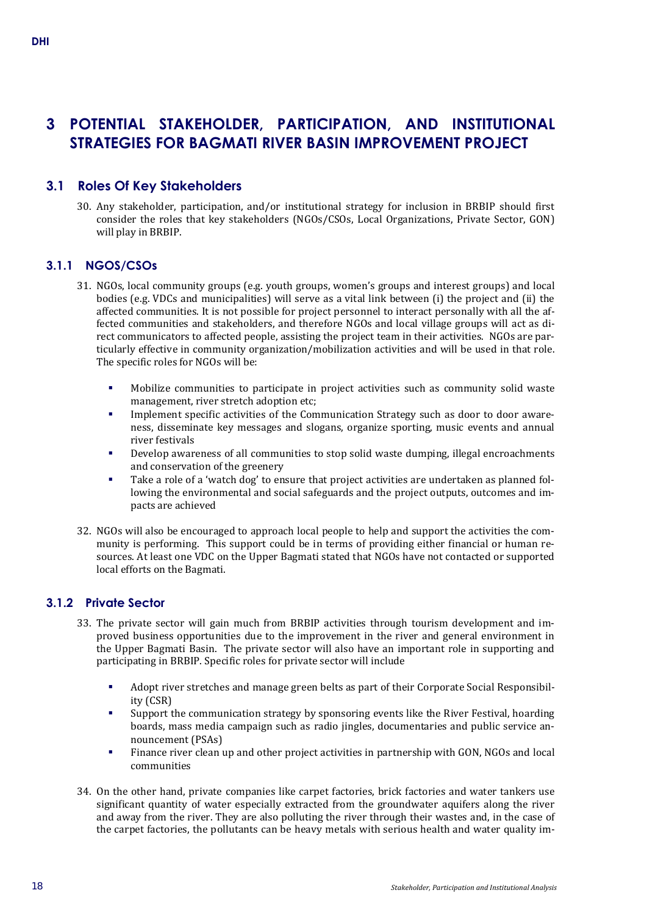# 3 POTENTIAL STAKEHOLDER, PARTICIPATION, AND INSTITUTIONAL STRATEGIES FOR BAGMATI RIVER BASIN IMPROVEMENT PROJECT

## 3.1 Roles Of Key Stakeholders

30. Any stakeholder, participation, and/or institutional strategy for inclusion in BRBIP should first consider the roles that key stakeholders (NGOs/CSOs, Local Organizations, Private Sector, GON) will play in BRBIP.

### 3.1.1 NGOS/CSOs

31. NGOs, local community groups (e.g. youth groups, women's groups and interest groups) and local bodies (e.g. VDCs and municipalities) will serve as a vital link between (i) the project and (ii) the affected communities. It is not possible for project personnel to interact personally with all the affected communities and stakeholders, and therefore NGOs and local village groups will act as direct communicators to affected people, assisting the project team in their activities. NGOs are particularly effective in community organization/mobilization activities and will be used in that role. The specific roles for NGOs will be:

   - Mobilize communities to participate in project activities such as community solid waste management, river stretch adoption etc;
   - Implement specific activities of the Communication Strategy such as door to door awareness, disseminate key messages and slogans, organize sporting, music events and annual river festivals
   - Develop awareness of all communities to stop solid waste dumping, illegal encroachments and conservation of the greenery
   - Take a role of a 'watch dog' to ensure that project activities are undertaken as planned following the environmental and social safeguards and the project outputs, outcomes and impacts are achieved

32. NGOs will also be encouraged to approach local people to help and support the activities the community is performing. This support could be in terms of providing either financial or human resources. At least one VDC on the Upper Bagmati stated that NGOs have not contacted or supported local efforts on the Bagmati.

### 3.1.2 Private Sector

33. The private sector will gain much from BRBIP activities through tourism development and improved business opportunities due to the improvement in the river and general environment in the Upper Bagmati Basin. The private sector will also have an important role in supporting and participating in BRBIP. Specific roles for private sector will include

   - Adopt river stretches and manage green belts as part of their Corporate Social Responsibility (CSR)
   - Support the communication strategy by sponsoring events like the River Festival, hoarding boards, mass media campaign such as radio jingles, documentaries and public service announcement (PSAs)
   - Finance river clean up and other project activities in partnership with GON, NGOs and local communities

34. On the other hand, private companies like carpet factories, brick factories and water tankers use significant quantity of water especially extracted from the groundwater aquifers along the river and away from the river. They are also polluting the river through their wastes and, in the case of the carpet factories, the pollutants can be heavy metals with serious health and water quality im-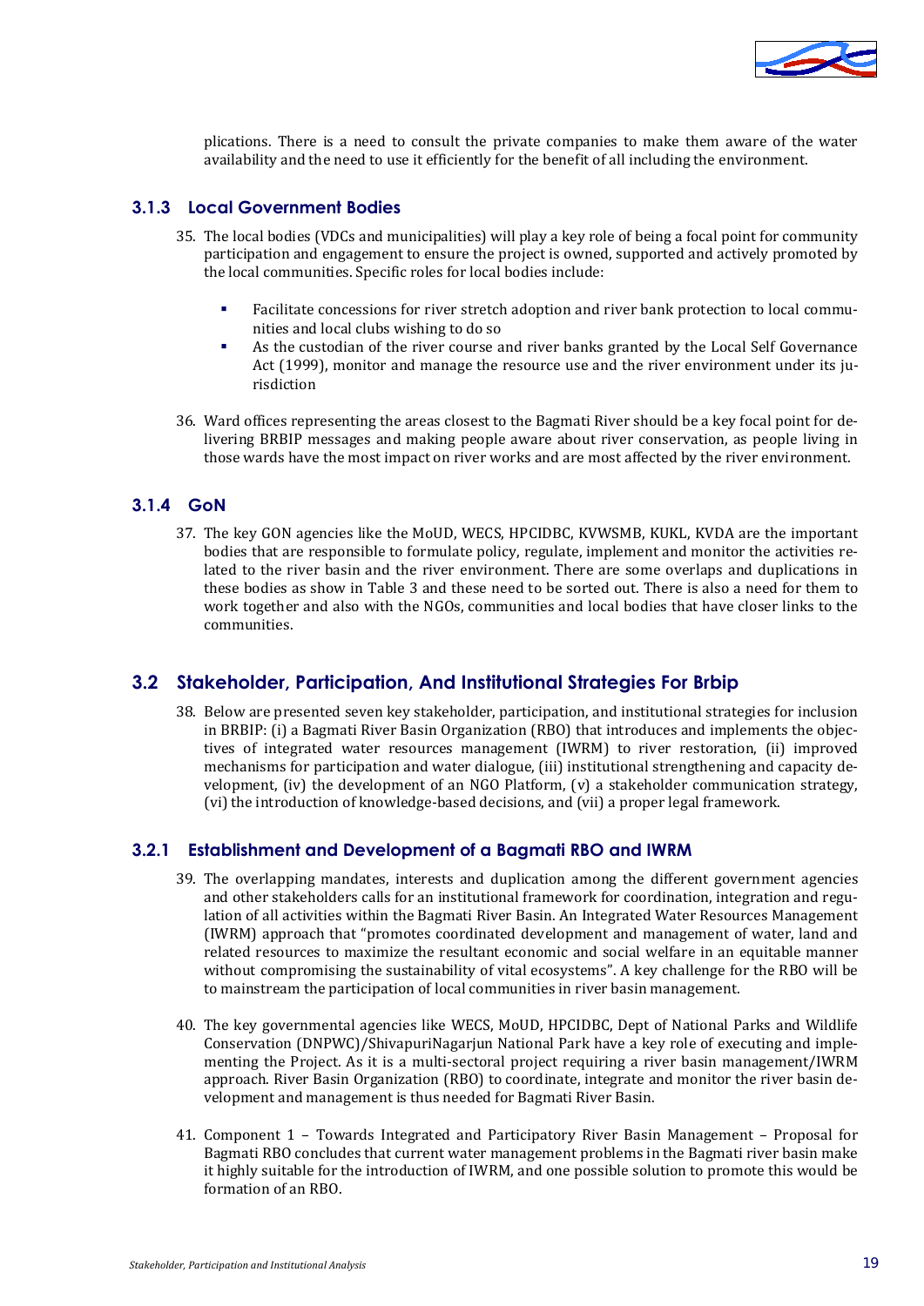plications. There is a need to consult the private companies to make them aware of the water availability and the need to use it efficiently for the benefit of all including the environment.

### 3.1.3 Local Government Bodies

35. The local bodies (VDCs and municipalities) will play a key role of being a focal point for community participation and engagement to ensure the project is owned, supported and actively promoted by the local communities. Specific roles for local bodies include:

    - Facilitate concessions for river stretch adoption and river bank protection to local communities and local clubs wishing to do so
    - As the custodian of the river course and river banks granted by the Local Self Governance Act (1999), monitor and manage the resource use and the river environment under its jurisdiction

36. Ward offices representing the areas closest to the Bagmati River should be a key focal point for delivering BRBIP messages and making people aware about river conservation, as people living in those wards have the most impact on river works and are most affected by the river environment.

### 3.1.4 GoN

37. The key GON agencies like the MoUD, WECS, HPCIDBC, KVWSMB, KUKL, KVDA are the important bodies that are responsible to formulate policy, regulate, implement and monitor the activities related to the river basin and the river environment. There are some overlaps and duplications in these bodies as show in Table 3 and these need to be sorted out. There is also a need for them to work together and also with the NGOs, communities and local bodies that have closer links to the communities.

## 3.2 Stakeholder, Participation, And Institutional Strategies For Brbip

38. Below are presented seven key stakeholder, participation, and institutional strategies for inclusion in BRBIP: (i) a Bagmati River Basin Organization (RBO) that introduces and implements the objectives of integrated water resources management (IWRM) to river restoration, (ii) improved mechanisms for participation and water dialogue, (iii) institutional strengthening and capacity development, (iv) the development of an NGO Platform, (v) a stakeholder communication strategy, (vi) the introduction of knowledge-based decisions, and (vii) a proper legal framework.

### 3.2.1 Establishment and Development of a Bagmati RBO and IWRM

39. The overlapping mandates, interests and duplication among the different government agencies and other stakeholders calls for an institutional framework for coordination, integration and regulation of all activities within the Bagmati River Basin. An Integrated Water Resources Management (IWRM) approach that "promotes coordinated development and management of water, land and related resources to maximize the resultant economic and social welfare in an equitable manner without compromising the sustainability of vital ecosystems". A key challenge for the RBO will be to mainstream the participation of local communities in river basin management.

40. The key governmental agencies like WECS, MoUD, HPCIDBC, Dept of National Parks and Wildlife Conservation (DNPWC)/ShivapuriNagarjun National Park have a key role of executing and implementing the Project. As it is a multi-sectoral project requiring a river basin management/IWRM approach. River Basin Organization (RBO) to coordinate, integrate and monitor the river basin development and management is thus needed for Bagmati River Basin.

41. Component 1 – Towards Integrated and Participatory River Basin Management – Proposal for Bagmati RBO concludes that current water management problems in the Bagmati river basin make it highly suitable for the introduction of IWRM, and one possible solution to promote this would be formation of an RBO.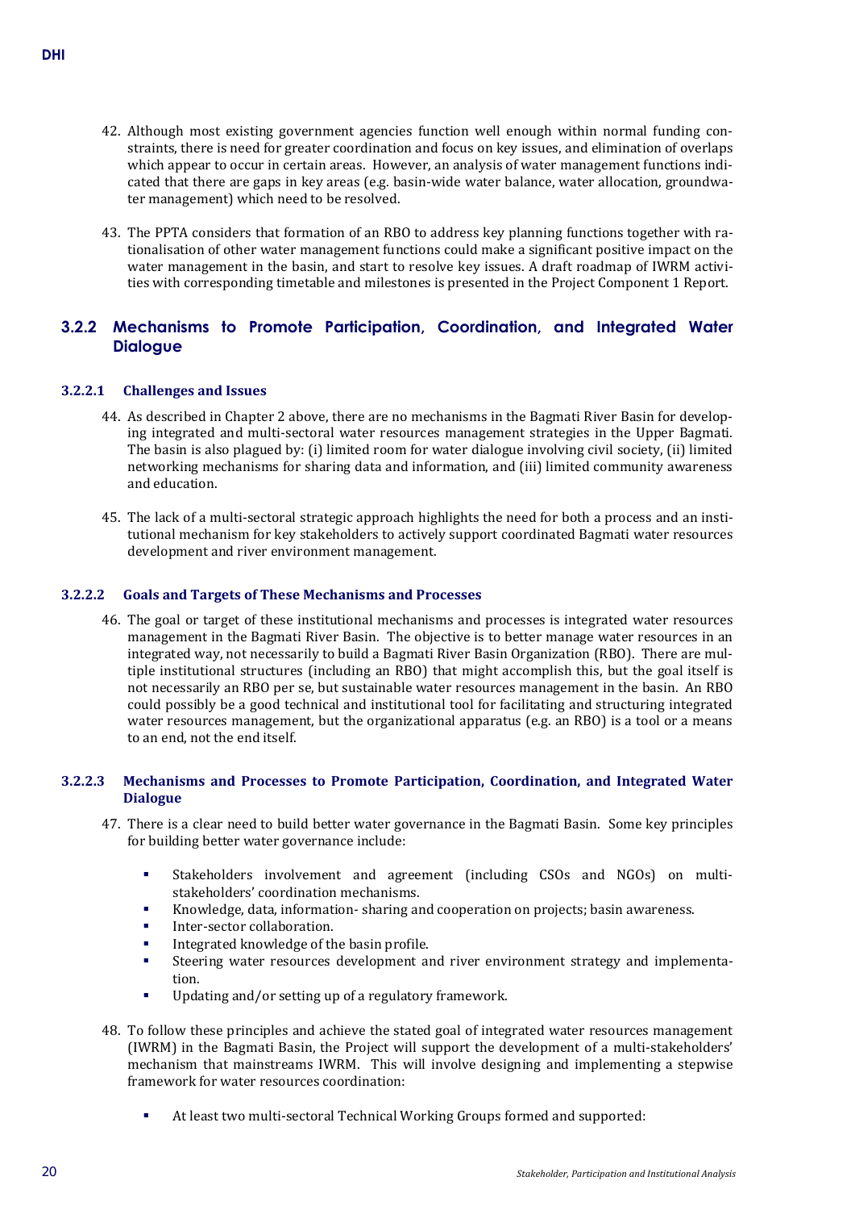42. Although most existing government agencies function well enough within normal funding constraints, there is need for greater coordination and focus on key issues, and elimination of overlaps which appear to occur in certain areas. However, an analysis of water management functions indicated that there are gaps in key areas (e.g. basin-wide water balance, water allocation, groundwater management) which need to be resolved.

43. The PPTA considers that formation of an RBO to address key planning functions together with rationalisation of other water management functions could make a significant positive impact on the water management in the basin, and start to resolve key issues. A draft roadmap of IWRM activities with corresponding timetable and milestones is presented in the Project Component 1 Report.

## 3.2.2 Mechanisms to Promote Participation, Coordination, and Integrated Water Dialogue

### 3.2.2.1 Challenges and Issues

44. As described in Chapter 2 above, there are no mechanisms in the Bagmati River Basin for developing integrated and multi-sectoral water resources management strategies in the Upper Bagmati. The basin is also plagued by: (i) limited room for water dialogue involving civil society, (ii) limited networking mechanisms for sharing data and information, and (iii) limited community awareness and education.

45. The lack of a multi-sectoral strategic approach highlights the need for both a process and an institutional mechanism for key stakeholders to actively support coordinated Bagmati water resources development and river environment management.

### 3.2.2.2 Goals and Targets of These Mechanisms and Processes

46. The goal or target of these institutional mechanisms and processes is integrated water resources management in the Bagmati River Basin. The objective is to better manage water resources in an integrated way, not necessarily to build a Bagmati River Basin Organization (RBO). There are multiple institutional structures (including an RBO) that might accomplish this, but the goal itself is not necessarily an RBO per se, but sustainable water resources management in the basin. An RBO could possibly be a good technical and institutional tool for facilitating and structuring integrated water resources management, but the organizational apparatus (e.g. an RBO) is a tool or a means to an end, not the end itself.

### 3.2.2.3 Mechanisms and Processes to Promote Participation, Coordination, and Integrated Water Dialogue

47. There is a clear need to build better water governance in the Bagmati Basin. Some key principles for building better water governance include:

   - Stakeholders involvement and agreement (including CSOs and NGOs) on multi-stakeholders' coordination mechanisms.
   - Knowledge, data, information- sharing and cooperation on projects; basin awareness.
   - Inter-sector collaboration.
   - Integrated knowledge of the basin profile.
   - Steering water resources development and river environment strategy and implementation.
   - Updating and/or setting up of a regulatory framework.

48. To follow these principles and achieve the stated goal of integrated water resources management (IWRM) in the Bagmati Basin, the Project will support the development of a multi-stakeholders' mechanism that mainstreams IWRM. This will involve designing and implementing a stepwise framework for water resources coordination:

   - At least two multi-sectoral Technical Working Groups formed and supported: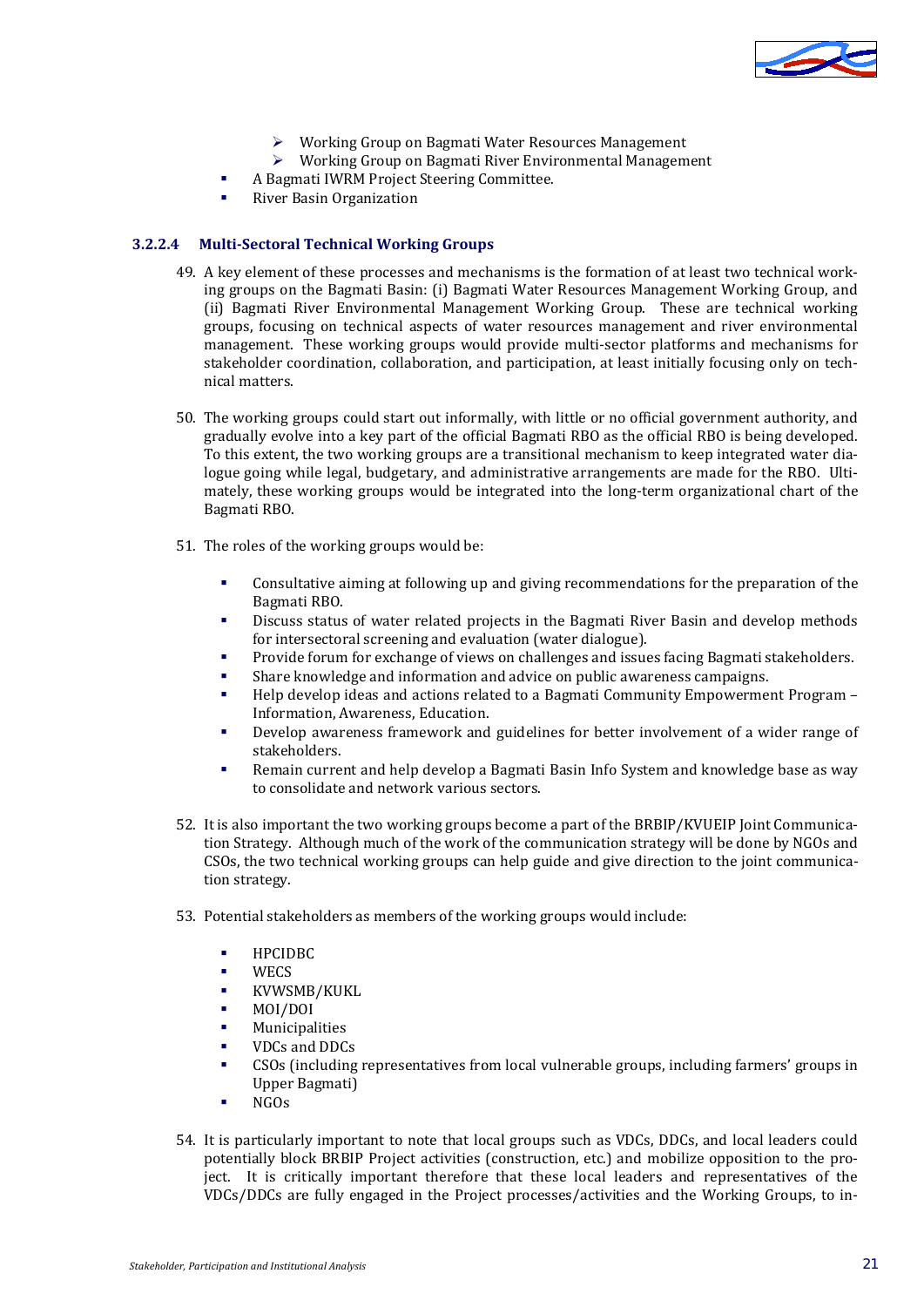- Working Group on Bagmati Water Resources Management
- Working Group on Bagmati River Environmental Management

- A Bagmati IWRM Project Steering Committee.
- River Basin Organization

#### 3.2.2.4 Multi-Sectoral Technical Working Groups

49. A key element of these processes and mechanisms is the formation of at least two technical working groups on the Bagmati Basin: (i) Bagmati Water Resources Management Working Group, and (ii) Bagmati River Environmental Management Working Group. These are technical working groups, focusing on technical aspects of water resources management and river environmental management. These working groups would provide multi-sector platforms and mechanisms for stakeholder coordination, collaboration, and participation, at least initially focusing only on technical matters.

50. The working groups could start out informally, with little or no official government authority, and gradually evolve into a key part of the official Bagmati RBO as the official RBO is being developed. To this extent, the two working groups are a transitional mechanism to keep integrated water dialogue going while legal, budgetary, and administrative arrangements are made for the RBO. Ultimately, these working groups would be integrated into the long-term organizational chart of the Bagmati RBO.

51. The roles of the working groups would be:

    - Consultative aiming at following up and giving recommendations for the preparation of the Bagmati RBO.
    - Discuss status of water related projects in the Bagmati River Basin and develop methods for intersectoral screening and evaluation (water dialogue).
    - Provide forum for exchange of views on challenges and issues facing Bagmati stakeholders.
    - Share knowledge and information and advice on public awareness campaigns.
    - Help develop ideas and actions related to a Bagmati Community Empowerment Program – Information, Awareness, Education.
    - Develop awareness framework and guidelines for better involvement of a wider range of stakeholders.
    - Remain current and help develop a Bagmati Basin Info System and knowledge base as way to consolidate and network various sectors.

52. It is also important the two working groups become a part of the BRBIP/KVUEIP Joint Communication Strategy. Although much of the work of the communication strategy will be done by NGOs and CSOs, the two technical working groups can help guide and give direction to the joint communication strategy.

53. Potential stakeholders as members of the working groups would include:

    - HPCIDBC
    - WECS
    - KVWSMB/KUKL
    - MOI/DOI
    - Municipalities
    - VDCs and DDCs
    - CSOs (including representatives from local vulnerable groups, including farmers' groups in Upper Bagmati)
    - NGOs

54. It is particularly important to note that local groups such as VDCs, DDCs, and local leaders could potentially block BRBIP Project activities (construction, etc.) and mobilize opposition to the project. It is critically important therefore that these local leaders and representatives of the VDCs/DDCs are fully engaged in the Project processes/activities and the Working Groups, to in-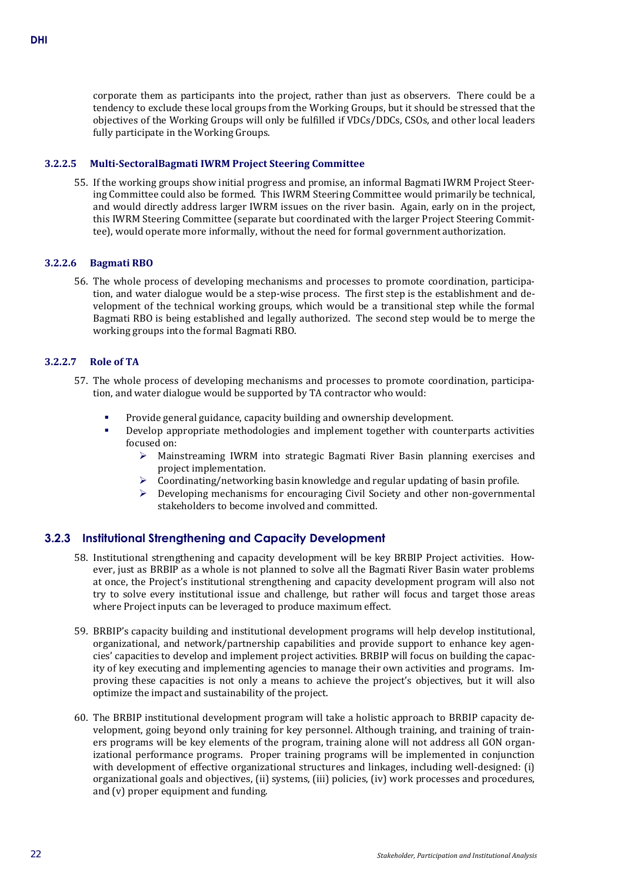corporate them as participants into the project, rather than just as observers. There could be a tendency to exclude these local groups from the Working Groups, but it should be stressed that the objectives of the Working Groups will only be fulfilled if VDCs/DDCs, CSOs, and other local leaders fully participate in the Working Groups.

#### 3.2.2.5 Multi-SectoralBagmati IWRM Project Steering Committee

55. If the working groups show initial progress and promise, an informal Bagmati IWRM Project Steering Committee could also be formed. This IWRM Steering Committee would primarily be technical, and would directly address larger IWRM issues on the river basin. Again, early on in the project, this IWRM Steering Committee (separate but coordinated with the larger Project Steering Committee), would operate more informally, without the need for formal government authorization.

#### 3.2.2.6 Bagmati RBO

56. The whole process of developing mechanisms and processes to promote coordination, participation, and water dialogue would be a step-wise process. The first step is the establishment and development of the technical working groups, which would be a transitional step while the formal Bagmati RBO is being established and legally authorized. The second step would be to merge the working groups into the formal Bagmati RBO.

#### 3.2.2.7 Role of TA

57. The whole process of developing mechanisms and processes to promote coordination, participation, and water dialogue would be supported by TA contractor who would:

    - Provide general guidance, capacity building and ownership development.
    - Develop appropriate methodologies and implement together with counterparts activities focused on:
        - Mainstreaming IWRM into strategic Bagmati River Basin planning exercises and project implementation.
        - Coordinating/networking basin knowledge and regular updating of basin profile.
        - Developing mechanisms for encouraging Civil Society and other non-governmental stakeholders to become involved and committed.

### 3.2.3 Institutional Strengthening and Capacity Development

58. Institutional strengthening and capacity development will be key BRBIP Project activities. However, just as BRBIP as a whole is not planned to solve all the Bagmati River Basin water problems at once, the Project's institutional strengthening and capacity development program will also not try to solve every institutional issue and challenge, but rather will focus and target those areas where Project inputs can be leveraged to produce maximum effect.

59. BRBIP's capacity building and institutional development programs will help develop institutional, organizational, and network/partnership capabilities and provide support to enhance key agencies' capacities to develop and implement project activities. BRBIP will focus on building the capacity of key executing and implementing agencies to manage their own activities and programs. Improving these capacities is not only a means to achieve the project's objectives, but it will also optimize the impact and sustainability of the project.

60. The BRBIP institutional development program will take a holistic approach to BRBIP capacity development, going beyond only training for key personnel. Although training, and training of trainers programs will be key elements of the program, training alone will not address all GON organizational performance programs. Proper training programs will be implemented in conjunction with development of effective organizational structures and linkages, including well-designed: (i) organizational goals and objectives, (ii) systems, (iii) policies, (iv) work processes and procedures, and (v) proper equipment and funding.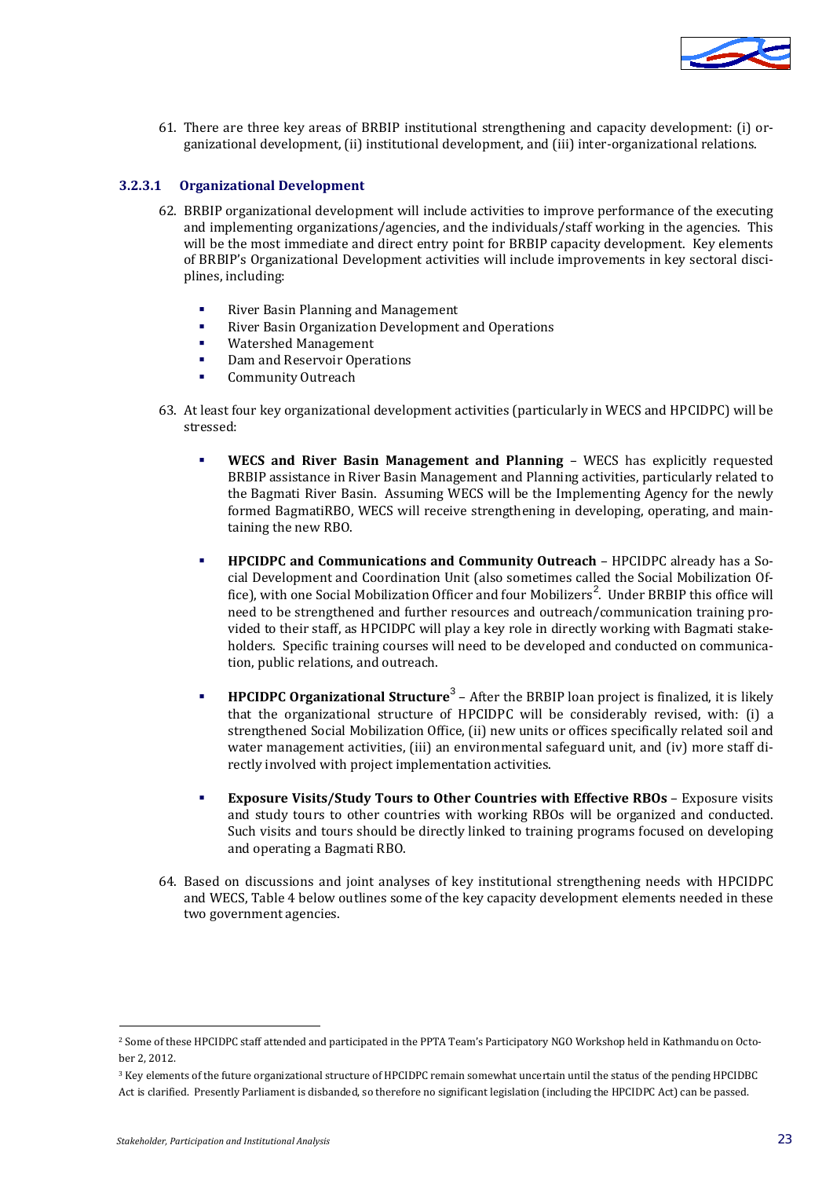61. There are three key areas of BRBIP institutional strengthening and capacity development: (i) organizational development, (ii) institutional development, and (iii) inter-organizational relations.

#### 3.2.3.1 Organizational Development

62. BRBIP organizational development will include activities to improve performance of the executing and implementing organizations/agencies, and the individuals/staff working in the agencies. This will be the most immediate and direct entry point for BRBIP capacity development. Key elements of BRBIP's Organizational Development activities will include improvements in key sectoral disciplines, including:

   - River Basin Planning and Management
   - River Basin Organization Development and Operations
   - Watershed Management
   - Dam and Reservoir Operations
   - Community Outreach

63. At least four key organizational development activities (particularly in WECS and HPCIDPC) will be stressed:

   - **WECS and River Basin Management and Planning** – WECS has explicitly requested BRBIP assistance in River Basin Management and Planning activities, particularly related to the Bagmati River Basin. Assuming WECS will be the Implementing Agency for the newly formed BagmatiRBO, WECS will receive strengthening in developing, operating, and maintaining the new RBO.

   - **HPCIDPC and Communications and Community Outreach** – HPCIDPC already has a Social Development and Coordination Unit (also sometimes called the Social Mobilization Office), with one Social Mobilization Officer and four Mobilizers[2]. Under BRBIP this office will need to be strengthened and further resources and outreach/communication training provided to their staff, as HPCIDPC will play a key role in directly working with Bagmati stakeholders. Specific training courses will need to be developed and conducted on communication, public relations, and outreach.

   - **HPCIDPC Organizational Structure**[3] – After the BRBIP loan project is finalized, it is likely that the organizational structure of HPCIDPC will be considerably revised, with: (i) a strengthened Social Mobilization Office, (ii) new units or offices specifically related soil and water management activities, (iii) an environmental safeguard unit, and (iv) more staff directly involved with project implementation activities.

   - **Exposure Visits/Study Tours to Other Countries with Effective RBOs** – Exposure visits and study tours to other countries with working RBOs will be organized and conducted. Such visits and tours should be directly linked to training programs focused on developing and operating a Bagmati RBO.

64. Based on discussions and joint analyses of key institutional strengthening needs with HPCIDPC and WECS, Table 4 below outlines some of the key capacity development elements needed in these two government agencies.

---

[2] Some of these HPCIDPC staff attended and participated in the PPTA Team's Participatory NGO Workshop held in Kathmandu on October 2, 2012.

[3] Key elements of the future organizational structure of HPCIDPC remain somewhat uncertain until the status of the pending HPCIDBC Act is clarified. Presently Parliament is disbanded, so therefore no significant legislation (including the HPCIDPC Act) can be passed.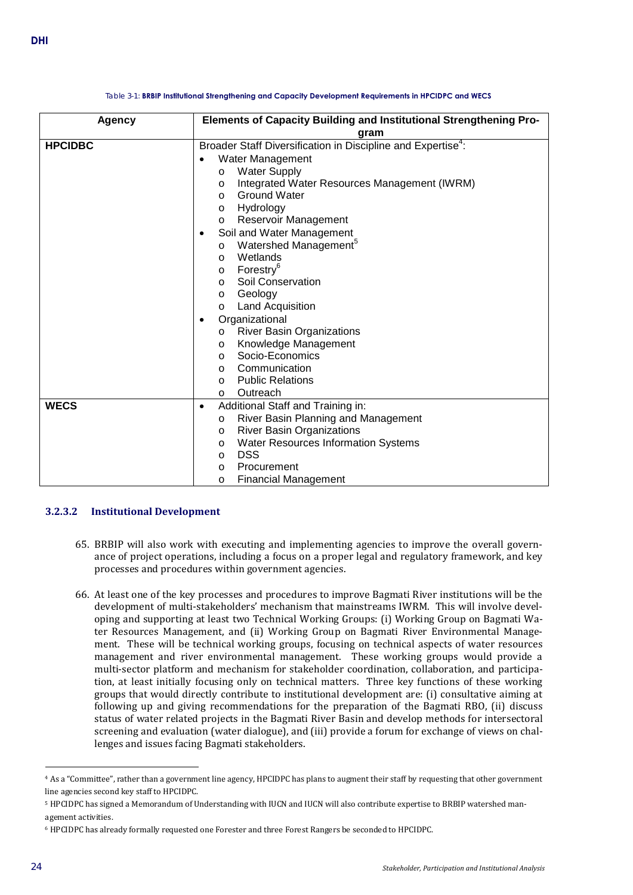Table 3-1: **BRBIP Institutional Strengthening and Capacity Development Requirements in HPCIDPC and WECS**

| Agency | Elements of Capacity Building and Institutional Strengthening Program |
|---|---|
| **HPCIDBC** | Broader Staff Diversification in Discipline and Expertise[4]:<br>• Water Management<br>  o Water Supply<br>  o Integrated Water Resources Management (IWRM)<br>  o Ground Water<br>  o Hydrology<br>  o Reservoir Management<br>• Soil and Water Management<br>  o Watershed Management[5]<br>  o Wetlands<br>  o Forestry[6]<br>  o Soil Conservation<br>  o Geology<br>  o Land Acquisition<br>• Organizational<br>  o River Basin Organizations<br>  o Knowledge Management<br>  o Socio-Economics<br>  o Communication<br>  o Public Relations<br>  o Outreach |
| **WECS** | • Additional Staff and Training in:<br>  o River Basin Planning and Management<br>  o River Basin Organizations<br>  o Water Resources Information Systems<br>  o DSS<br>  o Procurement<br>  o Financial Management |

### 3.2.3.2 Institutional Development

65. BRBIP will also work with executing and implementing agencies to improve the overall governance of project operations, including a focus on a proper legal and regulatory framework, and key processes and procedures within government agencies.

66. At least one of the key processes and procedures to improve Bagmati River institutions will be the development of multi-stakeholders' mechanism that mainstreams IWRM. This will involve developing and supporting at least two Technical Working Groups: (i) Working Group on Bagmati Water Resources Management, and (ii) Working Group on Bagmati River Environmental Management. These will be technical working groups, focusing on technical aspects of water resources management and river environmental management. These working groups would provide a multi-sector platform and mechanism for stakeholder coordination, collaboration, and participation, at least initially focusing only on technical matters. Three key functions of these working groups that would directly contribute to institutional development are: (i) consultative aiming at following up and giving recommendations for the preparation of the Bagmati RBO, (ii) discuss status of water related projects in the Bagmati River Basin and develop methods for intersectoral screening and evaluation (water dialogue), and (iii) provide a forum for exchange of views on challenges and issues facing Bagmati stakeholders.

---

[4] As a "Committee", rather than a government line agency, HPCIDPC has plans to augment their staff by requesting that other government line agencies second key staff to HPCIDPC.

[5] HPCIDPC has signed a Memorandum of Understanding with IUCN and IUCN will also contribute expertise to BRBIP watershed management activities.

[6] HPCIDPC has already formally requested one Forester and three Forest Rangers be seconded to HPCIDPC.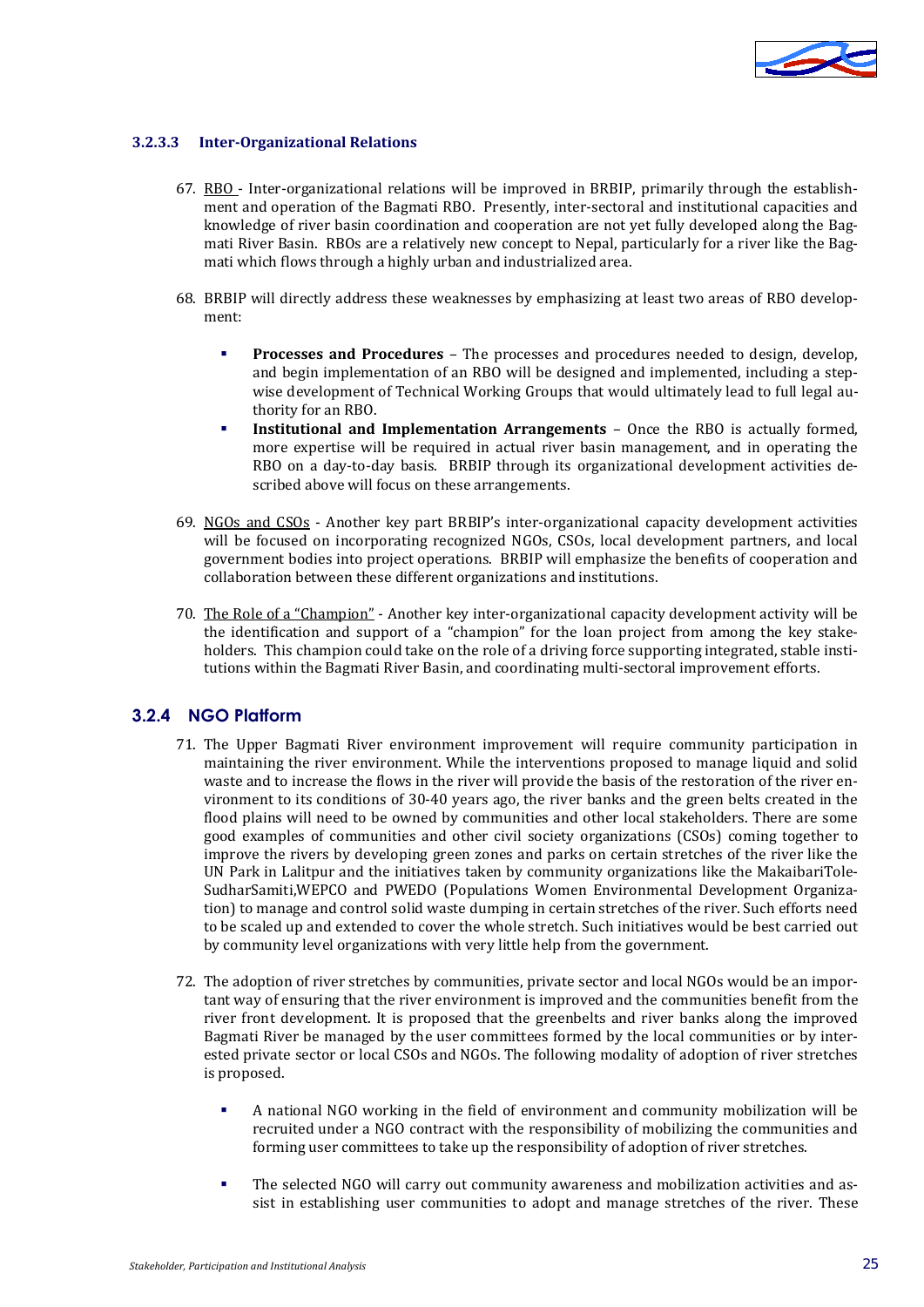#### 3.2.3.3 Inter-Organizational Relations

67. RBO - Inter-organizational relations will be improved in BRBIP, primarily through the establishment and operation of the Bagmati RBO. Presently, inter-sectoral and institutional capacities and knowledge of river basin coordination and cooperation are not yet fully developed along the Bagmati River Basin. RBOs are a relatively new concept to Nepal, particularly for a river like the Bagmati which flows through a highly urban and industrialized area.

68. BRBIP will directly address these weaknesses by emphasizing at least two areas of RBO development:

    - **Processes and Procedures** – The processes and procedures needed to design, develop, and begin implementation of an RBO will be designed and implemented, including a step-wise development of Technical Working Groups that would ultimately lead to full legal authority for an RBO.
    - **Institutional and Implementation Arrangements** – Once the RBO is actually formed, more expertise will be required in actual river basin management, and in operating the RBO on a day-to-day basis. BRBIP through its organizational development activities described above will focus on these arrangements.

69. NGOs and CSOs - Another key part BRBIP's inter-organizational capacity development activities will be focused on incorporating recognized NGOs, CSOs, local development partners, and local government bodies into project operations. BRBIP will emphasize the benefits of cooperation and collaboration between these different organizations and institutions.

70. The Role of a "Champion" - Another key inter-organizational capacity development activity will be the identification and support of a "champion" for the loan project from among the key stakeholders. This champion could take on the role of a driving force supporting integrated, stable institutions within the Bagmati River Basin, and coordinating multi-sectoral improvement efforts.

### 3.2.4 NGO Platform

71. The Upper Bagmati River environment improvement will require community participation in maintaining the river environment. While the interventions proposed to manage liquid and solid waste and to increase the flows in the river will provide the basis of the restoration of the river environment to its conditions of 30-40 years ago, the river banks and the green belts created in the flood plains will need to be owned by communities and other local stakeholders. There are some good examples of communities and other civil society organizations (CSOs) coming together to improve the rivers by developing green zones and parks on certain stretches of the river like the UN Park in Lalitpur and the initiatives taken by community organizations like the MakaibariTole-SudharSamiti,WEPCO and PWEDO (Populations Women Environmental Development Organization) to manage and control solid waste dumping in certain stretches of the river. Such efforts need to be scaled up and extended to cover the whole stretch. Such initiatives would be best carried out by community level organizations with very little help from the government.

72. The adoption of river stretches by communities, private sector and local NGOs would be an important way of ensuring that the river environment is improved and the communities benefit from the river front development. It is proposed that the greenbelts and river banks along the improved Bagmati River be managed by the user committees formed by the local communities or by interested private sector or local CSOs and NGOs. The following modality of adoption of river stretches is proposed.

    - A national NGO working in the field of environment and community mobilization will be recruited under a NGO contract with the responsibility of mobilizing the communities and forming user committees to take up the responsibility of adoption of river stretches.

    - The selected NGO will carry out community awareness and mobilization activities and assist in establishing user communities to adopt and manage stretches of the river. These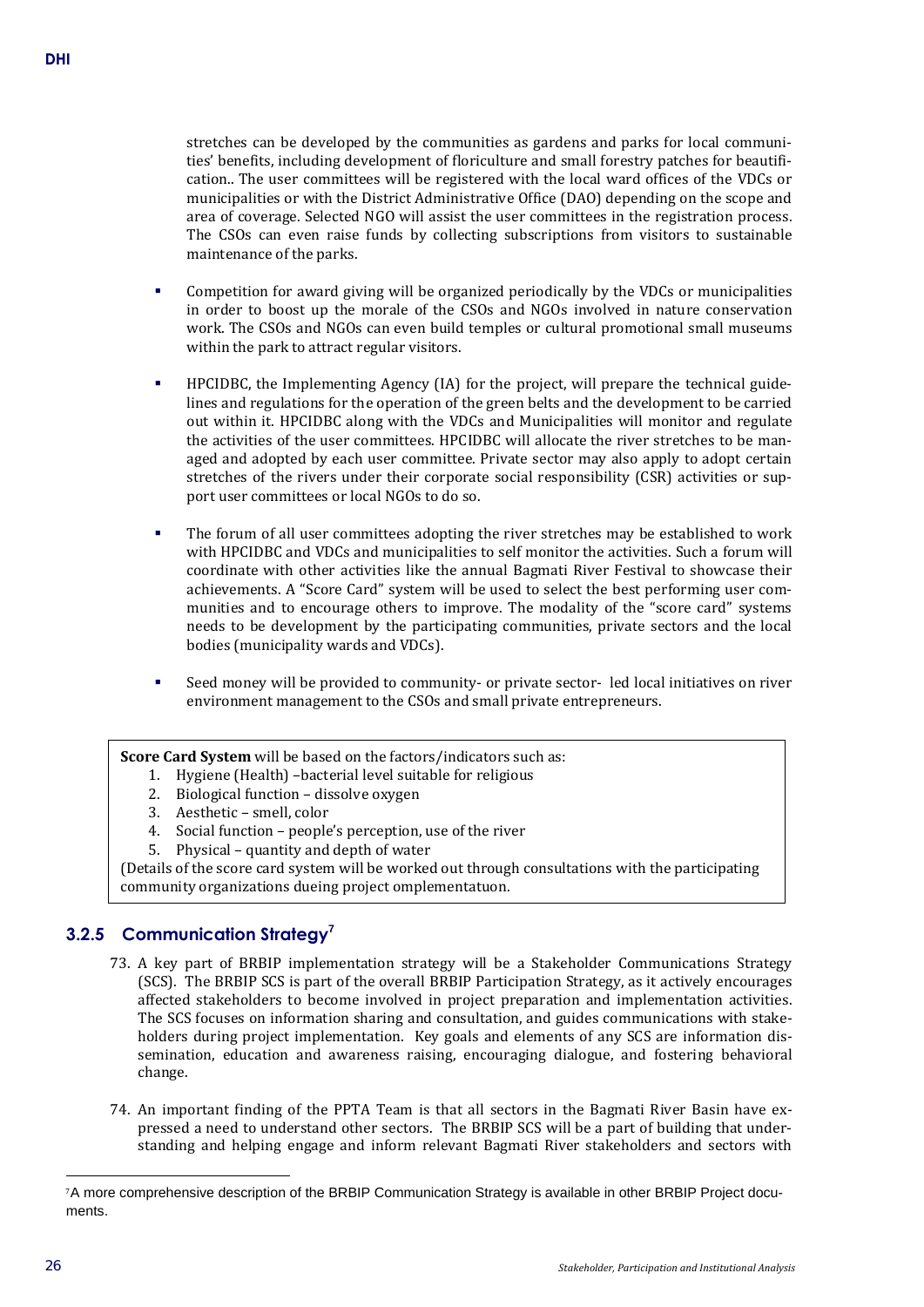stretches can be developed by the communities as gardens and parks for local communities' benefits, including development of floriculture and small forestry patches for beautification.. The user committees will be registered with the local ward offices of the VDCs or municipalities or with the District Administrative Office (DAO) depending on the scope and area of coverage. Selected NGO will assist the user committees in the registration process. The CSOs can even raise funds by collecting subscriptions from visitors to sustainable maintenance of the parks.

- Competition for award giving will be organized periodically by the VDCs or municipalities in order to boost up the morale of the CSOs and NGOs involved in nature conservation work. The CSOs and NGOs can even build temples or cultural promotional small museums within the park to attract regular visitors.
- HPCIDBC, the Implementing Agency (IA) for the project, will prepare the technical guidelines and regulations for the operation of the green belts and the development to be carried out within it. HPCIDBC along with the VDCs and Municipalities will monitor and regulate the activities of the user committees. HPCIDBC will allocate the river stretches to be managed and adopted by each user committee. Private sector may also apply to adopt certain stretches of the rivers under their corporate social responsibility (CSR) activities or support user committees or local NGOs to do so.
- The forum of all user committees adopting the river stretches may be established to work with HPCIDBC and VDCs and municipalities to self monitor the activities. Such a forum will coordinate with other activities like the annual Bagmati River Festival to showcase their achievements. A "Score Card" system will be used to select the best performing user communities and to encourage others to improve. The modality of the "score card" systems needs to be development by the participating communities, private sectors and the local bodies (municipality wards and VDCs).
- Seed money will be provided to community- or private sector- led local initiatives on river environment management to the CSOs and small private entrepreneurs.

**Score Card System** will be based on the factors/indicators such as:

1. Hygiene (Health) –bacterial level suitable for religious
2. Biological function – dissolve oxygen
3. Aesthetic – smell, color
4. Social function – people's perception, use of the river
5. Physical – quantity and depth of water

(Details of the score card system will be worked out through consultations with the participating community organizations dueing project omplementatuon.

### 3.2.5 Communication Strategy[7]

73. A key part of BRBIP implementation strategy will be a Stakeholder Communications Strategy (SCS). The BRBIP SCS is part of the overall BRBIP Participation Strategy, as it actively encourages affected stakeholders to become involved in project preparation and implementation activities. The SCS focuses on information sharing and consultation, and guides communications with stakeholders during project implementation. Key goals and elements of any SCS are information dissemination, education and awareness raising, encouraging dialogue, and fostering behavioral change.

74. An important finding of the PPTA Team is that all sectors in the Bagmati River Basin have expressed a need to understand other sectors. The BRBIP SCS will be a part of building that understanding and helping engage and inform relevant Bagmati River stakeholders and sectors with

[7] A more comprehensive description of the BRBIP Communication Strategy is available in other BRBIP Project documents.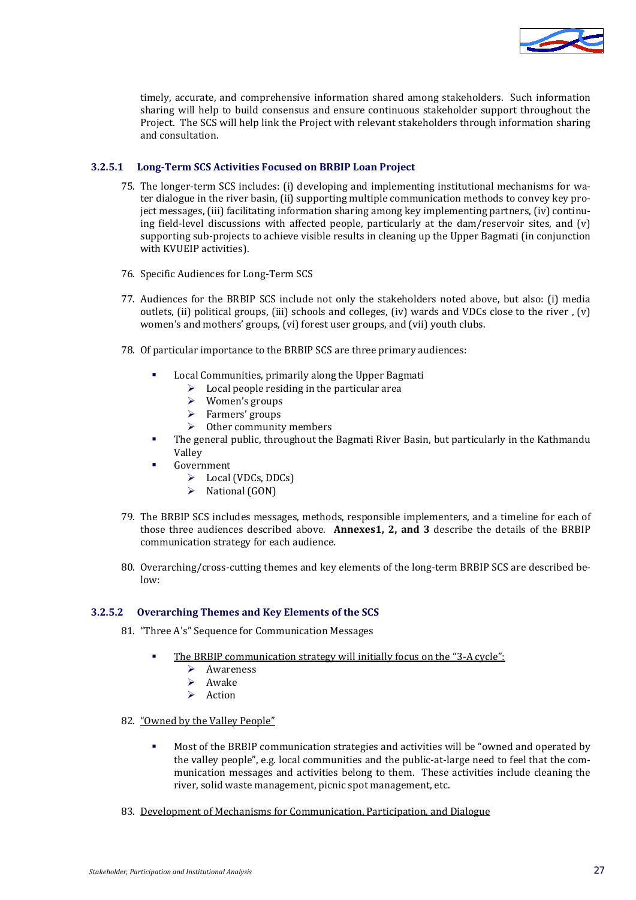timely, accurate, and comprehensive information shared among stakeholders. Such information sharing will help to build consensus and ensure continuous stakeholder support throughout the Project. The SCS will help link the Project with relevant stakeholders through information sharing and consultation.

### 3.2.5.1 Long-Term SCS Activities Focused on BRBIP Loan Project

75. The longer-term SCS includes: (i) developing and implementing institutional mechanisms for water dialogue in the river basin, (ii) supporting multiple communication methods to convey key project messages, (iii) facilitating information sharing among key implementing partners, (iv) continuing field-level discussions with affected people, particularly at the dam/reservoir sites, and (v) supporting sub-projects to achieve visible results in cleaning up the Upper Bagmati (in conjunction with KVUEIP activities).

76. Specific Audiences for Long-Term SCS

77. Audiences for the BRBIP SCS include not only the stakeholders noted above, but also: (i) media outlets, (ii) political groups, (iii) schools and colleges, (iv) wards and VDCs close to the river , (v) women's and mothers' groups, (vi) forest user groups, and (vii) youth clubs.

78. Of particular importance to the BRBIP SCS are three primary audiences:

    - Local Communities, primarily along the Upper Bagmati
        - Local people residing in the particular area
        - Women's groups
        - Farmers' groups
        - Other community members
    - The general public, throughout the Bagmati River Basin, but particularly in the Kathmandu Valley
    - Government
        - Local (VDCs, DDCs)
        - National (GON)

79. The BRBIP SCS includes messages, methods, responsible implementers, and a timeline for each of those three audiences described above. **Annexes1, 2, and 3** describe the details of the BRBIP communication strategy for each audience.

80. Overarching/cross-cutting themes and key elements of the long-term BRBIP SCS are described below:

### 3.2.5.2 Overarching Themes and Key Elements of the SCS

81. "Three A's" Sequence for Communication Messages

    - The BRBIP communication strategy will initially focus on the "3-A cycle":
        - Awareness
        - Awake
        - Action

82. "Owned by the Valley People"

    - Most of the BRBIP communication strategies and activities will be "owned and operated by the valley people", e.g. local communities and the public-at-large need to feel that the communication messages and activities belong to them. These activities include cleaning the river, solid waste management, picnic spot management, etc.

83. Development of Mechanisms for Communication, Participation, and Dialogue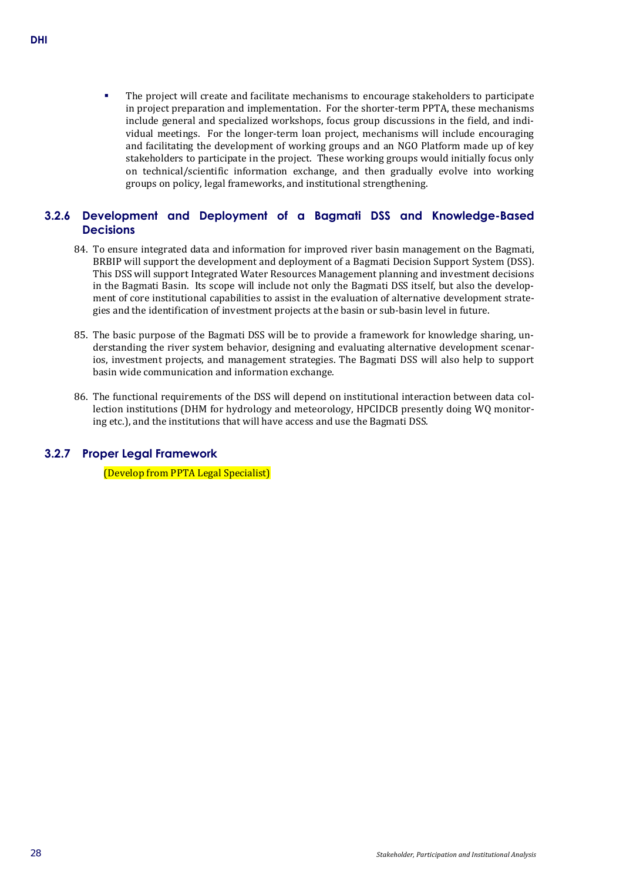- The project will create and facilitate mechanisms to encourage stakeholders to participate in project preparation and implementation. For the shorter-term PPTA, these mechanisms include general and specialized workshops, focus group discussions in the field, and individual meetings. For the longer-term loan project, mechanisms will include encouraging and facilitating the development of working groups and an NGO Platform made up of key stakeholders to participate in the project. These working groups would initially focus only on technical/scientific information exchange, and then gradually evolve into working groups on policy, legal frameworks, and institutional strengthening.

### 3.2.6 Development and Deployment of a Bagmati DSS and Knowledge-Based Decisions

84. To ensure integrated data and information for improved river basin management on the Bagmati, BRBIP will support the development and deployment of a Bagmati Decision Support System (DSS). This DSS will support Integrated Water Resources Management planning and investment decisions in the Bagmati Basin. Its scope will include not only the Bagmati DSS itself, but also the development of core institutional capabilities to assist in the evaluation of alternative development strategies and the identification of investment projects at the basin or sub-basin level in future.

85. The basic purpose of the Bagmati DSS will be to provide a framework for knowledge sharing, understanding the river system behavior, designing and evaluating alternative development scenarios, investment projects, and management strategies. The Bagmati DSS will also help to support basin wide communication and information exchange.

86. The functional requirements of the DSS will depend on institutional interaction between data collection institutions (DHM for hydrology and meteorology, HPCIDCB presently doing WQ monitoring etc.), and the institutions that will have access and use the Bagmati DSS.

### 3.2.7 Proper Legal Framework

(Develop from PPTA Legal Specialist)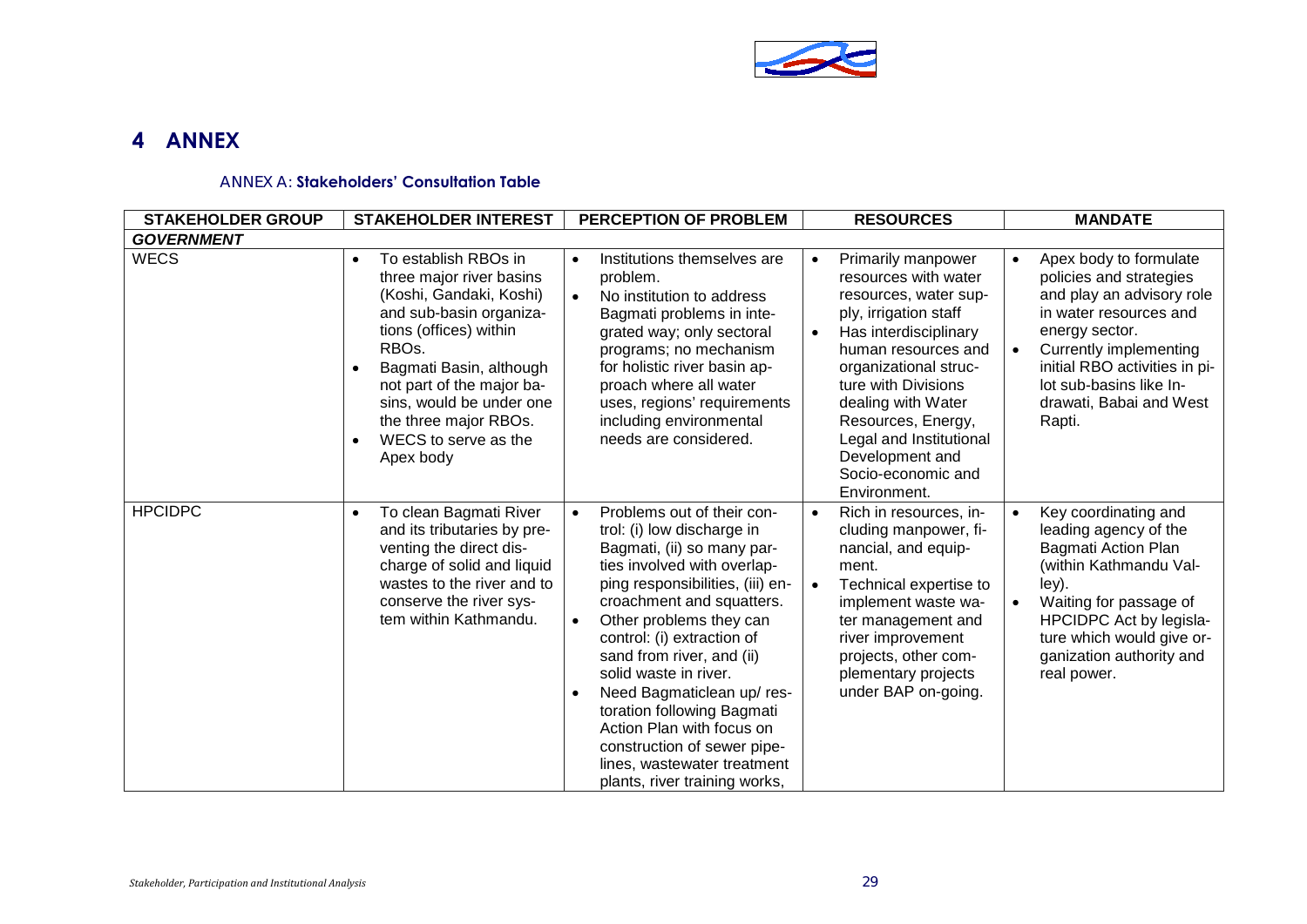# 4 ANNEX

### ANNEX A: Stakeholders' Consultation Table

| STAKEHOLDER GROUP | STAKEHOLDER INTEREST | PERCEPTION OF PROBLEM | RESOURCES | MANDATE |
|---|---|---|---|---|
| ***GOVERNMENT*** | | | | |
| WECS | • To establish RBOs in three major river basins (Koshi, Gandaki, Koshi) and sub-basin organizations (offices) within RBOs.<br>• Bagmati Basin, although not part of the major basins, would be under one the three major RBOs.<br>• WECS to serve as the Apex body | • Institutions themselves are problem.<br>• No institution to address Bagmati problems in integrated way; only sectoral programs; no mechanism for holistic river basin approach where all water uses, regions' requirements including environmental needs are considered. | • Primarily manpower resources with water resources, water supply, irrigation staff<br>• Has interdisciplinary human resources and organizational structure with Divisions dealing with Water Resources, Energy, Legal and Institutional Development and Socio-economic and Environment. | • Apex body to formulate policies and strategies and play an advisory role in water resources and energy sector.<br>• Currently implementing initial RBO activities in pilot sub-basins like Indrawati, Babai and West Rapti. |
| HPCIDPC | • To clean Bagmati River and its tributaries by preventing the direct discharge of solid and liquid wastes to the river and to conserve the river system within Kathmandu. | • Problems out of their control: (i) low discharge in Bagmati, (ii) so many parties involved with overlapping responsibilities, (iii) encroachment and squatters.<br>• Other problems they can control: (i) extraction of sand from river, and (ii) solid waste in river.<br>• Need Bagmaticlean up/ restoration following Bagmati Action Plan with focus on construction of sewer pipelines, wastewater treatment plants, river training works, | • Rich in resources, including manpower, financial, and equipment.<br>• Technical expertise to implement waste water management and river improvement projects, other complementary projects under BAP on-going. | • Key coordinating and leading agency of the Bagmati Action Plan (within Kathmandu Valley).<br>• Waiting for passage of HPCIDPC Act by legislature which would give organization authority and real power. |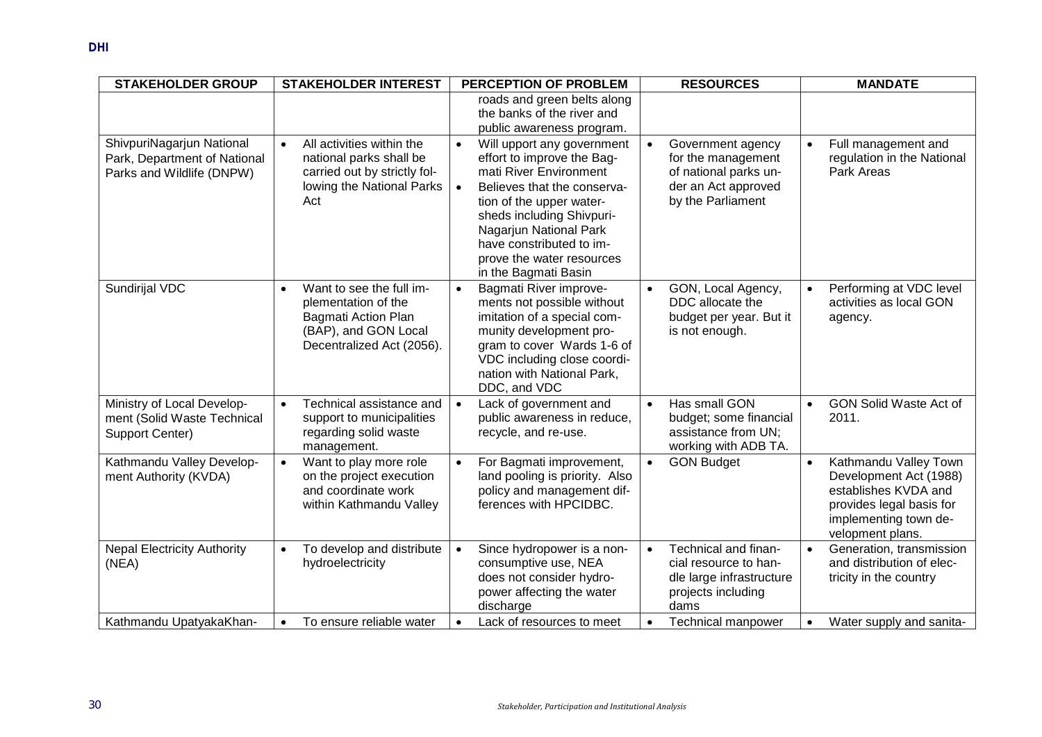| STAKEHOLDER GROUP | STAKEHOLDER INTEREST | PERCEPTION OF PROBLEM | RESOURCES | MANDATE |
|---|---|---|---|---|
| | | roads and green belts along the banks of the river and public awareness program. | | |
| ShivpuriNagarjun National Park, Department of National Parks and Wildlife (DNPW) | • All activities within the national parks shall be carried out by strictly following the National Parks Act | • Will upport any government effort to improve the Bagmati River Environment<br>• Believes that the conservation of the upper watersheds including Shivpuri-Nagarjun National Park have constributed to improve the water resources in the Bagmati Basin | • Government agency for the management of national parks under an Act approved by the Parliament | • Full management and regulation in the National Park Areas |
| Sundirijal VDC | • Want to see the full implementation of the Bagmati Action Plan (BAP), and GON Local Decentralized Act (2056). | • Bagmati River improvements not possible without imitation of a special community development program to cover Wards 1-6 of VDC including close coordination with National Park, DDC, and VDC | • GON, Local Agency, DDC allocate the budget per year. But it is not enough. | • Performing at VDC level activities as local GON agency. |
| Ministry of Local Development (Solid Waste Technical Support Center) | • Technical assistance and support to municipalities regarding solid waste management. | • Lack of government and public awareness in reduce, recycle, and re-use. | • Has small GON budget; some financial assistance from UN; working with ADB TA. | • GON Solid Waste Act of 2011. |
| Kathmandu Valley Development Authority (KVDA) | • Want to play more role on the project execution and coordinate work within Kathmandu Valley | • For Bagmati improvement, land pooling is priority. Also policy and management differences with HPCIDBC. | • GON Budget | • Kathmandu Valley Town Development Act (1988) establishes KVDA and provides legal basis for implementing town development plans. |
| Nepal Electricity Authority (NEA) | • To develop and distribute hydroelectricity | • Since hydropower is a non-consumptive use, NEA does not consider hydropower affecting the water discharge | • Technical and financial resource to handle large infrastructure projects including dams | • Generation, transmission and distribution of electricity in the country |
| Kathmandu UpatyakaKhan- | • To ensure reliable water | • Lack of resources to meet | • Technical manpower | • Water supply and sanita- |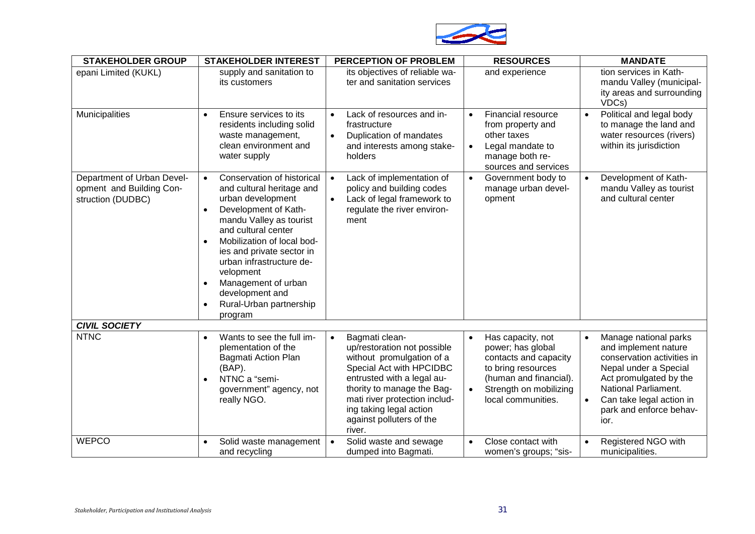| STAKEHOLDER GROUP | STAKEHOLDER INTEREST | PERCEPTION OF PROBLEM | RESOURCES | MANDATE |
|---|---|---|---|---|
| epani Limited (KUKL) | supply and sanitation to its customers | its objectives of reliable water and sanitation services | and experience | tion services in Kathmandu Valley (municipality areas and surrounding VDCs) |
| Municipalities | • Ensure services to its residents including solid waste management, clean environment and water supply | • Lack of resources and infrastructure<br>• Duplication of mandates and interests among stakeholders | • Financial resource from property and other taxes<br>• Legal mandate to manage both resources and services | • Political and legal body to manage the land and water resources (rivers) within its jurisdiction |
| Department of Urban Development and Building Construction (DUDBC) | • Conservation of historical and cultural heritage and urban development<br>• Development of Kathmandu Valley as tourist and cultural center<br>• Mobilization of local bodies and private sector in urban infrastructure development<br>• Management of urban development and<br>• Rural-Urban partnership program | • Lack of implementation of policy and building codes<br>• Lack of legal framework to regulate the river environment | • Government body to manage urban development | • Development of Kathmandu Valley as tourist and cultural center |
| ***CIVIL SOCIETY*** | | | | |
| NTNC | • Wants to see the full implementation of the Bagmati Action Plan (BAP).<br>• NTNC a "semi-government" agency, not really NGO. | • Bagmati clean-up/restoration not possible without promulgation of a Special Act with HPCIDBC entrusted with a legal authority to manage the Bagmati river protection including taking legal action against polluters of the river. | • Has capacity, not power; has global contacts and capacity to bring resources (human and financial).<br>• Strength on mobilizing local communities. | • Manage national parks and implement nature conservation activities in Nepal under a Special Act promulgated by the National Parliament.<br>• Can take legal action in park and enforce behavior. |
| WEPCO | • Solid waste management and recycling | • Solid waste and sewage dumped into Bagmati. | • Close contact with women's groups; "sis- | • Registered NGO with municipalities. |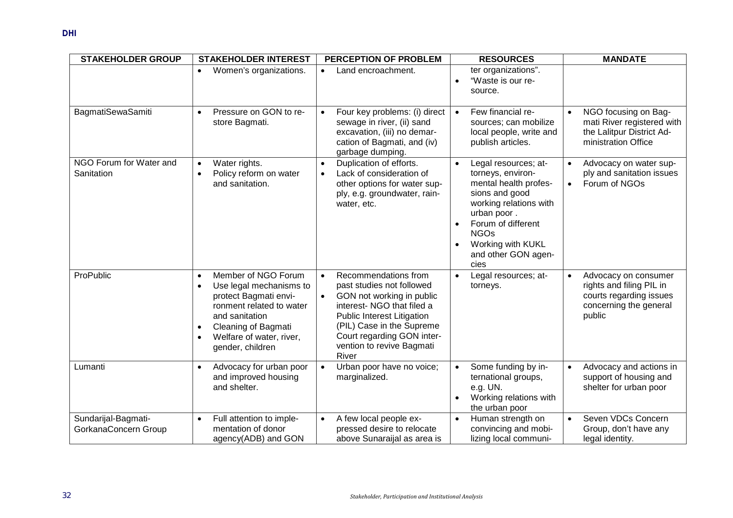| STAKEHOLDER GROUP | STAKEHOLDER INTEREST | PERCEPTION OF PROBLEM | RESOURCES | MANDATE |
|---|---|---|---|---|
| | • Women's organizations. | • Land encroachment. | ter organizations".<br>• "Waste is our resource. | |
| BagmatiSewaSamiti | • Pressure on GON to restore Bagmati. | • Four key problems: (i) direct sewage in river, (ii) sand excavation, (iii) no demarcation of Bagmati, and (iv) garbage dumping. | • Few financial resources; can mobilize local people, write and publish articles. | • NGO focusing on Bagmati River registered with the Lalitpur District Administration Office |
| NGO Forum for Water and Sanitation | • Water rights.<br>• Policy reform on water and sanitation. | • Duplication of efforts.<br>• Lack of consideration of other options for water supply, e.g. groundwater, rainwater, etc. | • Legal resources; attorneys, environmental health professions and good working relations with urban poor .<br>• Forum of different NGOs<br>• Working with KUKL and other GON agencies | • Advocacy on water supply and sanitation issues<br>• Forum of NGOs |
| ProPublic | • Member of NGO Forum<br>• Use legal mechanisms to protect Bagmati environment related to water and sanitation<br>• Cleaning of Bagmati<br>• Welfare of water, river, gender, children | • Recommendations from past studies not followed<br>• GON not working in public interest- NGO that filed a Public Interest Litigation (PIL) Case in the Supreme Court regarding GON intervention to revive Bagmati River | • Legal resources; attorneys. | • Advocacy on consumer rights and filing PIL in courts regarding issues concerning the general public |
| Lumanti | • Advocacy for urban poor and improved housing and shelter. | • Urban poor have no voice; marginalized. | • Some funding by international groups, e.g. UN.<br>• Working relations with the urban poor | • Advocacy and actions in support of housing and shelter for urban poor |
| Sundarijal-Bagmati-GorkanaConcern Group | • Full attention to implementation of donor agency(ADB) and GON | • A few local people expressed desire to relocate above Sunaraijal as area is | • Human strength on convincing and mobilizing local communi- | • Seven VDCs Concern Group, don't have any legal identity. |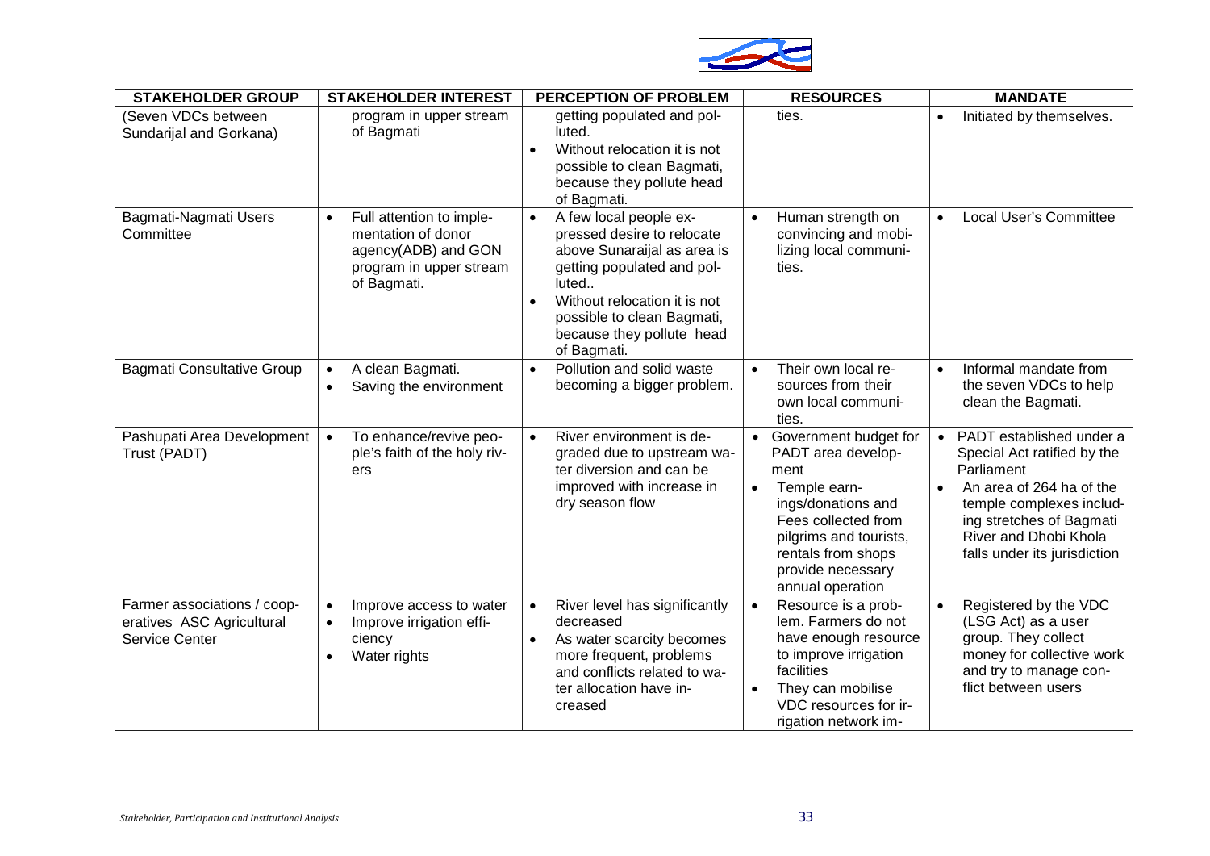| STAKEHOLDER GROUP | STAKEHOLDER INTEREST | PERCEPTION OF PROBLEM | RESOURCES | MANDATE |
|---|---|---|---|---|
| (Seven VDCs between Sundarijal and Gorkana) | program in upper stream of Bagmati | getting populated and polluted.<br>• Without relocation it is not possible to clean Bagmati, because they pollute head of Bagmati. | ties. | • Initiated by themselves. |
| Bagmati-Nagmati Users Committee | • Full attention to implementation of donor agency(ADB) and GON program in upper stream of Bagmati. | • A few local people expressed desire to relocate above Sunaraijal as area is getting populated and polluted..<br>• Without relocation it is not possible to clean Bagmati, because they pollute head of Bagmati. | • Human strength on convincing and mobilizing local communities. | • Local User's Committee |
| Bagmati Consultative Group | • A clean Bagmati.<br>• Saving the environment | • Pollution and solid waste becoming a bigger problem. | • Their own local resources from their own local communities. | • Informal mandate from the seven VDCs to help clean the Bagmati. |
| Pashupati Area Development Trust (PADT) | • To enhance/revive people's faith of the holy rivers | • River environment is degraded due to upstream water diversion and can be improved with increase in dry season flow | • Government budget for PADT area development<br>• Temple earnings/donations and Fees collected from pilgrims and tourists, rentals from shops provide necessary annual operation | • PADT established under a Special Act ratified by the Parliament<br>• An area of 264 ha of the temple complexes including stretches of Bagmati River and Dhobi Khola falls under its jurisdiction |
| Farmer associations / cooperatives ASC Agricultural Service Center | • Improve access to water<br>• Improve irrigation efficiency<br>• Water rights | • River level has significantly decreased<br>• As water scarcity becomes more frequent, problems and conflicts related to water allocation have increased | • Resource is a problem. Farmers do not have enough resource to improve irrigation facilities<br>• They can mobilise VDC resources for irrigation network im- | • Registered by the VDC (LSG Act) as a user group. They collect money for collective work and try to manage conflict between users |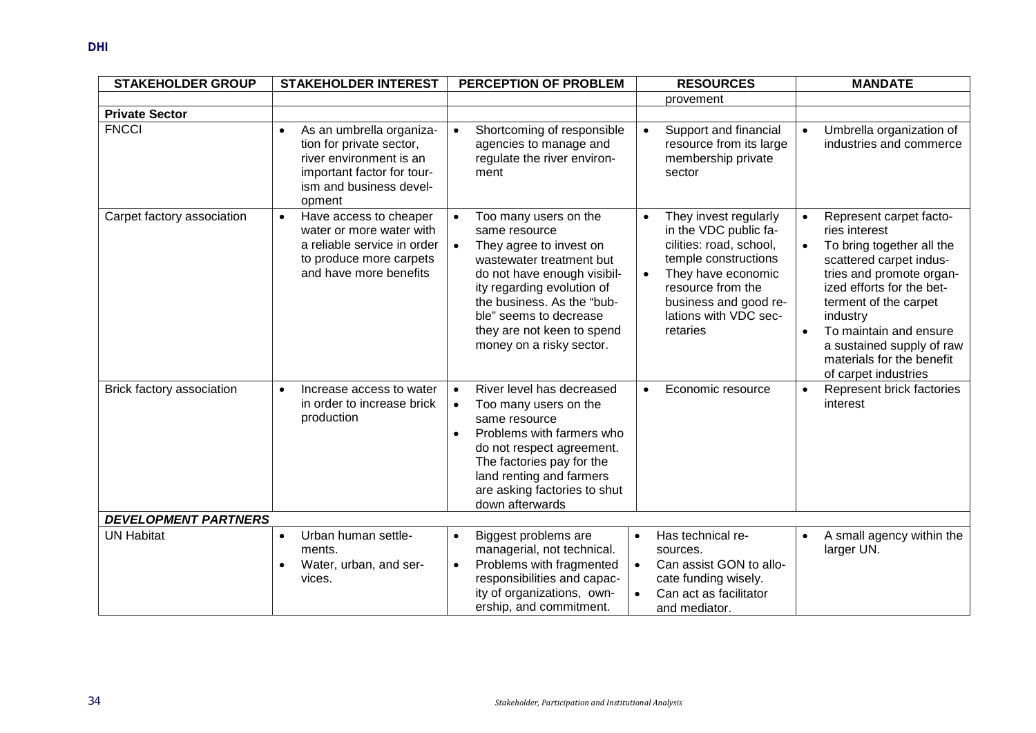| STAKEHOLDER GROUP | STAKEHOLDER INTEREST | PERCEPTION OF PROBLEM | RESOURCES | MANDATE |
|---|---|---|---|---|
| | | | provement | |
| **Private Sector** | | | | |
| FNCCI | • As an umbrella organization for private sector, river environment is an important factor for tourism and business development | • Shortcoming of responsible agencies to manage and regulate the river environment | • Support and financial resource from its large membership private sector | • Umbrella organization of industries and commerce |
| Carpet factory association | • Have access to cheaper water or more water with a reliable service in order to produce more carpets and have more benefits | • Too many users on the same resource<br>• They agree to invest on wastewater treatment but do not have enough visibility regarding evolution of the business. As the "bubble" seems to decrease they are not keen to spend money on a risky sector. | • They invest regularly in the VDC public facilities: road, school, temple constructions<br>• They have economic resource from the business and good relations with VDC secretaries | • Represent carpet factories interest<br>• To bring together all the scattered carpet industries and promote organized efforts for the betterment of the carpet industry<br>• To maintain and ensure a sustained supply of raw materials for the benefit of carpet industries |
| Brick factory association | • Increase access to water in order to increase brick production | • River level has decreased<br>• Too many users on the same resource<br>• Problems with farmers who do not respect agreement. The factories pay for the land renting and farmers are asking factories to shut down afterwards | • Economic resource | • Represent brick factories interest |
| ***DEVELOPMENT PARTNERS*** | | | | |
| UN Habitat | • Urban human settlements.<br>• Water, urban, and services. | • Biggest problems are managerial, not technical.<br>• Problems with fragmented responsibilities and capacity of organizations, ownership, and commitment. | • Has technical resources.<br>• Can assist GON to allocate funding wisely.<br>• Can act as facilitator and mediator. | • A small agency within the larger UN. |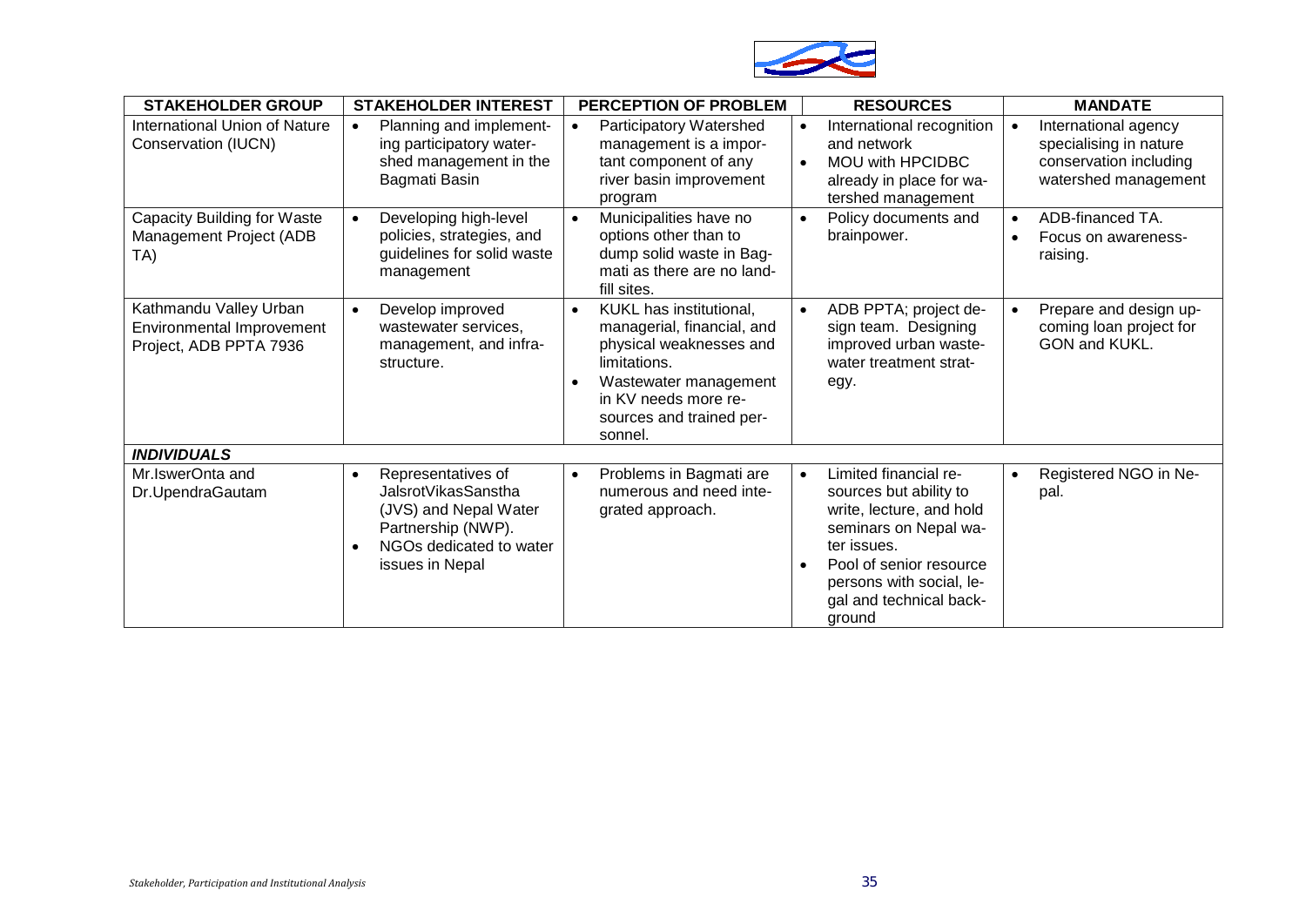| STAKEHOLDER GROUP | STAKEHOLDER INTEREST | PERCEPTION OF PROBLEM | RESOURCES | MANDATE |
|---|---|---|---|---|
| International Union of Nature Conservation (IUCN) | • Planning and implementing participatory watershed management in the Bagmati Basin | • Participatory Watershed management is a important component of any river basin improvement program | • International recognition and network<br>• MOU with HPCIDBC already in place for watershed management | • International agency specialising in nature conservation including watershed management |
| Capacity Building for Waste Management Project (ADB TA) | • Developing high-level policies, strategies, and guidelines for solid waste management | • Municipalities have no options other than to dump solid waste in Bagmati as there are no landfill sites. | • Policy documents and brainpower. | • ADB-financed TA.<br>• Focus on awareness-raising. |
| Kathmandu Valley Urban Environmental Improvement Project, ADB PPTA 7936 | • Develop improved wastewater services, management, and infrastructure. | • KUKL has institutional, managerial, financial, and physical weaknesses and limitations.<br>• Wastewater management in KV needs more resources and trained personnel. | • ADB PPTA; project design team. Designing improved urban wastewater treatment strategy. | • Prepare and design upcoming loan project for GON and KUKL. |
| ***INDIVIDUALS*** | | | | |
| Mr.IswerOnta and Dr.UpendraGautam | • Representatives of JalsrotVikasSanstha (JVS) and Nepal Water Partnership (NWP).<br>• NGOs dedicated to water issues in Nepal | • Problems in Bagmati are numerous and need integrated approach. | • Limited financial resources but ability to write, lecture, and hold seminars on Nepal water issues.<br>• Pool of senior resource persons with social, legal and technical background | • Registered NGO in Nepal. |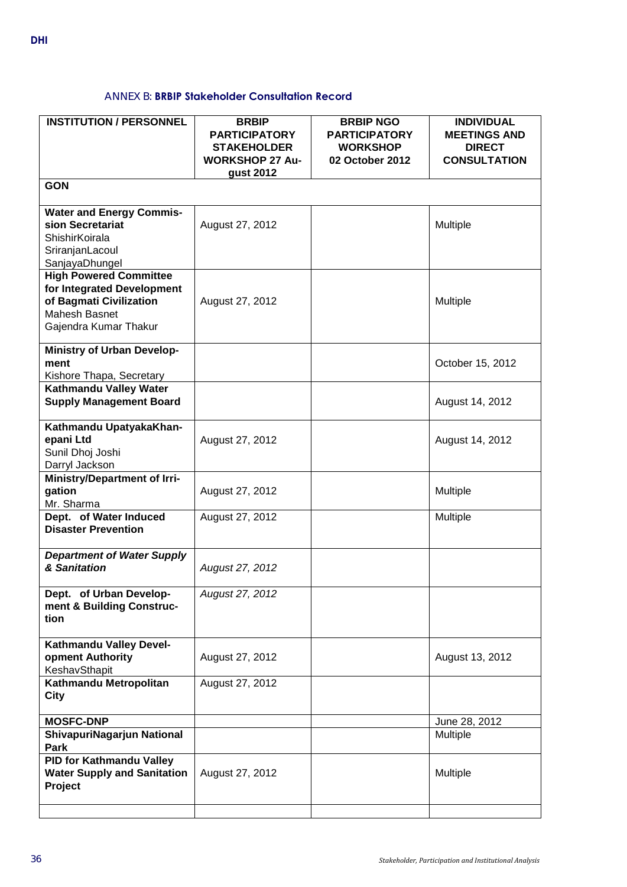ANNEX B: **BRBIP Stakeholder Consultation Record**

| INSTITUTION / PERSONNEL | BRBIP PARTICIPATORY STAKEHOLDER WORKSHOP 27 August 2012 | BRBIP NGO PARTICIPATORY WORKSHOP 02 October 2012 | INDIVIDUAL MEETINGS AND DIRECT CONSULTATION |
|---|---|---|---|
| **GON** | | | |
| **Water and Energy Commission Secretariat** ShishirKoirala SriranjanLacoul SanjayaDhungel | August 27, 2012 | | Multiple |
| **High Powered Committee for Integrated Development of Bagmati Civilization** Mahesh Basnet Gajendra Kumar Thakur | August 27, 2012 | | Multiple |
| **Ministry of Urban Development** Kishore Thapa, Secretary | | | October 15, 2012 |
| **Kathmandu Valley Water Supply Management Board** | | | August 14, 2012 |
| **Kathmandu UpatyakaKhanepani Ltd** Sunil Dhoj Joshi Darryl Jackson | August 27, 2012 | | August 14, 2012 |
| **Ministry/Department of Irrigation** Mr. Sharma | August 27, 2012 | | Multiple |
| **Dept. of Water Induced Disaster Prevention** | August 27, 2012 | | Multiple |
| ***Department of Water Supply & Sanitation*** | *August 27, 2012* | | |
| **Dept. of Urban Development & Building Construction** | *August 27, 2012* | | |
| **Kathmandu Valley Development Authority** KeshavSthapit | August 27, 2012 | | August 13, 2012 |
| **Kathmandu Metropolitan City** | August 27, 2012 | | |
| **MOSFC-DNP** | | | June 28, 2012 |
| **ShivapuriNagarjun National Park** | | | Multiple |
| **PID for Kathmandu Valley Water Supply and Sanitation Project** | August 27, 2012 | | Multiple |
| | | | |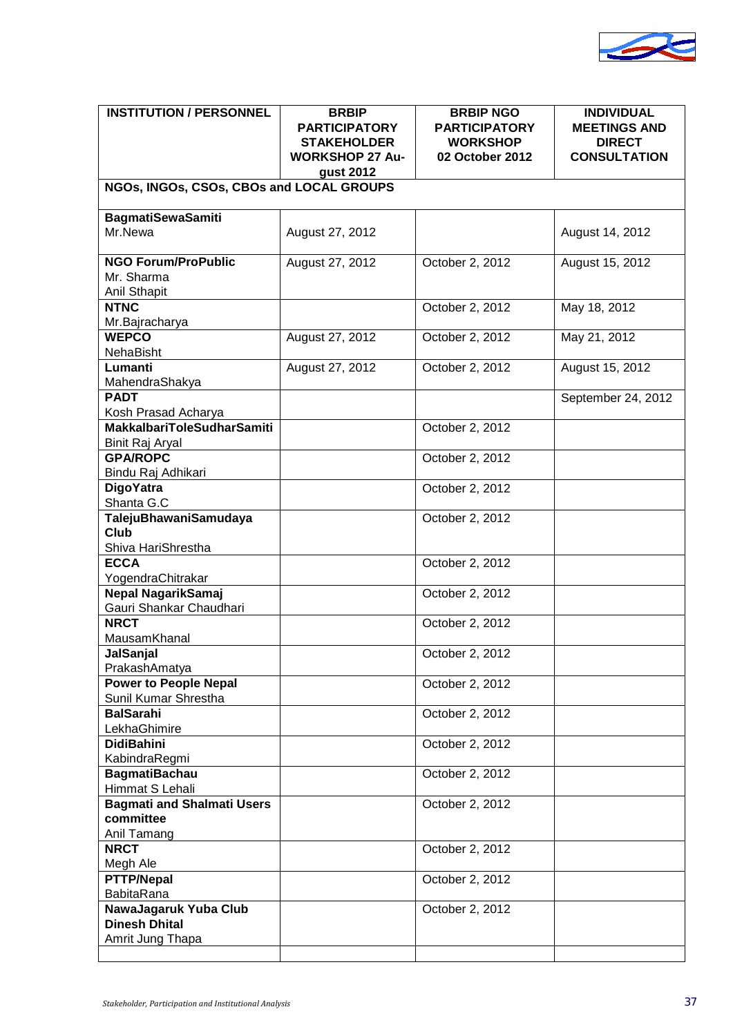| INSTITUTION / PERSONNEL | BRBIP PARTICIPATORY STAKEHOLDER WORKSHOP 27 August 2012 | BRBIP NGO PARTICIPATORY WORKSHOP 02 October 2012 | INDIVIDUAL MEETINGS AND DIRECT CONSULTATION |
|---|---|---|---|
| **NGOs, INGOs, CSOs, CBOs and LOCAL GROUPS** | | | |
| **BagmatiSewaSamiti** Mr.Newa | August 27, 2012 | | August 14, 2012 |
| **NGO Forum/ProPublic** Mr. Sharma Anil Sthapit | August 27, 2012 | October 2, 2012 | August 15, 2012 |
| **NTNC** Mr.Bajracharya | | October 2, 2012 | May 18, 2012 |
| **WEPCO** NehaBisht | August 27, 2012 | October 2, 2012 | May 21, 2012 |
| **Lumanti** MahendraShakya | August 27, 2012 | October 2, 2012 | August 15, 2012 |
| **PADT** Kosh Prasad Acharya | | | September 24, 2012 |
| **MakkalbariToleSudharSamiti** Binit Raj Aryal | | October 2, 2012 | |
| **GPA/ROPC** Bindu Raj Adhikari | | October 2, 2012 | |
| **DigoYatra** Shanta G.C | | October 2, 2012 | |
| **TalejuBhawaniSamudaya Club** Shiva HariShrestha | | October 2, 2012 | |
| **ECCA** YogendraChitrakar | | October 2, 2012 | |
| **Nepal NagarikSamaj** Gauri Shankar Chaudhari | | October 2, 2012 | |
| **NRCT** MausamKhanal | | October 2, 2012 | |
| **JalSanjal** PrakashAmatya | | October 2, 2012 | |
| **Power to People Nepal** Sunil Kumar Shrestha | | October 2, 2012 | |
| **BalSarahi** LekhaGhimire | | October 2, 2012 | |
| **DidiBahini** KabindraRegmi | | October 2, 2012 | |
| **BagmatiBachau** Himmat S Lehali | | October 2, 2012 | |
| **Bagmati and Shalmati Users committee** Anil Tamang | | October 2, 2012 | |
| **NRCT** Megh Ale | | October 2, 2012 | |
| **PTTP/Nepal** BabitaRana | | October 2, 2012 | |
| **NawaJagaruk Yuba Club** **Dinesh Dhital** Amrit Jung Thapa | | October 2, 2012 | |
| | | | |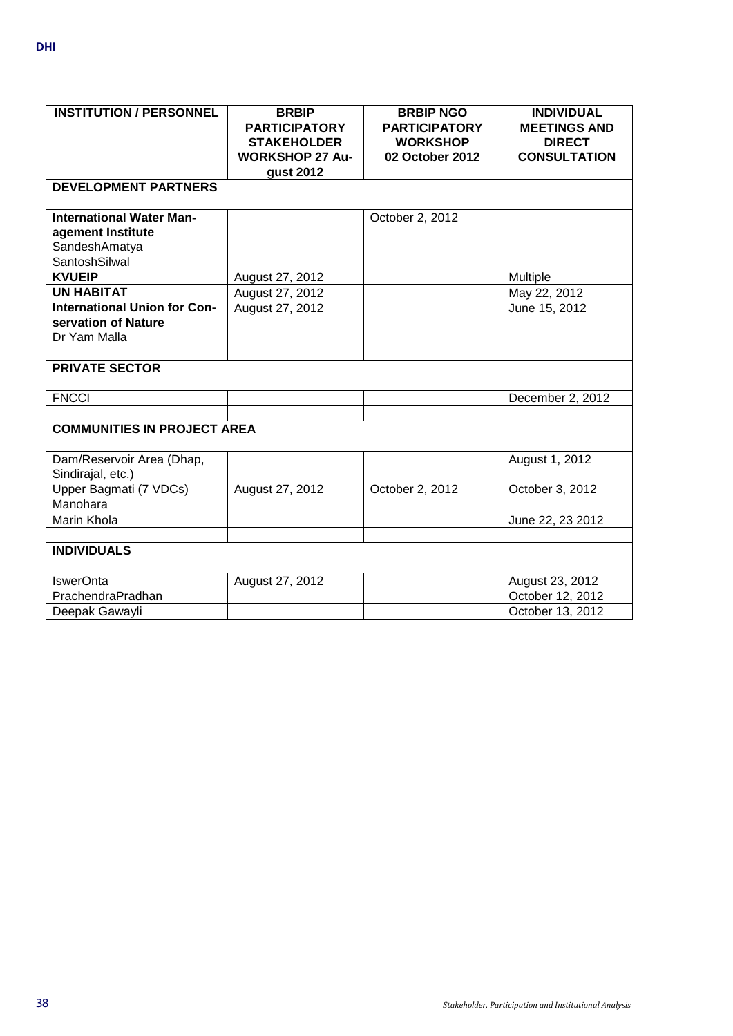| INSTITUTION / PERSONNEL | BRBIP PARTICIPATORY STAKEHOLDER WORKSHOP 27 August 2012 | BRBIP NGO PARTICIPATORY WORKSHOP 02 October 2012 | INDIVIDUAL MEETINGS AND DIRECT CONSULTATION |
|---|---|---|---|
| **DEVELOPMENT PARTNERS** | | | |
| **International Water Management Institute** SandeshAmatya SantoshSilwal | | October 2, 2012 | |
| **KVUEIP** | August 27, 2012 | | Multiple |
| **UN HABITAT** | August 27, 2012 | | May 22, 2012 |
| **International Union for Conservation of Nature** Dr Yam Malla | August 27, 2012 | | June 15, 2012 |
| | | | |
| **PRIVATE SECTOR** | | | |
| FNCCI | | | December 2, 2012 |
| | | | |
| **COMMUNITIES IN PROJECT AREA** | | | |
| Dam/Reservoir Area (Dhap, Sindirajal, etc.) | | | August 1, 2012 |
| Upper Bagmati (7 VDCs) | August 27, 2012 | October 2, 2012 | October 3, 2012 |
| Manohara | | | |
| Marin Khola | | | June 22, 23 2012 |
| | | | |
| **INDIVIDUALS** | | | |
| IswerOnta | August 27, 2012 | | August 23, 2012 |
| PrachendraPradhan | | | October 12, 2012 |
| Deepak Gawayli | | | October 13, 2012 |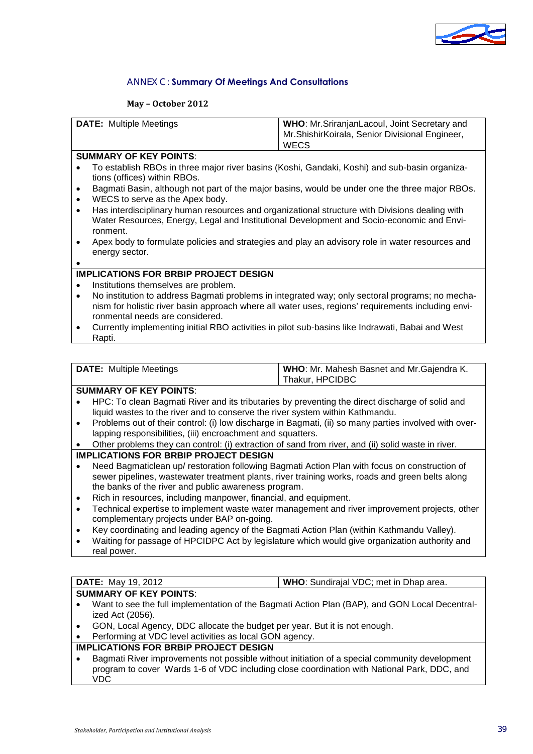## ANNEX C : Summary Of Meetings And Consultations

**May – October 2012**

| **DATE:** Multiple Meetings | **WHO**: Mr.SriranjanLacoul, Joint Secretary and Mr.ShishirKoirala, Senior Divisional Engineer, WECS |
|---|---|

**SUMMARY OF KEY POINTS**:

- To establish RBOs in three major river basins (Koshi, Gandaki, Koshi) and sub-basin organizations (offices) within RBOs.
- Bagmati Basin, although not part of the major basins, would be under one the three major RBOs.
- WECS to serve as the Apex body.
- Has interdisciplinary human resources and organizational structure with Divisions dealing with Water Resources, Energy, Legal and Institutional Development and Socio-economic and Environment.
- Apex body to formulate policies and strategies and play an advisory role in water resources and energy sector.

**IMPLICATIONS FOR BRBIP PROJECT DESIGN**

- Institutions themselves are problem.
- No institution to address Bagmati problems in integrated way; only sectoral programs; no mechanism for holistic river basin approach where all water uses, regions' requirements including environmental needs are considered.
- Currently implementing initial RBO activities in pilot sub-basins like Indrawati, Babai and West Rapti.

| **DATE:** Multiple Meetings | **WHO**: Mr. Mahesh Basnet and Mr.Gajendra K. Thakur, HPCIDBC |
|---|---|

**SUMMARY OF KEY POINTS**:

- HPC: To clean Bagmati River and its tributaries by preventing the direct discharge of solid and liquid wastes to the river and to conserve the river system within Kathmandu.
- Problems out of their control: (i) low discharge in Bagmati, (ii) so many parties involved with overlapping responsibilities, (iii) encroachment and squatters.
- Other problems they can control: (i) extraction of sand from river, and (ii) solid waste in river.

**IMPLICATIONS FOR BRBIP PROJECT DESIGN**

- Need Bagmaticlean up/ restoration following Bagmati Action Plan with focus on construction of sewer pipelines, wastewater treatment plants, river training works, roads and green belts along the banks of the river and public awareness program.
- Rich in resources, including manpower, financial, and equipment.
- Technical expertise to implement waste water management and river improvement projects, other complementary projects under BAP on-going.
- Key coordinating and leading agency of the Bagmati Action Plan (within Kathmandu Valley).
- Waiting for passage of HPCIDPC Act by legislature which would give organization authority and real power.

| **DATE:** May 19, 2012 | **WHO**: Sundirajal VDC; met in Dhap area. |
|---|---|

**SUMMARY OF KEY POINTS**:

- Want to see the full implementation of the Bagmati Action Plan (BAP), and GON Local Decentralized Act (2056).
- GON, Local Agency, DDC allocate the budget per year. But it is not enough.
- Performing at VDC level activities as local GON agency.

**IMPLICATIONS FOR BRBIP PROJECT DESIGN**

- Bagmati River improvements not possible without initiation of a special community development program to cover Wards 1-6 of VDC including close coordination with National Park, DDC, and VDC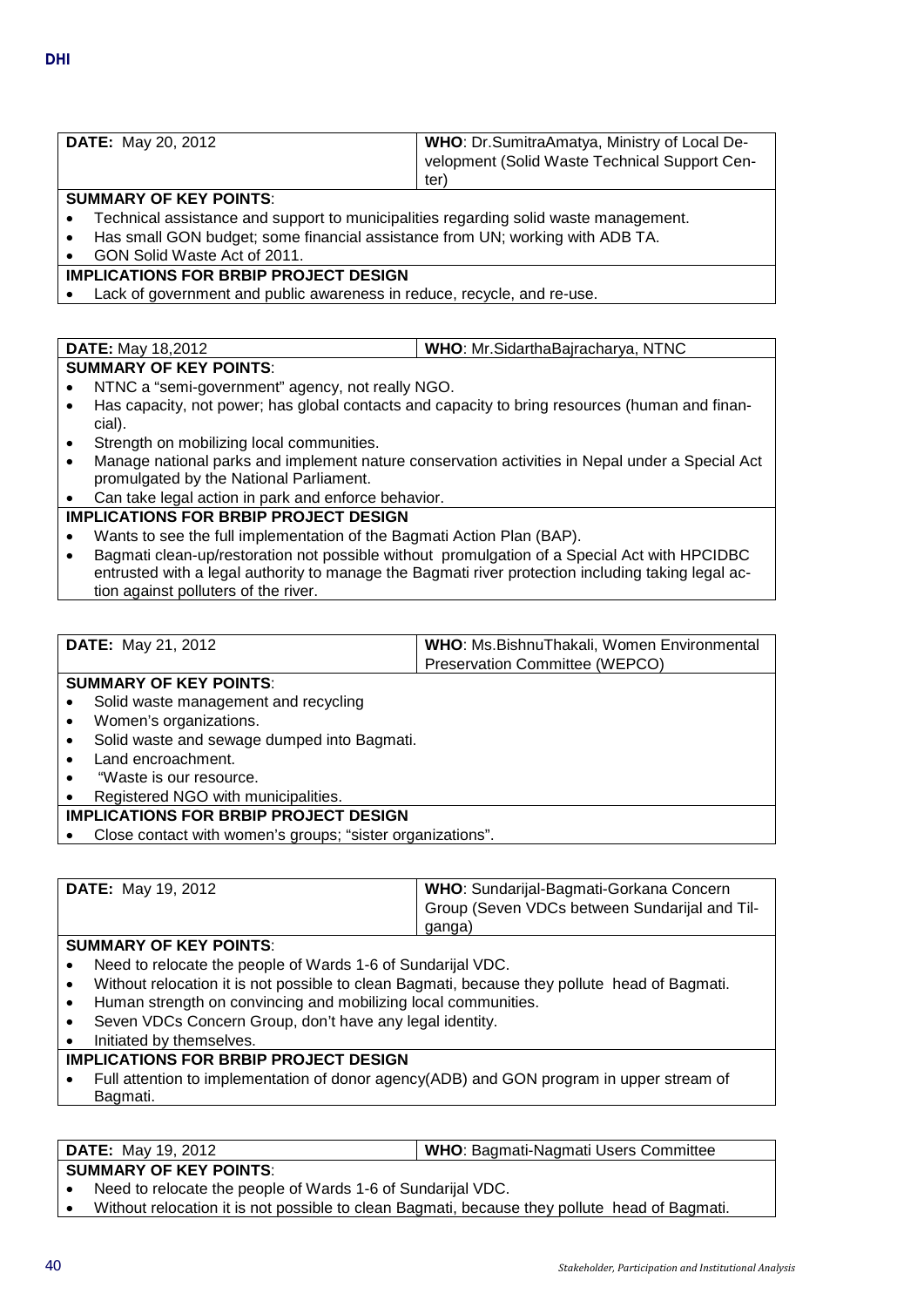| **DATE:** May 20, 2012 | **WHO**: Dr.SumitraAmatya, Ministry of Local Development (Solid Waste Technical Support Center) |
|---|---|

**SUMMARY OF KEY POINTS**:

- Technical assistance and support to municipalities regarding solid waste management.
- Has small GON budget; some financial assistance from UN; working with ADB TA.
- GON Solid Waste Act of 2011.

**IMPLICATIONS FOR BRBIP PROJECT DESIGN**

- Lack of government and public awareness in reduce, recycle, and re-use.

| **DATE:** May 18,2012 | **WHO**: Mr.SidarthaBajracharya, NTNC |
|---|---|

**SUMMARY OF KEY POINTS**:

- NTNC a "semi-government" agency, not really NGO.
- Has capacity, not power; has global contacts and capacity to bring resources (human and financial).
- Strength on mobilizing local communities.
- Manage national parks and implement nature conservation activities in Nepal under a Special Act promulgated by the National Parliament.
- Can take legal action in park and enforce behavior.

**IMPLICATIONS FOR BRBIP PROJECT DESIGN**

- Wants to see the full implementation of the Bagmati Action Plan (BAP).
- Bagmati clean-up/restoration not possible without promulgation of a Special Act with HPCIDBC entrusted with a legal authority to manage the Bagmati river protection including taking legal action against polluters of the river.

| **DATE:** May 21, 2012 | **WHO**: Ms.BishnuThakali, Women Environmental Preservation Committee (WEPCO) |
|---|---|

**SUMMARY OF KEY POINTS**:

- Solid waste management and recycling
- Women's organizations.
- Solid waste and sewage dumped into Bagmati.
- Land encroachment.
- "Waste is our resource.
- Registered NGO with municipalities.

**IMPLICATIONS FOR BRBIP PROJECT DESIGN**

- Close contact with women's groups; "sister organizations".

| **DATE:** May 19, 2012 | **WHO**: Sundarijal-Bagmati-Gorkana Concern Group (Seven VDCs between Sundarijal and Tilganga) |
|---|---|

**SUMMARY OF KEY POINTS**:

- Need to relocate the people of Wards 1-6 of Sundarijal VDC.
- Without relocation it is not possible to clean Bagmati, because they pollute head of Bagmati.
- Human strength on convincing and mobilizing local communities.
- Seven VDCs Concern Group, don't have any legal identity.
- Initiated by themselves.

**IMPLICATIONS FOR BRBIP PROJECT DESIGN**

- Full attention to implementation of donor agency(ADB) and GON program in upper stream of Bagmati.

| **DATE:** May 19, 2012 | **WHO**: Bagmati-Nagmati Users Committee |
|---|---|

**SUMMARY OF KEY POINTS**:

- Need to relocate the people of Wards 1-6 of Sundarijal VDC.
- Without relocation it is not possible to clean Bagmati, because they pollute head of Bagmati.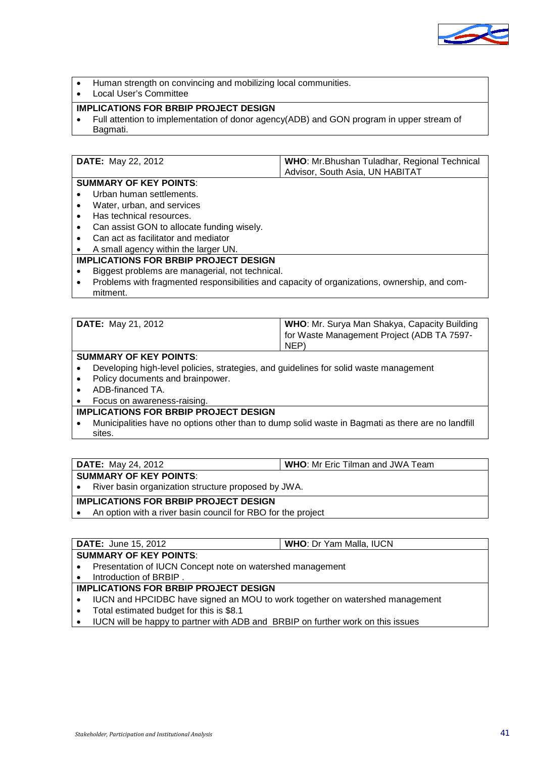- Human strength on convincing and mobilizing local communities.
- Local User's Committee

**IMPLICATIONS FOR BRBIP PROJECT DESIGN**

- Full attention to implementation of donor agency(ADB) and GON program in upper stream of Bagmati.

| **DATE:** May 22, 2012 | **WHO**: Mr.Bhushan Tuladhar, Regional Technical Advisor, South Asia, UN HABITAT |
|---|---|

**SUMMARY OF KEY POINTS**:

- Urban human settlements.
- Water, urban, and services
- Has technical resources.
- Can assist GON to allocate funding wisely.
- Can act as facilitator and mediator
- A small agency within the larger UN.

**IMPLICATIONS FOR BRBIP PROJECT DESIGN**

- Biggest problems are managerial, not technical.
- Problems with fragmented responsibilities and capacity of organizations, ownership, and commitment.

| **DATE:** May 21, 2012 | **WHO**: Mr. Surya Man Shakya, Capacity Building for Waste Management Project (ADB TA 7597-NEP) |
|---|---|

**SUMMARY OF KEY POINTS**:

- Developing high-level policies, strategies, and guidelines for solid waste management
- Policy documents and brainpower.
- ADB-financed TA.
- Focus on awareness-raising.

**IMPLICATIONS FOR BRBIP PROJECT DESIGN**

- Municipalities have no options other than to dump solid waste in Bagmati as there are no landfill sites.

| **DATE:** May 24, 2012 | **WHO**: Mr Eric Tilman and JWA Team |
|---|---|

**SUMMARY OF KEY POINTS**:

- River basin organization structure proposed by JWA.

**IMPLICATIONS FOR BRBIP PROJECT DESIGN**

- An option with a river basin council for RBO for the project

| **DATE:** June 15, 2012 | **WHO**: Dr Yam Malla, IUCN |
|---|---|

**SUMMARY OF KEY POINTS**:

- Presentation of IUCN Concept note on watershed management
- Introduction of BRBIP .

**IMPLICATIONS FOR BRBIP PROJECT DESIGN**

- IUCN and HPCIDBC have signed an MOU to work together on watershed management
- Total estimated budget for this is $8.1
- IUCN will be happy to partner with ADB and BRBIP on further work on this issues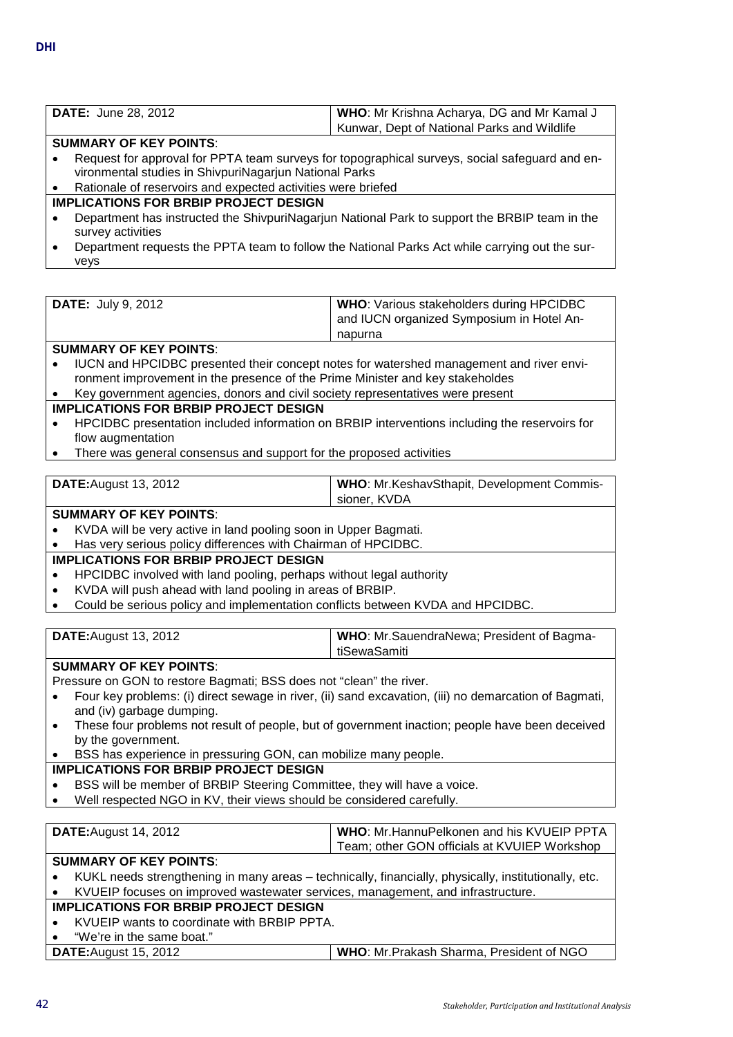| **DATE:** June 28, 2012 | **WHO**: Mr Krishna Acharya, DG and Mr Kamal J Kunwar, Dept of National Parks and Wildlife |
|---|---|

**SUMMARY OF KEY POINTS**:

- Request for approval for PPTA team surveys for topographical surveys, social safeguard and environmental studies in ShivpuriNagarjun National Parks
- Rationale of reservoirs and expected activities were briefed

**IMPLICATIONS FOR BRBIP PROJECT DESIGN**

- Department has instructed the ShivpuriNagarjun National Park to support the BRBIP team in the survey activities
- Department requests the PPTA team to follow the National Parks Act while carrying out the surveys

| **DATE:** July 9, 2012 | **WHO**: Various stakeholders during HPCIDBC and IUCN organized Symposium in Hotel Annapurna |
|---|---|

**SUMMARY OF KEY POINTS**:

- IUCN and HPCIDBC presented their concept notes for watershed management and river environment improvement in the presence of the Prime Minister and key stakeholdes
- Key government agencies, donors and civil society representatives were present

**IMPLICATIONS FOR BRBIP PROJECT DESIGN**

- HPCIDBC presentation included information on BRBIP interventions including the reservoirs for flow augmentation
- There was general consensus and support for the proposed activities

| **DATE:**August 13, 2012 | **WHO**: Mr.KeshavSthapit, Development Commissioner, KVDA |
|---|---|

**SUMMARY OF KEY POINTS**:

- KVDA will be very active in land pooling soon in Upper Bagmati.
- Has very serious policy differences with Chairman of HPCIDBC.

**IMPLICATIONS FOR BRBIP PROJECT DESIGN**

- HPCIDBC involved with land pooling, perhaps without legal authority
- KVDA will push ahead with land pooling in areas of BRBIP.
- Could be serious policy and implementation conflicts between KVDA and HPCIDBC.

| **DATE:**August 13, 2012 | **WHO**: Mr.SauendraNewa; President of BagmatiSewaSamiti |
|---|---|

**SUMMARY OF KEY POINTS**:

Pressure on GON to restore Bagmati; BSS does not "clean" the river.

- Four key problems: (i) direct sewage in river, (ii) sand excavation, (iii) no demarcation of Bagmati, and (iv) garbage dumping.
- These four problems not result of people, but of government inaction; people have been deceived by the government.
- BSS has experience in pressuring GON, can mobilize many people.

**IMPLICATIONS FOR BRBIP PROJECT DESIGN**

- BSS will be member of BRBIP Steering Committee, they will have a voice.
- Well respected NGO in KV, their views should be considered carefully.

| **DATE:**August 14, 2012 | **WHO**: Mr.HannuPelkonen and his KVUEIP PPTA Team; other GON officials at KVUEIP Workshop |
|---|---|

**SUMMARY OF KEY POINTS**:

- KUKL needs strengthening in many areas – technically, financially, physically, institutionally, etc.
- KVUEIP focuses on improved wastewater services, management, and infrastructure.

**IMPLICATIONS FOR BRBIP PROJECT DESIGN**

- KVUEIP wants to coordinate with BRBIP PPTA.
- "We're in the same boat."

| **DATE:**August 15, 2012 | **WHO**: Mr.Prakash Sharma, President of NGO |
|---|---|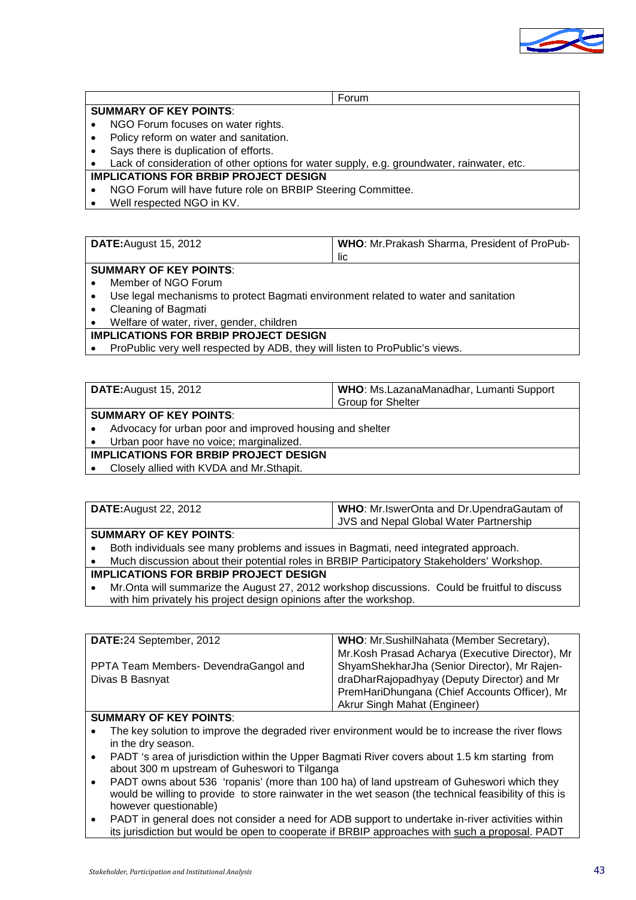| | Forum |
|---|---|

**SUMMARY OF KEY POINTS**:

- NGO Forum focuses on water rights.
- Policy reform on water and sanitation.
- Says there is duplication of efforts.
- Lack of consideration of other options for water supply, e.g. groundwater, rainwater, etc.

**IMPLICATIONS FOR BRBIP PROJECT DESIGN**

- NGO Forum will have future role on BRBIP Steering Committee.
- Well respected NGO in KV.

| **DATE:**August 15, 2012 | **WHO**: Mr.Prakash Sharma, President of ProPublic |
|---|---|

**SUMMARY OF KEY POINTS**:

- Member of NGO Forum
- Use legal mechanisms to protect Bagmati environment related to water and sanitation
- Cleaning of Bagmati
- Welfare of water, river, gender, children

**IMPLICATIONS FOR BRBIP PROJECT DESIGN**

- ProPublic very well respected by ADB, they will listen to ProPublic's views.

| **DATE:**August 15, 2012 | **WHO**: Ms.LazanaManadhar, Lumanti Support Group for Shelter |
|---|---|

**SUMMARY OF KEY POINTS**:

- Advocacy for urban poor and improved housing and shelter
- Urban poor have no voice; marginalized.

**IMPLICATIONS FOR BRBIP PROJECT DESIGN**

- Closely allied with KVDA and Mr.Sthapit.

| **DATE:**August 22, 2012 | **WHO**: Mr.IswerOnta and Dr.UpendraGautam of JVS and Nepal Global Water Partnership |
|---|---|

**SUMMARY OF KEY POINTS**:

- Both individuals see many problems and issues in Bagmati, need integrated approach.
- Much discussion about their potential roles in BRBIP Participatory Stakeholders' Workshop.

**IMPLICATIONS FOR BRBIP PROJECT DESIGN**

- Mr.Onta will summarize the August 27, 2012 workshop discussions. Could be fruitful to discuss with him privately his project design opinions after the workshop.

| **DATE:**24 September, 2012<br><br>PPTA Team Members- DevendraGangol and Divas B Basnyat | **WHO**: Mr.SushilNahata (Member Secretary), Mr.Kosh Prasad Acharya (Executive Director), Mr ShyamShekharJha (Senior Director), Mr RajendraDharRajopadhyay (Deputy Director) and Mr PremHariDhungana (Chief Accounts Officer), Mr Akrur Singh Mahat (Engineer) |
|---|---|

**SUMMARY OF KEY POINTS**:

- The key solution to improve the degraded river environment would be to increase the river flows in the dry season.
- PADT 's area of jurisdiction within the Upper Bagmati River covers about 1.5 km starting from about 300 m upstream of Guheswori to Tilganga
- PADT owns about 536 'ropanis' (more than 100 ha) of land upstream of Guheswori which they would be willing to provide to store rainwater in the wet season (the technical feasibility of this is however questionable)
- PADT in general does not consider a need for ADB support to undertake in-river activities within its jurisdiction but would be open to cooperate if BRBIP approaches with such a proposal. PADT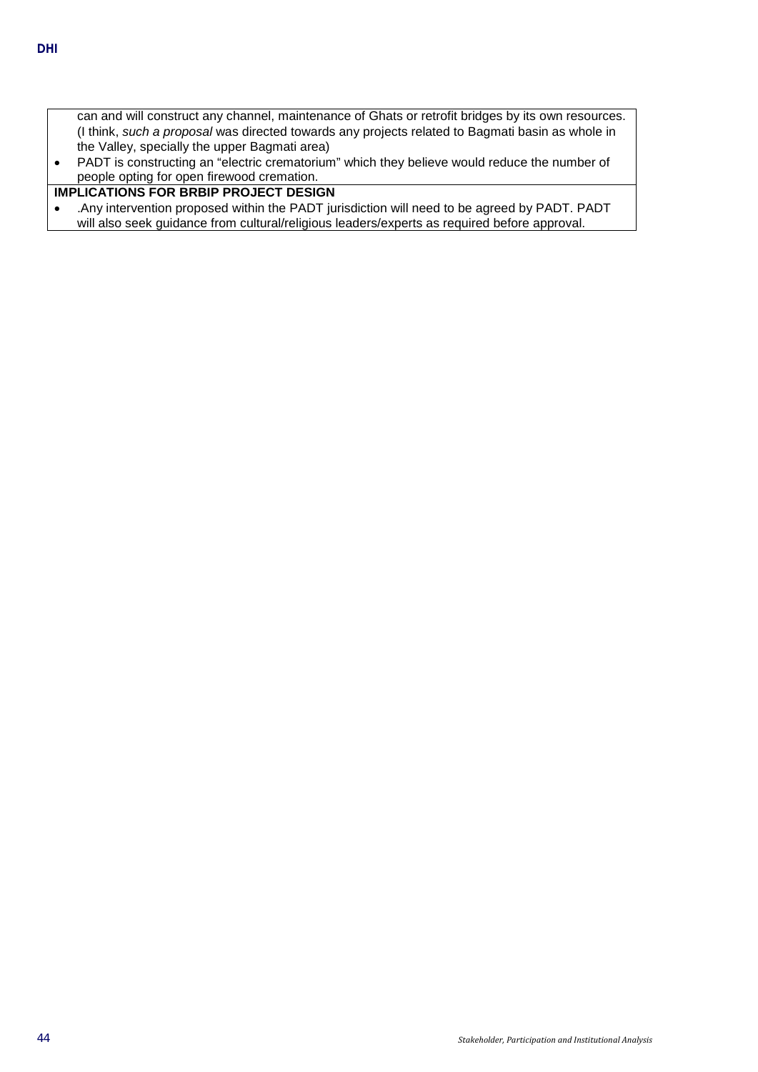can and will construct any channel, maintenance of Ghats or retrofit bridges by its own resources. (I think, *such a proposal* was directed towards any projects related to Bagmati basin as whole in the Valley, specially the upper Bagmati area)

- PADT is constructing an "electric crematorium" which they believe would reduce the number of people opting for open firewood cremation.

**IMPLICATIONS FOR BRBIP PROJECT DESIGN**

- .Any intervention proposed within the PADT jurisdiction will need to be agreed by PADT. PADT will also seek guidance from cultural/religious leaders/experts as required before approval.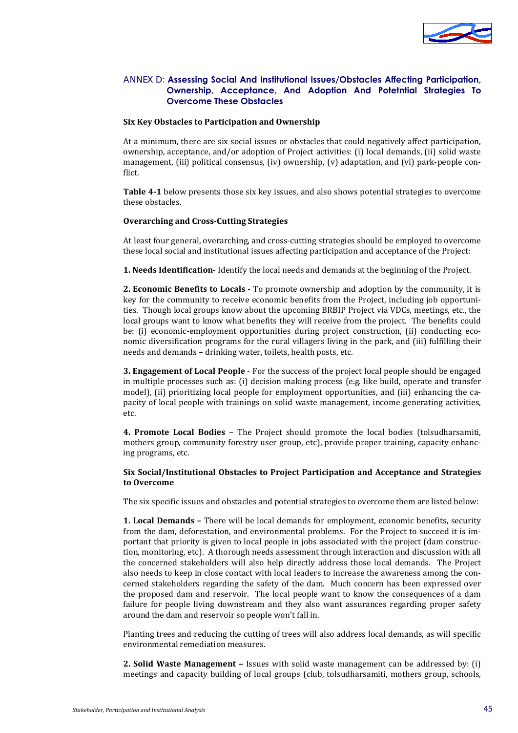## ANNEX D: Assessing Social And Institutional Issues/Obstacles Affecting Participation, Ownership, Acceptance, And Adoption And Potetntial Strategies To Overcome These Obstacles

**Six Key Obstacles to Participation and Ownership**

At a minimum, there are six social issues or obstacles that could negatively affect participation, ownership, acceptance, and/or adoption of Project activities: (i) local demands, (ii) solid waste management, (iii) political consensus, (iv) ownership, (v) adaptation, and (vi) park-people conflict.

**Table 4-1** below presents those six key issues, and also shows potential strategies to overcome these obstacles.

**Overarching and Cross-Cutting Strategies**

At least four general, overarching, and cross-cutting strategies should be employed to overcome these local social and institutional issues affecting participation and acceptance of the Project:

**1. Needs Identification**- Identify the local needs and demands at the beginning of the Project.

**2. Economic Benefits to Locals** - To promote ownership and adoption by the community, it is key for the community to receive economic benefits from the Project, including job opportunities. Though local groups know about the upcoming BRBIP Project via VDCs, meetings, etc., the local groups want to know what benefits they will receive from the project. The benefits could be: (i) economic-employment opportunities during project construction, (ii) conducting economic diversification programs for the rural villagers living in the park, and (iii) fulfilling their needs and demands – drinking water, toilets, health posts, etc.

**3. Engagement of Local People** - For the success of the project local people should be engaged in multiple processes such as: (i) decision making process (e.g. like build, operate and transfer model), (ii) prioritizing local people for employment opportunities, and (iii) enhancing the capacity of local people with trainings on solid waste management, income generating activities, etc.

**4. Promote Local Bodies** – The Project should promote the local bodies (tolsudharsamiti, mothers group, community forestry user group, etc), provide proper training, capacity enhancing programs, etc.

**Six Social/Institutional Obstacles to Project Participation and Acceptance and Strategies to Overcome**

The six specific issues and obstacles and potential strategies to overcome them are listed below:

**1. Local Demands –** There will be local demands for employment, economic benefits, security from the dam, deforestation, and environmental problems. For the Project to succeed it is important that priority is given to local people in jobs associated with the project (dam construction, monitoring, etc). A thorough needs assessment through interaction and discussion with all the concerned stakeholders will also help directly address those local demands. The Project also needs to keep in close contact with local leaders to increase the awareness among the concerned stakeholders regarding the safety of the dam. Much concern has been expressed over the proposed dam and reservoir. The local people want to know the consequences of a dam failure for people living downstream and they also want assurances regarding proper safety around the dam and reservoir so people won't fall in.

Planting trees and reducing the cutting of trees will also address local demands, as will specific environmental remediation measures.

**2. Solid Waste Management –** Issues with solid waste management can be addressed by: (i) meetings and capacity building of local groups (club, tolsudharsamiti, mothers group, schools,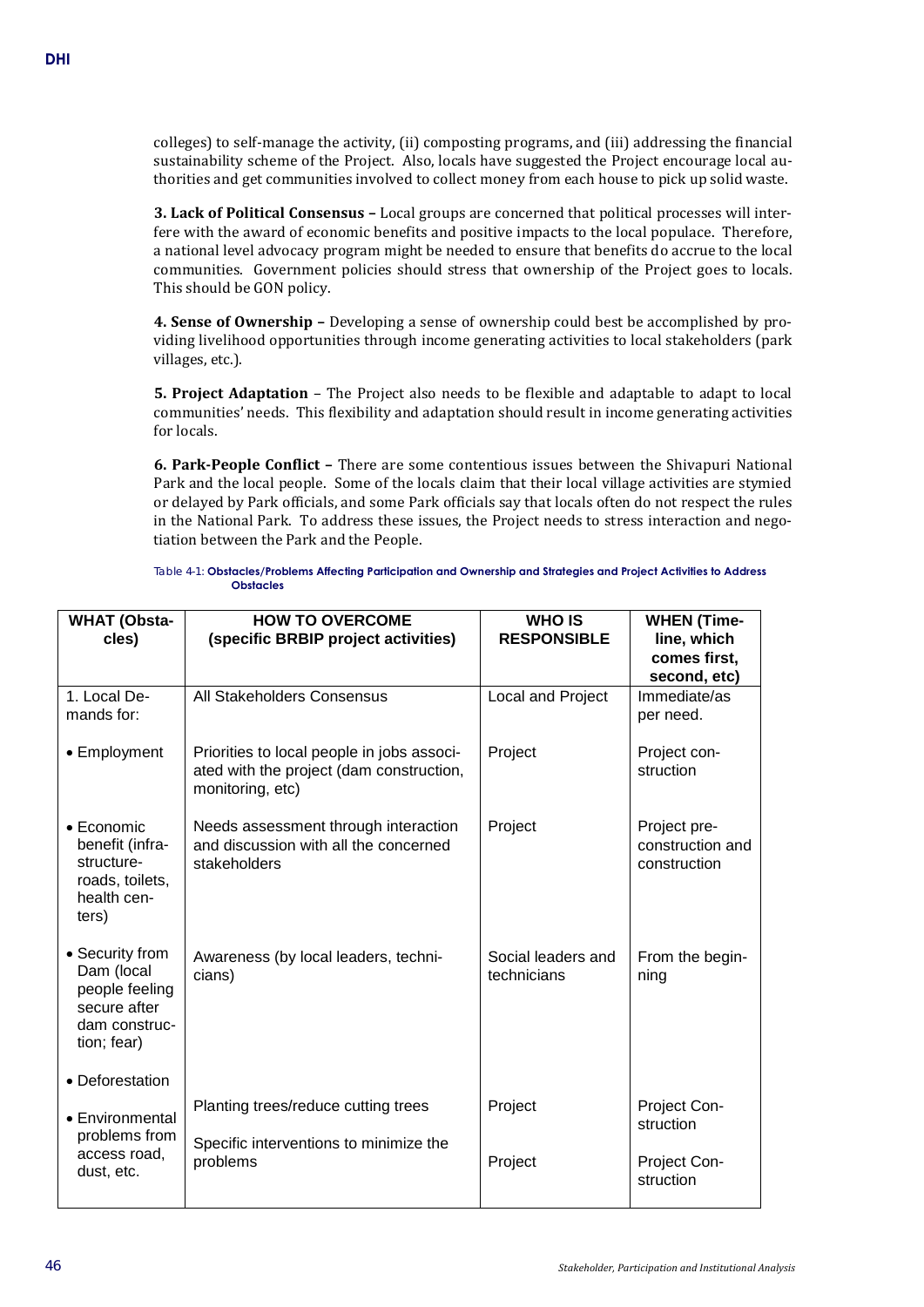colleges) to self-manage the activity, (ii) composting programs, and (iii) addressing the financial sustainability scheme of the Project. Also, locals have suggested the Project encourage local authorities and get communities involved to collect money from each house to pick up solid waste.

**3. Lack of Political Consensus –** Local groups are concerned that political processes will interfere with the award of economic benefits and positive impacts to the local populace. Therefore, a national level advocacy program might be needed to ensure that benefits do accrue to the local communities. Government policies should stress that ownership of the Project goes to locals. This should be GON policy.

**4. Sense of Ownership –** Developing a sense of ownership could best be accomplished by providing livelihood opportunities through income generating activities to local stakeholders (park villages, etc.).

**5. Project Adaptation** – The Project also needs to be flexible and adaptable to adapt to local communities' needs. This flexibility and adaptation should result in income generating activities for locals.

**6. Park-People Conflict –** There are some contentious issues between the Shivapuri National Park and the local people. Some of the locals claim that their local village activities are stymied or delayed by Park officials, and some Park officials say that locals often do not respect the rules in the National Park. To address these issues, the Project needs to stress interaction and negotiation between the Park and the People.

Table 4-1: **Obstacles/Problems Affecting Participation and Ownership and Strategies and Project Activities to Address Obstacles**

| WHAT (Obstacles) | HOW TO OVERCOME (specific BRBIP project activities) | WHO IS RESPONSIBLE | WHEN (Timeline, which comes first, second, etc) |
|---|---|---|---|
| 1. Local Demands for: | All Stakeholders Consensus | Local and Project | Immediate/as per need. |
| • Employment | Priorities to local people in jobs associated with the project (dam construction, monitoring, etc) | Project | Project construction |
| • Economic benefit (infrastructure-roads, toilets, health centers) | Needs assessment through interaction and discussion with all the concerned stakeholders | Project | Project pre-construction and construction |
| • Security from Dam (local people feeling secure after dam construction; fear) | Awareness (by local leaders, technicians) | Social leaders and technicians | From the beginning |
| • Deforestation | Planting trees/reduce cutting trees | Project | Project Construction |
| • Environmental problems from access road, dust, etc. | Specific interventions to minimize the problems | Project | Project Construction |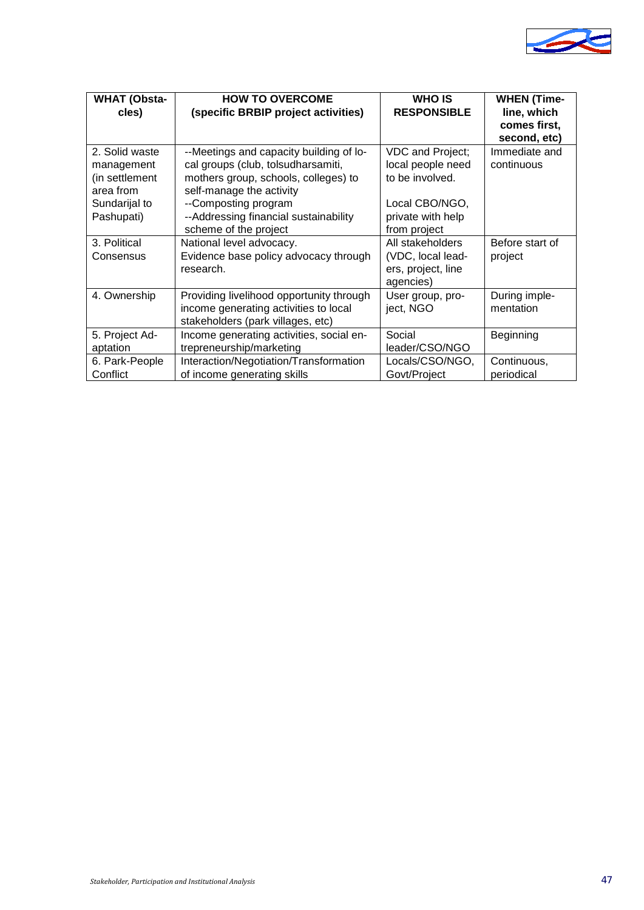| WHAT (Obstacles) | HOW TO OVERCOME (specific BRBIP project activities) | WHO IS RESPONSIBLE | WHEN (Timeline, which comes first, second, etc) |
|---|---|---|---|
| 2. Solid waste management (in settlement area from Sundarijal to Pashupati) | --Meetings and capacity building of local groups (club, tolsudharsamiti, mothers group, schools, colleges) to self-manage the activity<br>--Composting program<br>--Addressing financial sustainability scheme of the project | VDC and Project; local people need to be involved.<br><br>Local CBO/NGO, private with help from project | Immediate and continuous |
| 3. Political Consensus | National level advocacy.<br>Evidence base policy advocacy through research. | All stakeholders (VDC, local leaders, project, line agencies) | Before start of project |
| 4. Ownership | Providing livelihood opportunity through income generating activities to local stakeholders (park villages, etc) | User group, project, NGO | During implementation |
| 5. Project Adaptation | Income generating activities, social entrepreneurship/marketing | Social leader/CSO/NGO | Beginning |
| 6. Park-People Conflict | Interaction/Negotiation/Transformation of income generating skills | Locals/CSO/NGO, Govt/Project | Continuous, periodical |